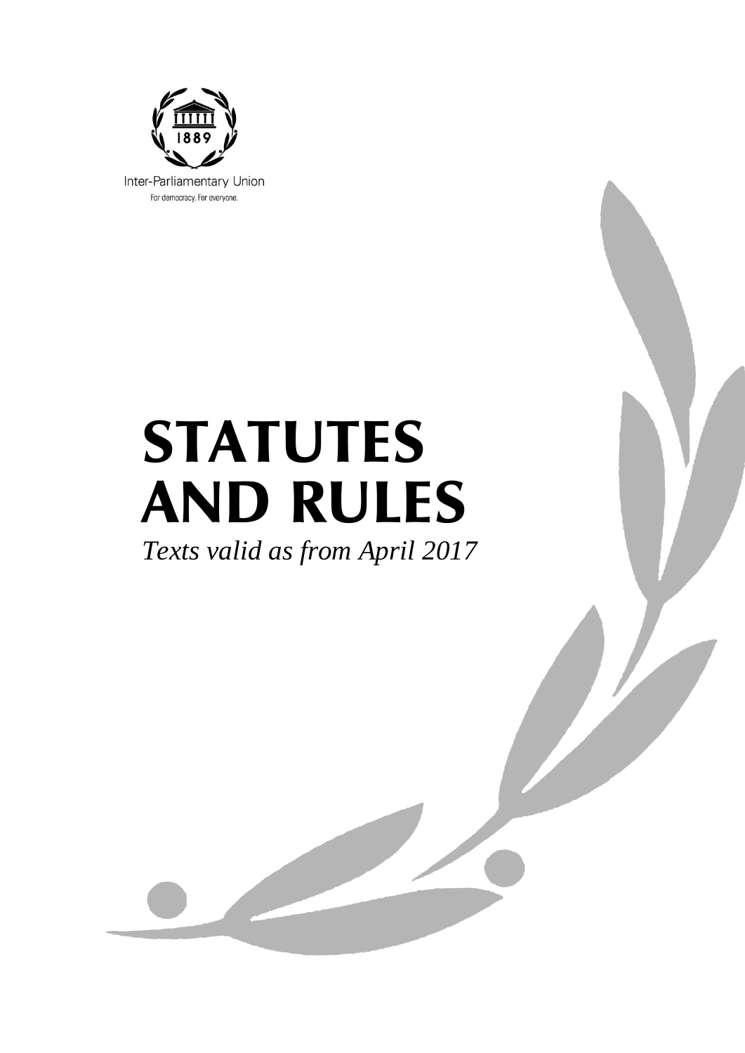Inter-Parliamentary Union

For democracy. For everyone.

# STATUTES AND RULES

*Texts valid as from April 2017*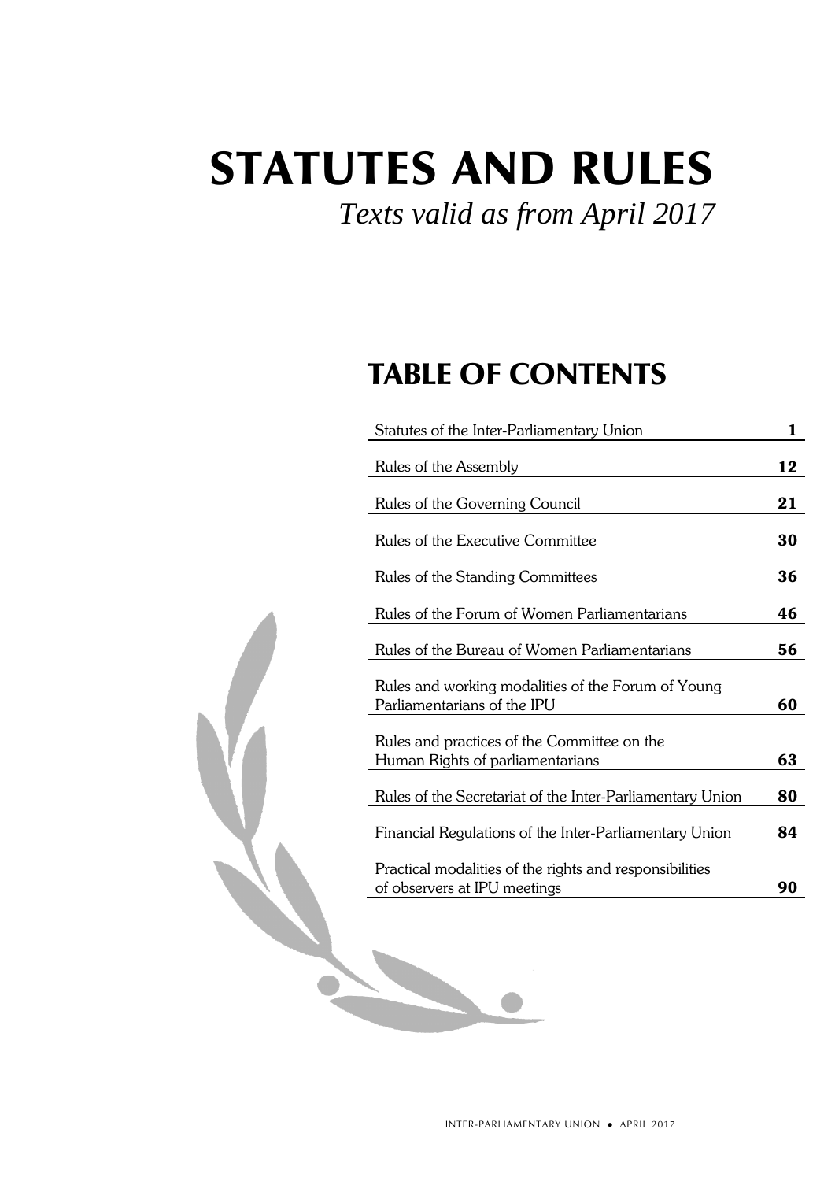# STATUTES AND RULES

*Texts valid as from April 2017*

## TABLE OF CONTENTS

| | |
|---|---|
| Statutes of the Inter-Parliamentary Union | **1** |
| Rules of the Assembly | **12** |
| Rules of the Governing Council | **21** |
| Rules of the Executive Committee | **30** |
| Rules of the Standing Committees | **36** |
| Rules of the Forum of Women Parliamentarians | **46** |
| Rules of the Bureau of Women Parliamentarians | **56** |
| Rules and working modalities of the Forum of Young Parliamentarians of the IPU | **60** |
| Rules and practices of the Committee on the Human Rights of parliamentarians | **63** |
| Rules of the Secretariat of the Inter-Parliamentary Union | **80** |
| Financial Regulations of the Inter-Parliamentary Union | **84** |
| Practical modalities of the rights and responsibilities of observers at IPU meetings | **90** |

INTER-PARLIAMENTARY UNION • APRIL 2017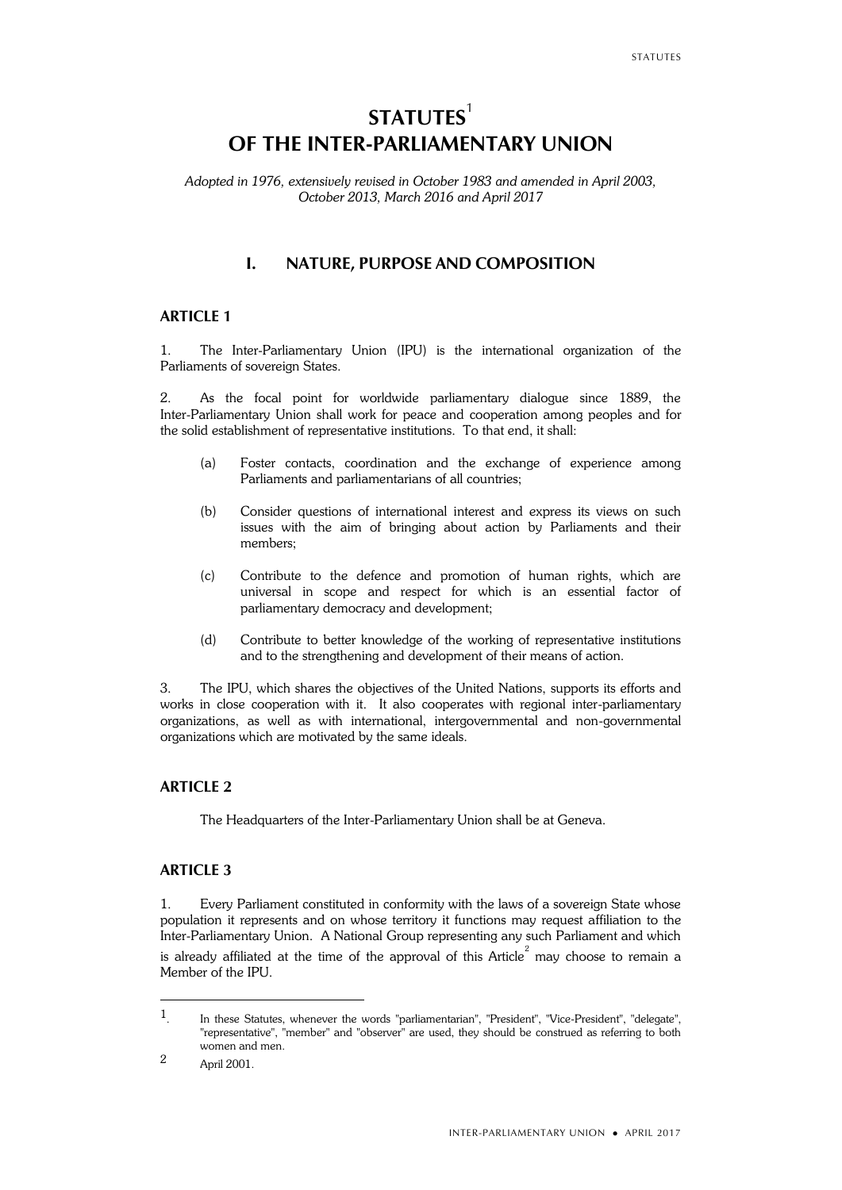# STATUTES[1] OF THE INTER-PARLIAMENTARY UNION

*Adopted in 1976, extensively revised in October 1983 and amended in April 2003, October 2013, March 2016 and April 2017*

## I. NATURE, PURPOSE AND COMPOSITION

### ARTICLE 1

1. The Inter-Parliamentary Union (IPU) is the international organization of the Parliaments of sovereign States.

2. As the focal point for worldwide parliamentary dialogue since 1889, the Inter-Parliamentary Union shall work for peace and cooperation among peoples and for the solid establishment of representative institutions. To that end, it shall:

(a) Foster contacts, coordination and the exchange of experience among Parliaments and parliamentarians of all countries;

(b) Consider questions of international interest and express its views on such issues with the aim of bringing about action by Parliaments and their members;

(c) Contribute to the defence and promotion of human rights, which are universal in scope and respect for which is an essential factor of parliamentary democracy and development;

(d) Contribute to better knowledge of the working of representative institutions and to the strengthening and development of their means of action.

3. The IPU, which shares the objectives of the United Nations, supports its efforts and works in close cooperation with it. It also cooperates with regional inter-parliamentary organizations, as well as with international, intergovernmental and non-governmental organizations which are motivated by the same ideals.

### ARTICLE 2

The Headquarters of the Inter-Parliamentary Union shall be at Geneva.

### ARTICLE 3

1. Every Parliament constituted in conformity with the laws of a sovereign State whose population it represents and on whose territory it functions may request affiliation to the Inter-Parliamentary Union. A National Group representing any such Parliament and which is already affiliated at the time of the approval of this Article[2] may choose to remain a Member of the IPU.

---

[1] In these Statutes, whenever the words "parliamentarian", "President", "Vice-President", "delegate", "representative", "member" and "observer" are used, they should be construed as referring to both women and men.

[2] April 2001.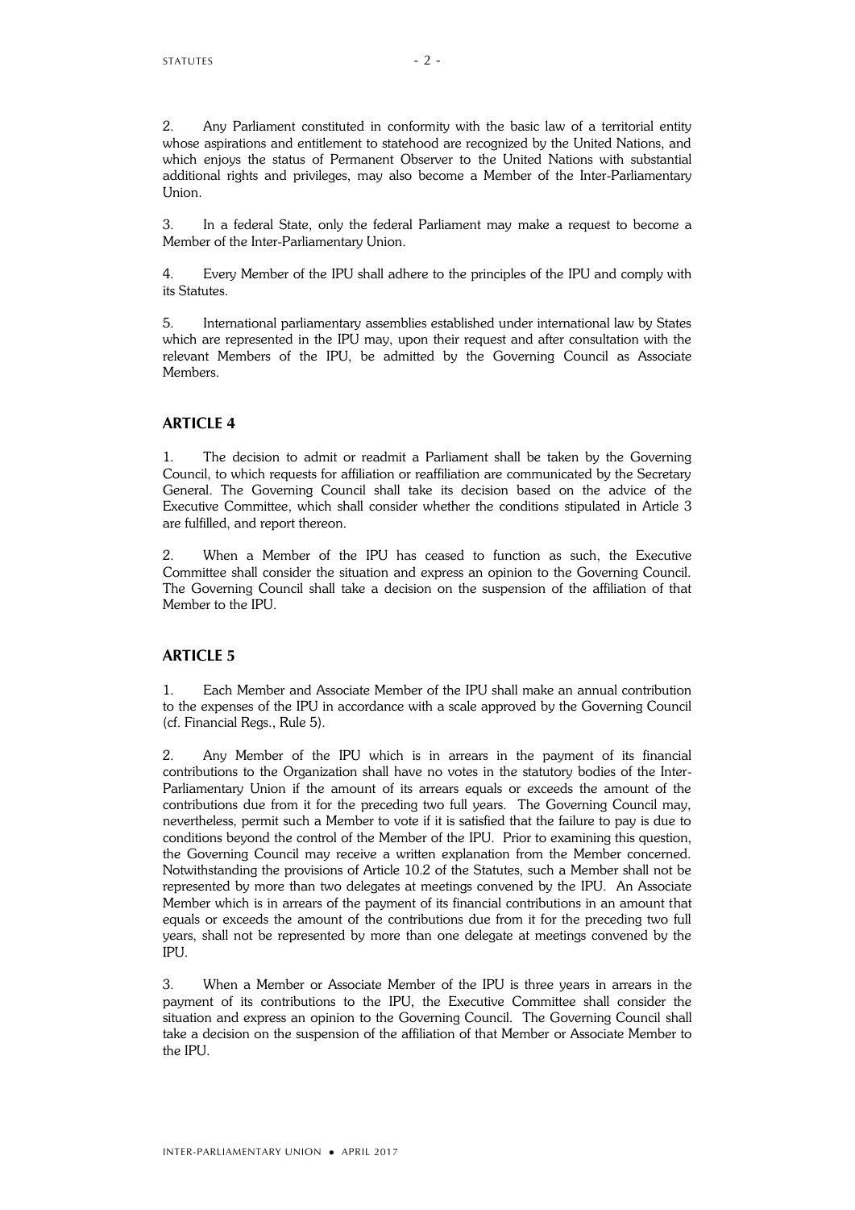2. Any Parliament constituted in conformity with the basic law of a territorial entity whose aspirations and entitlement to statehood are recognized by the United Nations, and which enjoys the status of Permanent Observer to the United Nations with substantial additional rights and privileges, may also become a Member of the Inter-Parliamentary Union.

3. In a federal State, only the federal Parliament may make a request to become a Member of the Inter-Parliamentary Union.

4. Every Member of the IPU shall adhere to the principles of the IPU and comply with its Statutes.

5. International parliamentary assemblies established under international law by States which are represented in the IPU may, upon their request and after consultation with the relevant Members of the IPU, be admitted by the Governing Council as Associate Members.

## ARTICLE 4

1. The decision to admit or readmit a Parliament shall be taken by the Governing Council, to which requests for affiliation or reaffiliation are communicated by the Secretary General. The Governing Council shall take its decision based on the advice of the Executive Committee, which shall consider whether the conditions stipulated in Article 3 are fulfilled, and report thereon.

2. When a Member of the IPU has ceased to function as such, the Executive Committee shall consider the situation and express an opinion to the Governing Council. The Governing Council shall take a decision on the suspension of the affiliation of that Member to the IPU.

## ARTICLE 5

1. Each Member and Associate Member of the IPU shall make an annual contribution to the expenses of the IPU in accordance with a scale approved by the Governing Council (cf. Financial Regs., Rule 5).

2. Any Member of the IPU which is in arrears in the payment of its financial contributions to the Organization shall have no votes in the statutory bodies of the Inter-Parliamentary Union if the amount of its arrears equals or exceeds the amount of the contributions due from it for the preceding two full years. The Governing Council may, nevertheless, permit such a Member to vote if it is satisfied that the failure to pay is due to conditions beyond the control of the Member of the IPU. Prior to examining this question, the Governing Council may receive a written explanation from the Member concerned. Notwithstanding the provisions of Article 10.2 of the Statutes, such a Member shall not be represented by more than two delegates at meetings convened by the IPU. An Associate Member which is in arrears of the payment of its financial contributions in an amount that equals or exceeds the amount of the contributions due from it for the preceding two full years, shall not be represented by more than one delegate at meetings convened by the IPU.

3. When a Member or Associate Member of the IPU is three years in arrears in the payment of its contributions to the IPU, the Executive Committee shall consider the situation and express an opinion to the Governing Council. The Governing Council shall take a decision on the suspension of the affiliation of that Member or Associate Member to the IPU.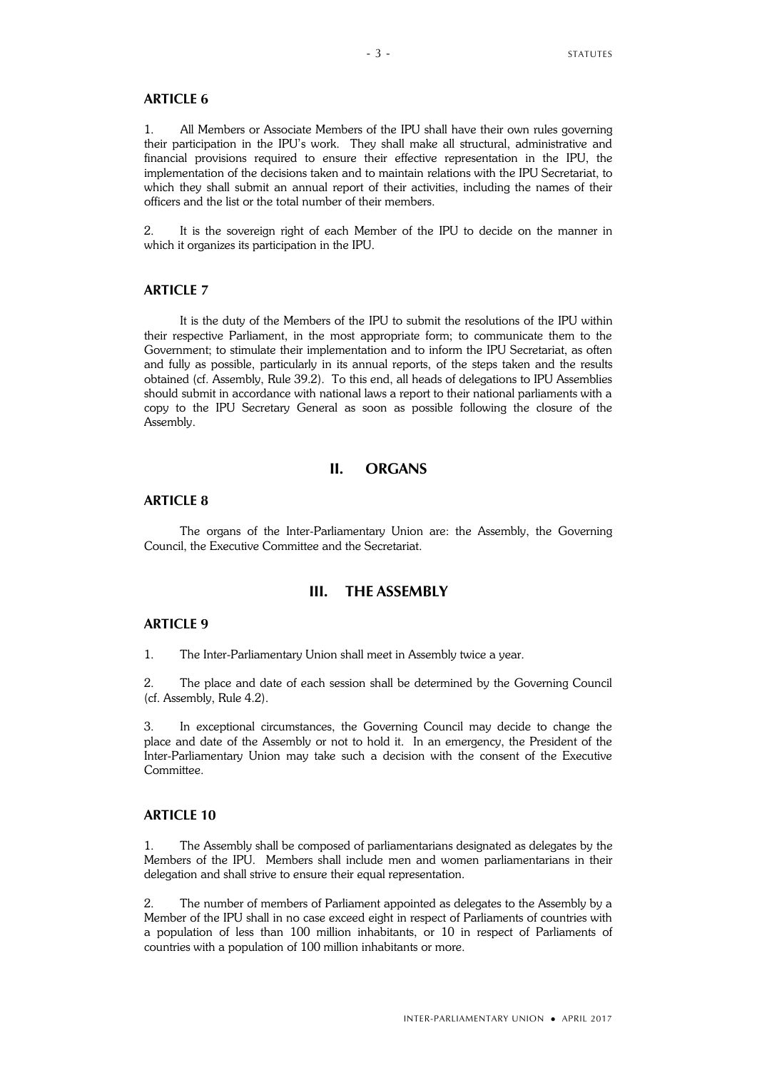### ARTICLE 6

1. All Members or Associate Members of the IPU shall have their own rules governing their participation in the IPU's work. They shall make all structural, administrative and financial provisions required to ensure their effective representation in the IPU, the implementation of the decisions taken and to maintain relations with the IPU Secretariat, to which they shall submit an annual report of their activities, including the names of their officers and the list or the total number of their members.

2. It is the sovereign right of each Member of the IPU to decide on the manner in which it organizes its participation in the IPU.

### ARTICLE 7

It is the duty of the Members of the IPU to submit the resolutions of the IPU within their respective Parliament, in the most appropriate form; to communicate them to the Government; to stimulate their implementation and to inform the IPU Secretariat, as often and fully as possible, particularly in its annual reports, of the steps taken and the results obtained (cf. Assembly, Rule 39.2). To this end, all heads of delegations to IPU Assemblies should submit in accordance with national laws a report to their national parliaments with a copy to the IPU Secretary General as soon as possible following the closure of the Assembly.

## II. ORGANS

### ARTICLE 8

The organs of the Inter-Parliamentary Union are: the Assembly, the Governing Council, the Executive Committee and the Secretariat.

## III. THE ASSEMBLY

### ARTICLE 9

1. The Inter-Parliamentary Union shall meet in Assembly twice a year.

2. The place and date of each session shall be determined by the Governing Council (cf. Assembly, Rule 4.2).

3. In exceptional circumstances, the Governing Council may decide to change the place and date of the Assembly or not to hold it. In an emergency, the President of the Inter-Parliamentary Union may take such a decision with the consent of the Executive Committee.

### ARTICLE 10

1. The Assembly shall be composed of parliamentarians designated as delegates by the Members of the IPU. Members shall include men and women parliamentarians in their delegation and shall strive to ensure their equal representation.

2. The number of members of Parliament appointed as delegates to the Assembly by a Member of the IPU shall in no case exceed eight in respect of Parliaments of countries with a population of less than 100 million inhabitants, or 10 in respect of Parliaments of countries with a population of 100 million inhabitants or more.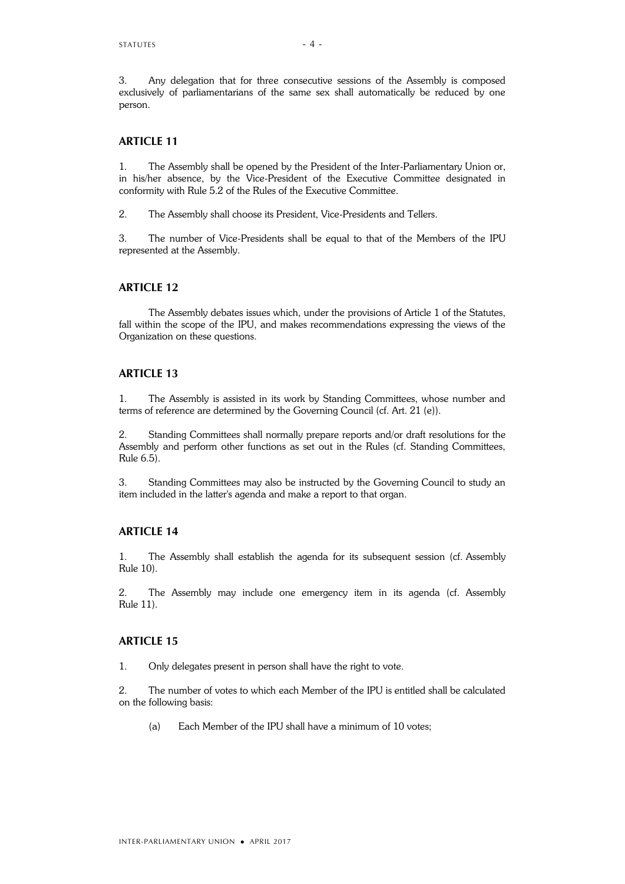3. Any delegation that for three consecutive sessions of the Assembly is composed exclusively of parliamentarians of the same sex shall automatically be reduced by one person.

## ARTICLE 11

1. The Assembly shall be opened by the President of the Inter-Parliamentary Union or, in his/her absence, by the Vice-President of the Executive Committee designated in conformity with Rule 5.2 of the Rules of the Executive Committee.

2. The Assembly shall choose its President, Vice-Presidents and Tellers.

3. The number of Vice-Presidents shall be equal to that of the Members of the IPU represented at the Assembly.

## ARTICLE 12

The Assembly debates issues which, under the provisions of Article 1 of the Statutes, fall within the scope of the IPU, and makes recommendations expressing the views of the Organization on these questions.

## ARTICLE 13

1. The Assembly is assisted in its work by Standing Committees, whose number and terms of reference are determined by the Governing Council (cf. Art. 21 (e)).

2. Standing Committees shall normally prepare reports and/or draft resolutions for the Assembly and perform other functions as set out in the Rules (cf. Standing Committees, Rule 6.5).

3. Standing Committees may also be instructed by the Governing Council to study an item included in the latter's agenda and make a report to that organ.

## ARTICLE 14

1. The Assembly shall establish the agenda for its subsequent session (cf. Assembly Rule 10).

2. The Assembly may include one emergency item in its agenda (cf. Assembly Rule 11).

## ARTICLE 15

1. Only delegates present in person shall have the right to vote.

2. The number of votes to which each Member of the IPU is entitled shall be calculated on the following basis:

   (a) Each Member of the IPU shall have a minimum of 10 votes;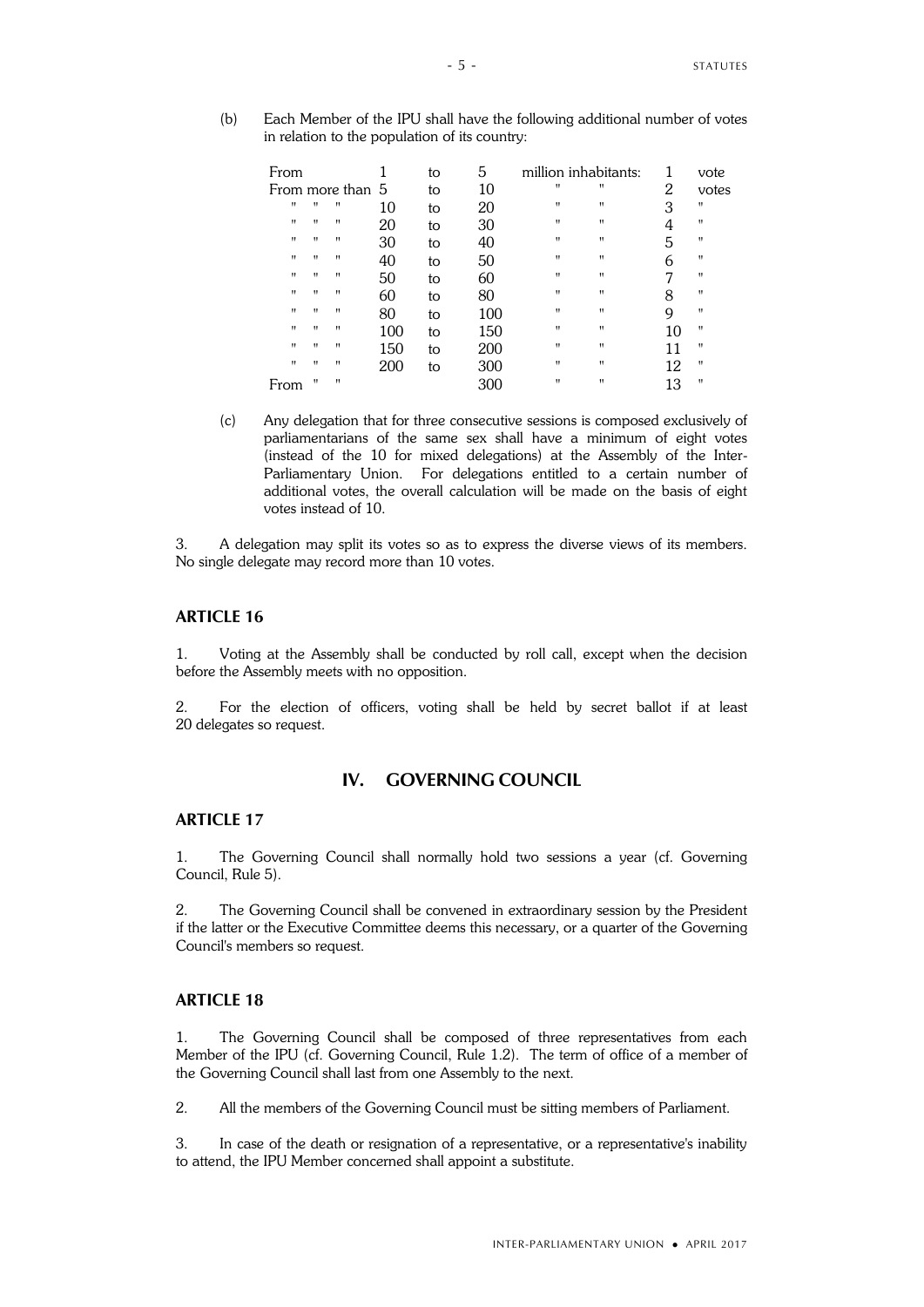(b) Each Member of the IPU shall have the following additional number of votes in relation to the population of its country:

| From | 1 | to | 5 | million inhabitants: | 1 | vote |
|---|---|---|---|---|---|---|
| From more than | 5 | to | 10 | " " | 2 | votes |
| " " " | 10 | to | 20 | " " | 3 | " |
| " " " | 20 | to | 30 | " " | 4 | " |
| " " " | 30 | to | 40 | " " | 5 | " |
| " " " | 40 | to | 50 | " " | 6 | " |
| " " " | 50 | to | 60 | " " | 7 | " |
| " " " | 60 | to | 80 | " " | 8 | " |
| " " " | 80 | to | 100 | " " | 9 | " |
| " " " | 100 | to | 150 | " " | 10 | " |
| " " " | 150 | to | 200 | " " | 11 | " |
| " " " | 200 | to | 300 | " " | 12 | " |
| From " " | | | 300 | " " | 13 | " |

(c) Any delegation that for three consecutive sessions is composed exclusively of parliamentarians of the same sex shall have a minimum of eight votes (instead of the 10 for mixed delegations) at the Assembly of the Inter-Parliamentary Union. For delegations entitled to a certain number of additional votes, the overall calculation will be made on the basis of eight votes instead of 10.

3. A delegation may split its votes so as to express the diverse views of its members. No single delegate may record more than 10 votes.

### ARTICLE 16

1. Voting at the Assembly shall be conducted by roll call, except when the decision before the Assembly meets with no opposition.

2. For the election of officers, voting shall be held by secret ballot if at least 20 delegates so request.

## IV. GOVERNING COUNCIL

### ARTICLE 17

1. The Governing Council shall normally hold two sessions a year (cf. Governing Council, Rule 5).

2. The Governing Council shall be convened in extraordinary session by the President if the latter or the Executive Committee deems this necessary, or a quarter of the Governing Council's members so request.

### ARTICLE 18

1. The Governing Council shall be composed of three representatives from each Member of the IPU (cf. Governing Council, Rule 1.2). The term of office of a member of the Governing Council shall last from one Assembly to the next.

2. All the members of the Governing Council must be sitting members of Parliament.

3. In case of the death or resignation of a representative, or a representative's inability to attend, the IPU Member concerned shall appoint a substitute.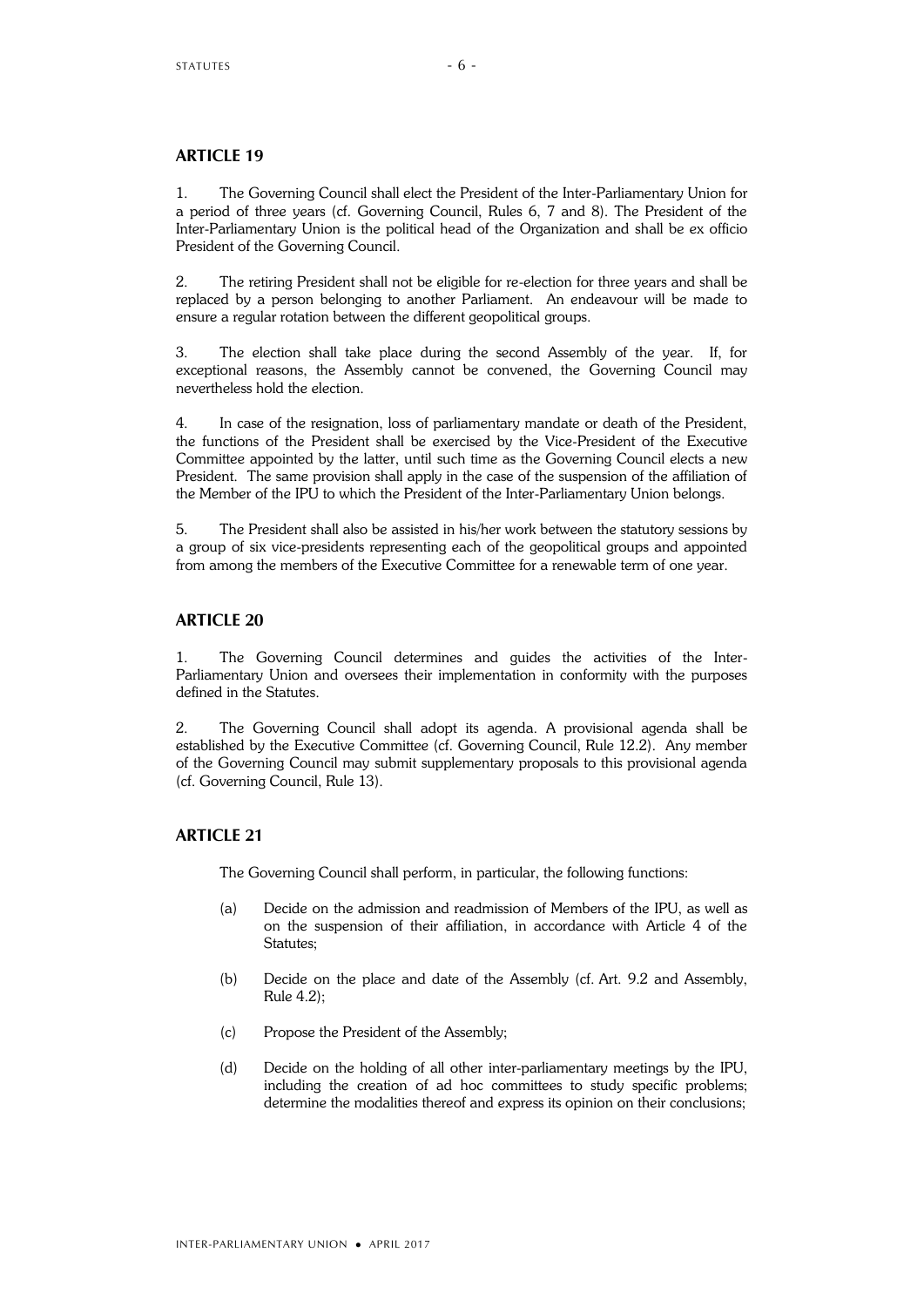## ARTICLE 19

1. The Governing Council shall elect the President of the Inter-Parliamentary Union for a period of three years (cf. Governing Council, Rules 6, 7 and 8). The President of the Inter-Parliamentary Union is the political head of the Organization and shall be ex officio President of the Governing Council.

2. The retiring President shall not be eligible for re-election for three years and shall be replaced by a person belonging to another Parliament. An endeavour will be made to ensure a regular rotation between the different geopolitical groups.

3. The election shall take place during the second Assembly of the year. If, for exceptional reasons, the Assembly cannot be convened, the Governing Council may nevertheless hold the election.

4. In case of the resignation, loss of parliamentary mandate or death of the President, the functions of the President shall be exercised by the Vice-President of the Executive Committee appointed by the latter, until such time as the Governing Council elects a new President. The same provision shall apply in the case of the suspension of the affiliation of the Member of the IPU to which the President of the Inter-Parliamentary Union belongs.

5. The President shall also be assisted in his/her work between the statutory sessions by a group of six vice-presidents representing each of the geopolitical groups and appointed from among the members of the Executive Committee for a renewable term of one year.

## ARTICLE 20

1. The Governing Council determines and guides the activities of the Inter-Parliamentary Union and oversees their implementation in conformity with the purposes defined in the Statutes.

2. The Governing Council shall adopt its agenda. A provisional agenda shall be established by the Executive Committee (cf. Governing Council, Rule 12.2). Any member of the Governing Council may submit supplementary proposals to this provisional agenda (cf. Governing Council, Rule 13).

## ARTICLE 21

The Governing Council shall perform, in particular, the following functions:

(a) Decide on the admission and readmission of Members of the IPU, as well as on the suspension of their affiliation, in accordance with Article 4 of the Statutes;

(b) Decide on the place and date of the Assembly (cf. Art. 9.2 and Assembly, Rule 4.2);

(c) Propose the President of the Assembly;

(d) Decide on the holding of all other inter-parliamentary meetings by the IPU, including the creation of ad hoc committees to study specific problems; determine the modalities thereof and express its opinion on their conclusions;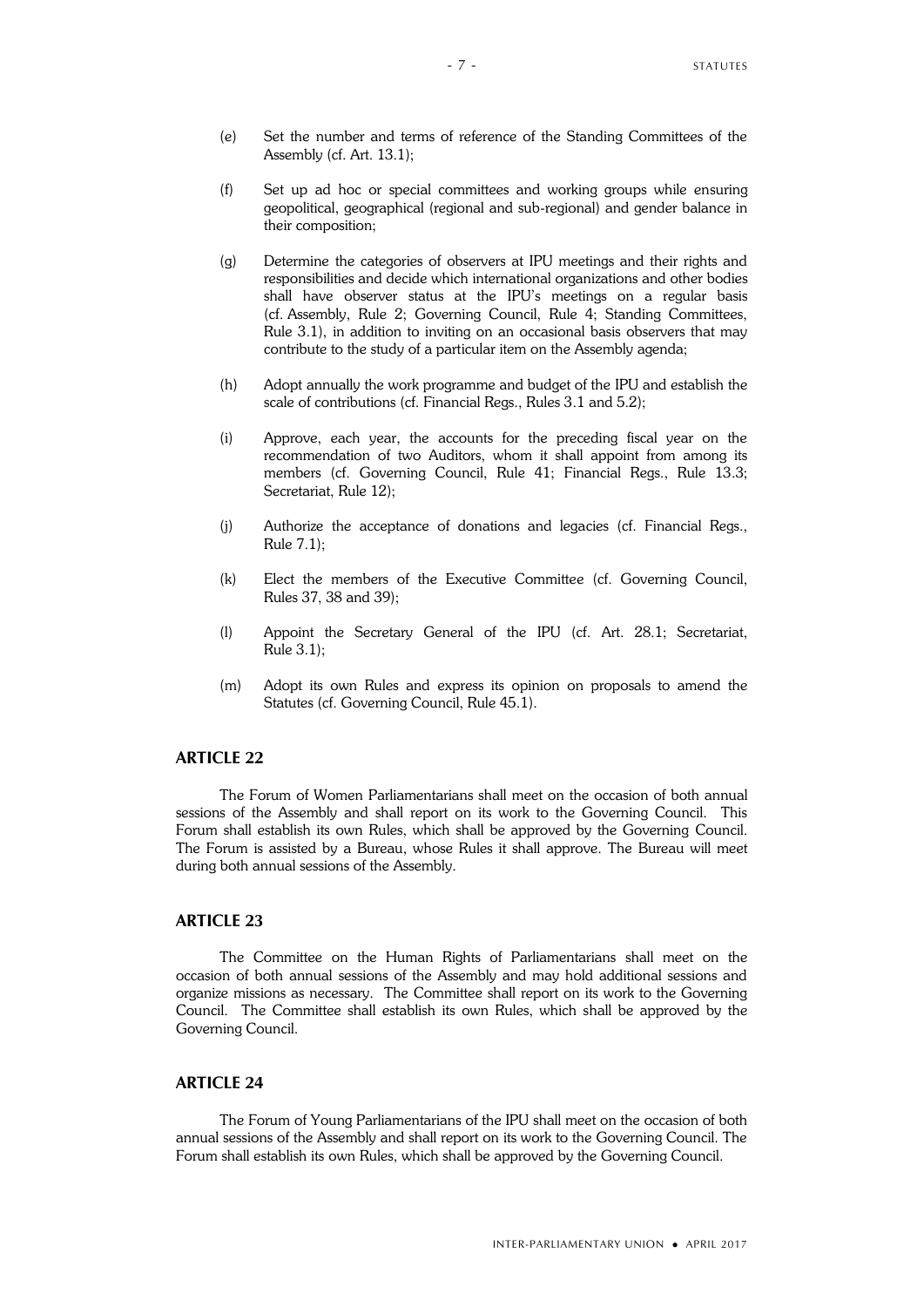(e) Set the number and terms of reference of the Standing Committees of the Assembly (cf. Art. 13.1);

(f) Set up ad hoc or special committees and working groups while ensuring geopolitical, geographical (regional and sub-regional) and gender balance in their composition;

(g) Determine the categories of observers at IPU meetings and their rights and responsibilities and decide which international organizations and other bodies shall have observer status at the IPU's meetings on a regular basis (cf. Assembly, Rule 2; Governing Council, Rule 4; Standing Committees, Rule 3.1), in addition to inviting on an occasional basis observers that may contribute to the study of a particular item on the Assembly agenda;

(h) Adopt annually the work programme and budget of the IPU and establish the scale of contributions (cf. Financial Regs., Rules 3.1 and 5.2);

(i) Approve, each year, the accounts for the preceding fiscal year on the recommendation of two Auditors, whom it shall appoint from among its members (cf. Governing Council, Rule 41; Financial Regs., Rule 13.3; Secretariat, Rule 12);

(j) Authorize the acceptance of donations and legacies (cf. Financial Regs., Rule 7.1);

(k) Elect the members of the Executive Committee (cf. Governing Council, Rules 37, 38 and 39);

(l) Appoint the Secretary General of the IPU (cf. Art. 28.1; Secretariat, Rule 3.1);

(m) Adopt its own Rules and express its opinion on proposals to amend the Statutes (cf. Governing Council, Rule 45.1).

## ARTICLE 22

The Forum of Women Parliamentarians shall meet on the occasion of both annual sessions of the Assembly and shall report on its work to the Governing Council. This Forum shall establish its own Rules, which shall be approved by the Governing Council. The Forum is assisted by a Bureau, whose Rules it shall approve. The Bureau will meet during both annual sessions of the Assembly.

## ARTICLE 23

The Committee on the Human Rights of Parliamentarians shall meet on the occasion of both annual sessions of the Assembly and may hold additional sessions and organize missions as necessary. The Committee shall report on its work to the Governing Council. The Committee shall establish its own Rules, which shall be approved by the Governing Council.

## ARTICLE 24

The Forum of Young Parliamentarians of the IPU shall meet on the occasion of both annual sessions of the Assembly and shall report on its work to the Governing Council. The Forum shall establish its own Rules, which shall be approved by the Governing Council.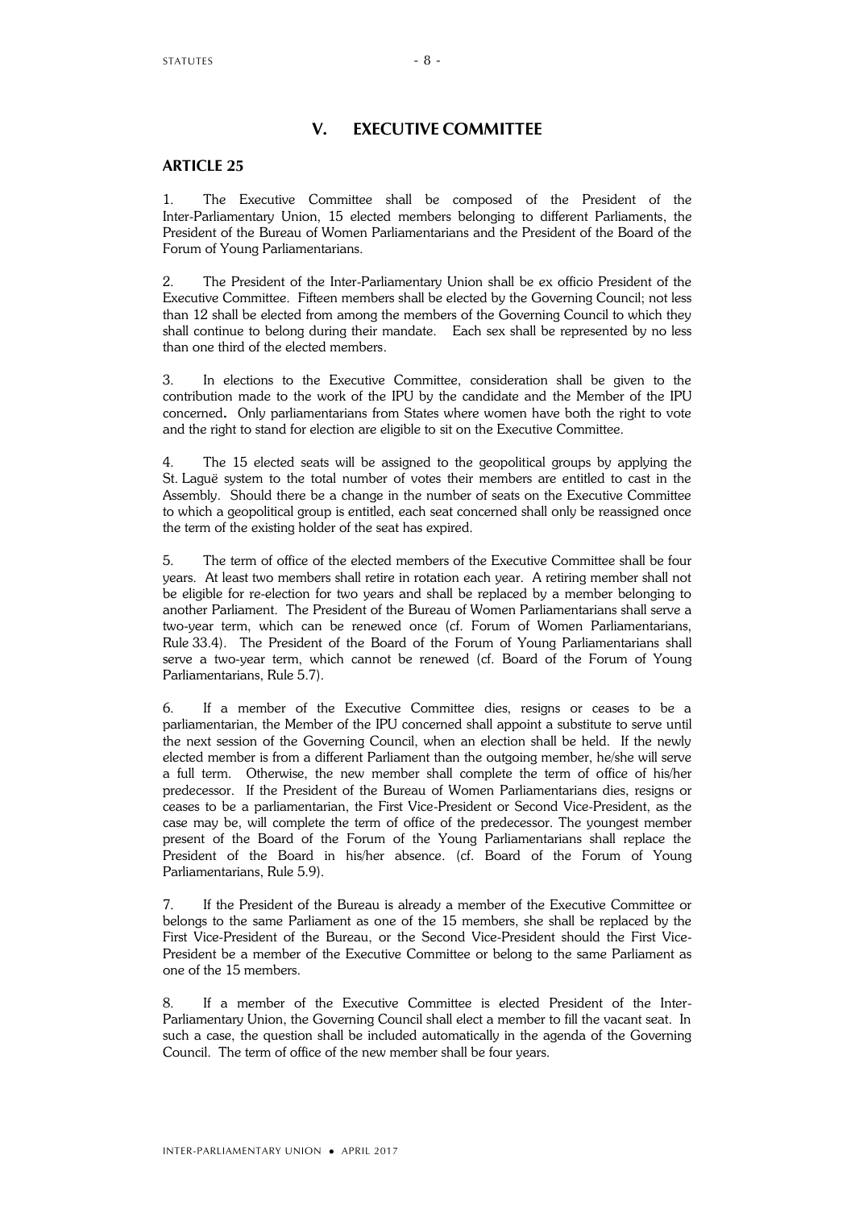## V. EXECUTIVE COMMITTEE

### ARTICLE 25

1. The Executive Committee shall be composed of the President of the Inter-Parliamentary Union, 15 elected members belonging to different Parliaments, the President of the Bureau of Women Parliamentarians and the President of the Board of the Forum of Young Parliamentarians.

2. The President of the Inter-Parliamentary Union shall be ex officio President of the Executive Committee. Fifteen members shall be elected by the Governing Council; not less than 12 shall be elected from among the members of the Governing Council to which they shall continue to belong during their mandate. Each sex shall be represented by no less than one third of the elected members.

3. In elections to the Executive Committee, consideration shall be given to the contribution made to the work of the IPU by the candidate and the Member of the IPU concerned. Only parliamentarians from States where women have both the right to vote and the right to stand for election are eligible to sit on the Executive Committee.

4. The 15 elected seats will be assigned to the geopolitical groups by applying the St. Laguë system to the total number of votes their members are entitled to cast in the Assembly. Should there be a change in the number of seats on the Executive Committee to which a geopolitical group is entitled, each seat concerned shall only be reassigned once the term of the existing holder of the seat has expired.

5. The term of office of the elected members of the Executive Committee shall be four years. At least two members shall retire in rotation each year. A retiring member shall not be eligible for re-election for two years and shall be replaced by a member belonging to another Parliament. The President of the Bureau of Women Parliamentarians shall serve a two-year term, which can be renewed once (cf. Forum of Women Parliamentarians, Rule 33.4). The President of the Board of the Forum of Young Parliamentarians shall serve a two-year term, which cannot be renewed (cf. Board of the Forum of Young Parliamentarians, Rule 5.7).

6. If a member of the Executive Committee dies, resigns or ceases to be a parliamentarian, the Member of the IPU concerned shall appoint a substitute to serve until the next session of the Governing Council, when an election shall be held. If the newly elected member is from a different Parliament than the outgoing member, he/she will serve a full term. Otherwise, the new member shall complete the term of office of his/her predecessor. If the President of the Bureau of Women Parliamentarians dies, resigns or ceases to be a parliamentarian, the First Vice-President or Second Vice-President, as the case may be, will complete the term of office of the predecessor. The youngest member present of the Board of the Forum of the Young Parliamentarians shall replace the President of the Board in his/her absence. (cf. Board of the Forum of Young Parliamentarians, Rule 5.9).

7. If the President of the Bureau is already a member of the Executive Committee or belongs to the same Parliament as one of the 15 members, she shall be replaced by the First Vice-President of the Bureau, or the Second Vice-President should the First Vice-President be a member of the Executive Committee or belong to the same Parliament as one of the 15 members.

8. If a member of the Executive Committee is elected President of the Inter-Parliamentary Union, the Governing Council shall elect a member to fill the vacant seat. In such a case, the question shall be included automatically in the agenda of the Governing Council. The term of office of the new member shall be four years.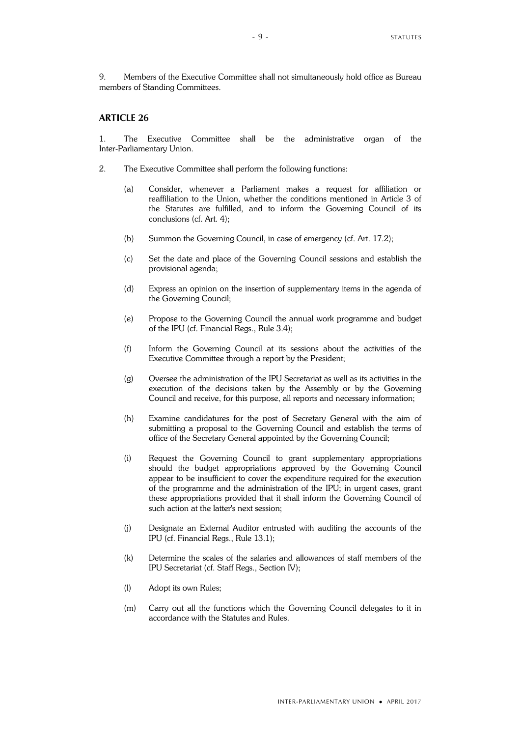9. Members of the Executive Committee shall not simultaneously hold office as Bureau members of Standing Committees.

## ARTICLE 26

1. The Executive Committee shall be the administrative organ of the Inter-Parliamentary Union.

2. The Executive Committee shall perform the following functions:

   (a) Consider, whenever a Parliament makes a request for affiliation or reaffiliation to the Union, whether the conditions mentioned in Article 3 of the Statutes are fulfilled, and to inform the Governing Council of its conclusions (cf. Art. 4);

   (b) Summon the Governing Council, in case of emergency (cf. Art. 17.2);

   (c) Set the date and place of the Governing Council sessions and establish the provisional agenda;

   (d) Express an opinion on the insertion of supplementary items in the agenda of the Governing Council;

   (e) Propose to the Governing Council the annual work programme and budget of the IPU (cf. Financial Regs., Rule 3.4);

   (f) Inform the Governing Council at its sessions about the activities of the Executive Committee through a report by the President;

   (g) Oversee the administration of the IPU Secretariat as well as its activities in the execution of the decisions taken by the Assembly or by the Governing Council and receive, for this purpose, all reports and necessary information;

   (h) Examine candidatures for the post of Secretary General with the aim of submitting a proposal to the Governing Council and establish the terms of office of the Secretary General appointed by the Governing Council;

   (i) Request the Governing Council to grant supplementary appropriations should the budget appropriations approved by the Governing Council appear to be insufficient to cover the expenditure required for the execution of the programme and the administration of the IPU; in urgent cases, grant these appropriations provided that it shall inform the Governing Council of such action at the latter's next session;

   (j) Designate an External Auditor entrusted with auditing the accounts of the IPU (cf. Financial Regs., Rule 13.1);

   (k) Determine the scales of the salaries and allowances of staff members of the IPU Secretariat (cf. Staff Regs., Section IV);

   (l) Adopt its own Rules;

   (m) Carry out all the functions which the Governing Council delegates to it in accordance with the Statutes and Rules.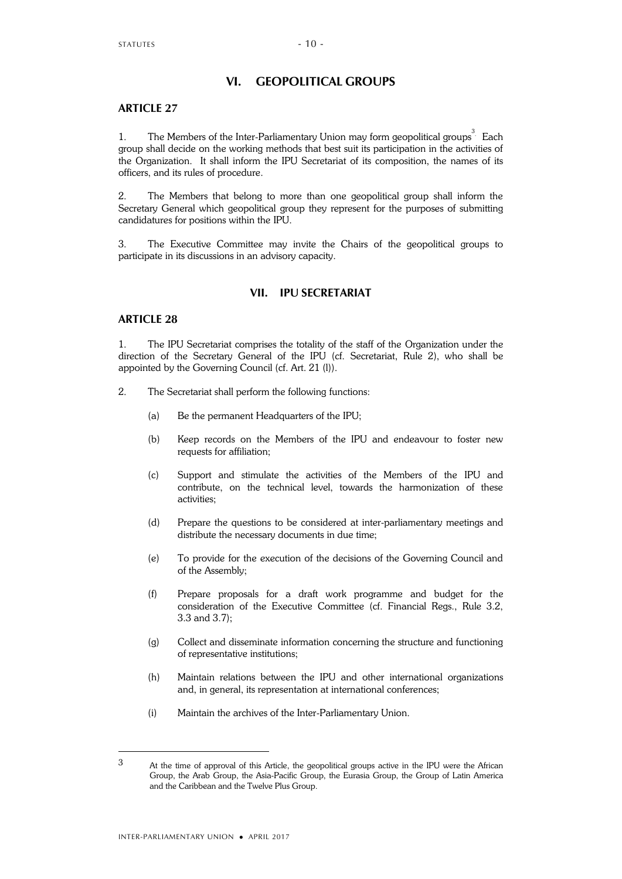## VI. GEOPOLITICAL GROUPS

### ARTICLE 27

1. The Members of the Inter-Parliamentary Union may form geopolitical groups[3] Each group shall decide on the working methods that best suit its participation in the activities of the Organization. It shall inform the IPU Secretariat of its composition, the names of its officers, and its rules of procedure.

2. The Members that belong to more than one geopolitical group shall inform the Secretary General which geopolitical group they represent for the purposes of submitting candidatures for positions within the IPU.

3. The Executive Committee may invite the Chairs of the geopolitical groups to participate in its discussions in an advisory capacity.

## VII. IPU SECRETARIAT

### ARTICLE 28

1. The IPU Secretariat comprises the totality of the staff of the Organization under the direction of the Secretary General of the IPU (cf. Secretariat, Rule 2), who shall be appointed by the Governing Council (cf. Art. 21 (l)).

2. The Secretariat shall perform the following functions:

   (a) Be the permanent Headquarters of the IPU;

   (b) Keep records on the Members of the IPU and endeavour to foster new requests for affiliation;

   (c) Support and stimulate the activities of the Members of the IPU and contribute, on the technical level, towards the harmonization of these activities;

   (d) Prepare the questions to be considered at inter-parliamentary meetings and distribute the necessary documents in due time;

   (e) To provide for the execution of the decisions of the Governing Council and of the Assembly;

   (f) Prepare proposals for a draft work programme and budget for the consideration of the Executive Committee (cf. Financial Regs., Rule 3.2, 3.3 and 3.7);

   (g) Collect and disseminate information concerning the structure and functioning of representative institutions;

   (h) Maintain relations between the IPU and other international organizations and, in general, its representation at international conferences;

   (i) Maintain the archives of the Inter-Parliamentary Union.

---

[3] At the time of approval of this Article, the geopolitical groups active in the IPU were the African Group, the Arab Group, the Asia-Pacific Group, the Eurasia Group, the Group of Latin America and the Caribbean and the Twelve Plus Group.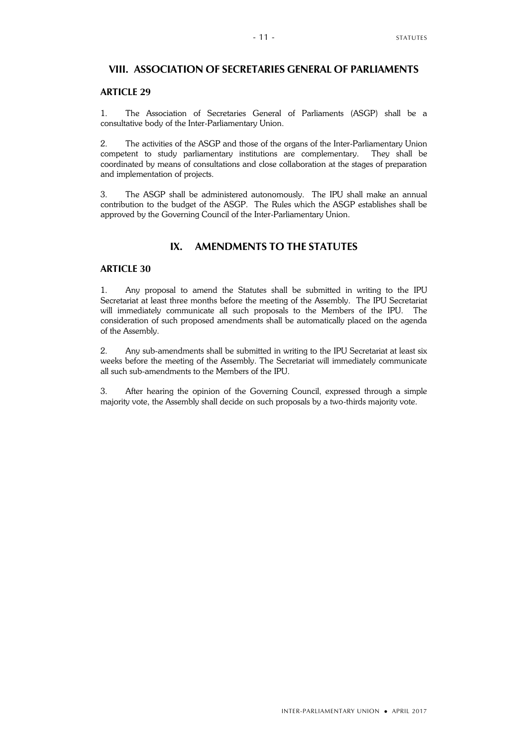## VIII. ASSOCIATION OF SECRETARIES GENERAL OF PARLIAMENTS

### ARTICLE 29

1. The Association of Secretaries General of Parliaments (ASGP) shall be a consultative body of the Inter-Parliamentary Union.

2. The activities of the ASGP and those of the organs of the Inter-Parliamentary Union competent to study parliamentary institutions are complementary. They shall be coordinated by means of consultations and close collaboration at the stages of preparation and implementation of projects.

3. The ASGP shall be administered autonomously. The IPU shall make an annual contribution to the budget of the ASGP. The Rules which the ASGP establishes shall be approved by the Governing Council of the Inter-Parliamentary Union.

## IX. AMENDMENTS TO THE STATUTES

### ARTICLE 30

1. Any proposal to amend the Statutes shall be submitted in writing to the IPU Secretariat at least three months before the meeting of the Assembly. The IPU Secretariat will immediately communicate all such proposals to the Members of the IPU. The consideration of such proposed amendments shall be automatically placed on the agenda of the Assembly.

2. Any sub-amendments shall be submitted in writing to the IPU Secretariat at least six weeks before the meeting of the Assembly. The Secretariat will immediately communicate all such sub-amendments to the Members of the IPU.

3. After hearing the opinion of the Governing Council, expressed through a simple majority vote, the Assembly shall decide on such proposals by a two-thirds majority vote.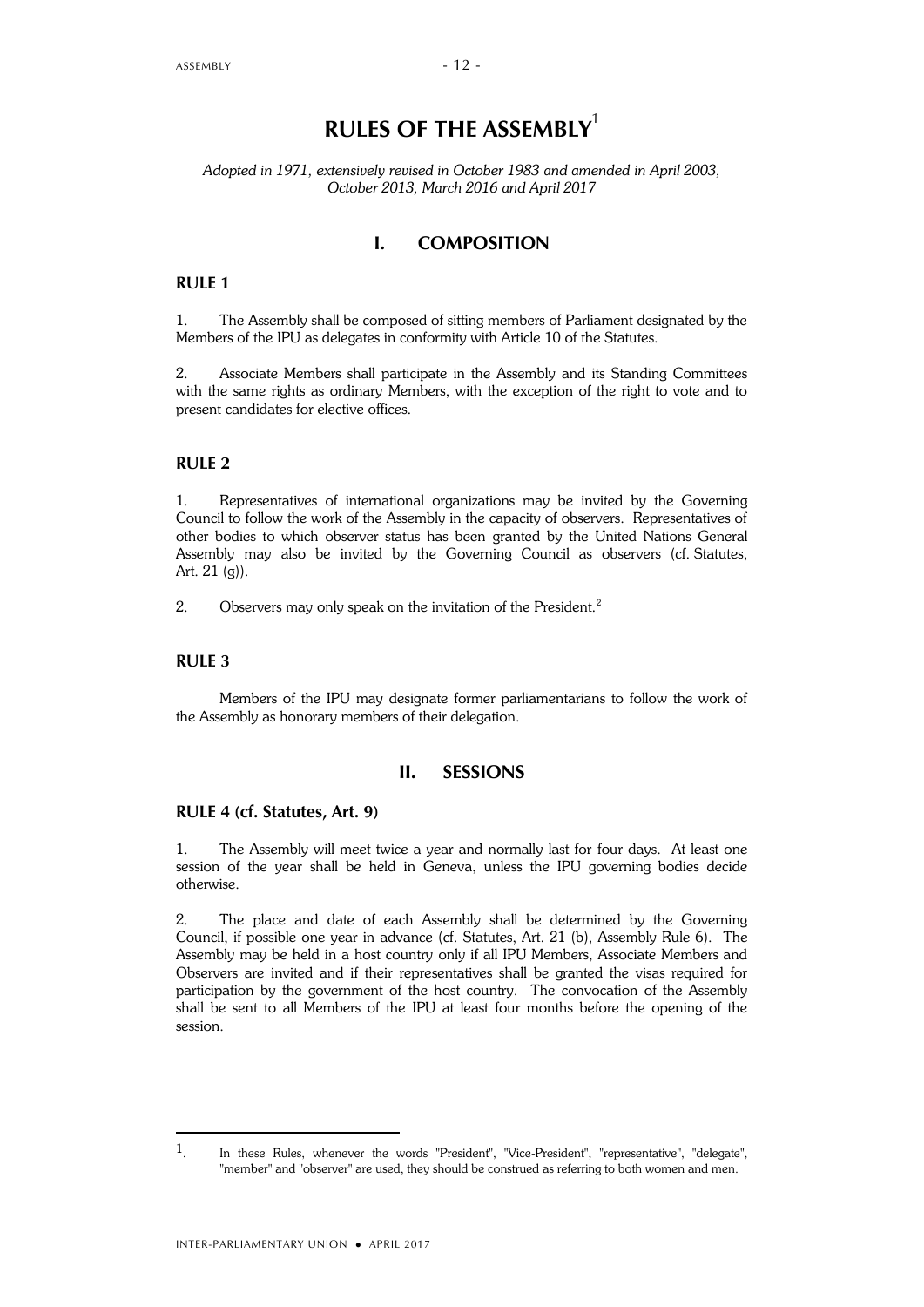# RULES OF THE ASSEMBLY[1]

*Adopted in 1971, extensively revised in October 1983 and amended in April 2003, October 2013, March 2016 and April 2017*

## I. COMPOSITION

### RULE 1

1. The Assembly shall be composed of sitting members of Parliament designated by the Members of the IPU as delegates in conformity with Article 10 of the Statutes.

2. Associate Members shall participate in the Assembly and its Standing Committees with the same rights as ordinary Members, with the exception of the right to vote and to present candidates for elective offices.

### RULE 2

1. Representatives of international organizations may be invited by the Governing Council to follow the work of the Assembly in the capacity of observers. Representatives of other bodies to which observer status has been granted by the United Nations General Assembly may also be invited by the Governing Council as observers (cf. Statutes, Art. 21 (g)).

2. Observers may only speak on the invitation of the President.[2]

### RULE 3

Members of the IPU may designate former parliamentarians to follow the work of the Assembly as honorary members of their delegation.

## II. SESSIONS

### RULE 4 (cf. Statutes, Art. 9)

1. The Assembly will meet twice a year and normally last for four days. At least one session of the year shall be held in Geneva, unless the IPU governing bodies decide otherwise.

2. The place and date of each Assembly shall be determined by the Governing Council, if possible one year in advance (cf. Statutes, Art. 21 (b), Assembly Rule 6). The Assembly may be held in a host country only if all IPU Members, Associate Members and Observers are invited and if their representatives shall be granted the visas required for participation by the government of the host country. The convocation of the Assembly shall be sent to all Members of the IPU at least four months before the opening of the session.

---

[1] In these Rules, whenever the words "President", "Vice-President", "representative", "delegate", "member" and "observer" are used, they should be construed as referring to both women and men.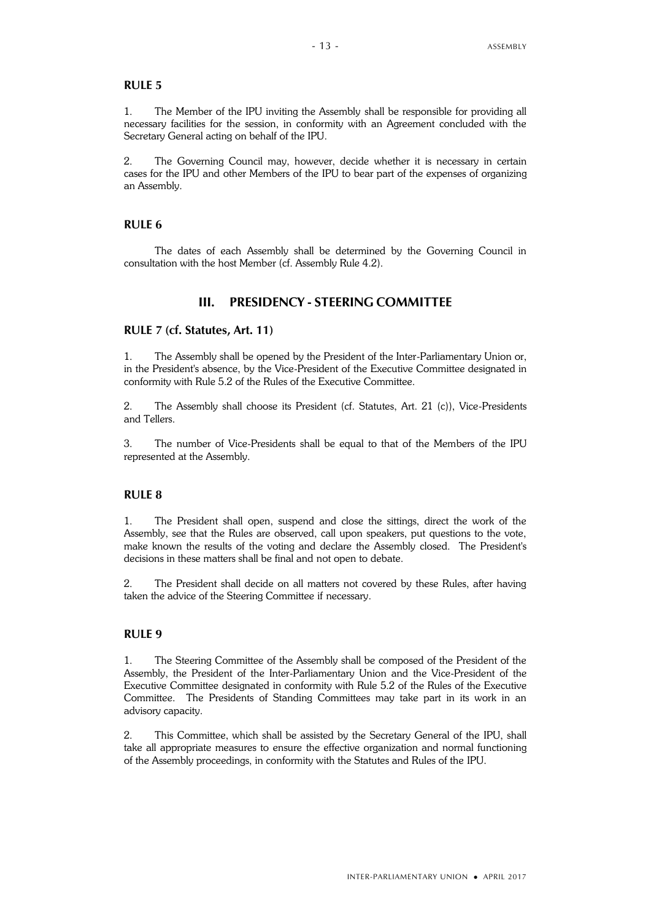## RULE 5

1. The Member of the IPU inviting the Assembly shall be responsible for providing all necessary facilities for the session, in conformity with an Agreement concluded with the Secretary General acting on behalf of the IPU.

2. The Governing Council may, however, decide whether it is necessary in certain cases for the IPU and other Members of the IPU to bear part of the expenses of organizing an Assembly.

## RULE 6

The dates of each Assembly shall be determined by the Governing Council in consultation with the host Member (cf. Assembly Rule 4.2).

# III. PRESIDENCY - STEERING COMMITTEE

## RULE 7 (cf. Statutes, Art. 11)

1. The Assembly shall be opened by the President of the Inter-Parliamentary Union or, in the President's absence, by the Vice-President of the Executive Committee designated in conformity with Rule 5.2 of the Rules of the Executive Committee.

2. The Assembly shall choose its President (cf. Statutes, Art. 21 (c)), Vice-Presidents and Tellers.

3. The number of Vice-Presidents shall be equal to that of the Members of the IPU represented at the Assembly.

## RULE 8

1. The President shall open, suspend and close the sittings, direct the work of the Assembly, see that the Rules are observed, call upon speakers, put questions to the vote, make known the results of the voting and declare the Assembly closed. The President's decisions in these matters shall be final and not open to debate.

2. The President shall decide on all matters not covered by these Rules, after having taken the advice of the Steering Committee if necessary.

## RULE 9

1. The Steering Committee of the Assembly shall be composed of the President of the Assembly, the President of the Inter-Parliamentary Union and the Vice-President of the Executive Committee designated in conformity with Rule 5.2 of the Rules of the Executive Committee. The Presidents of Standing Committees may take part in its work in an advisory capacity.

2. This Committee, which shall be assisted by the Secretary General of the IPU, shall take all appropriate measures to ensure the effective organization and normal functioning of the Assembly proceedings, in conformity with the Statutes and Rules of the IPU.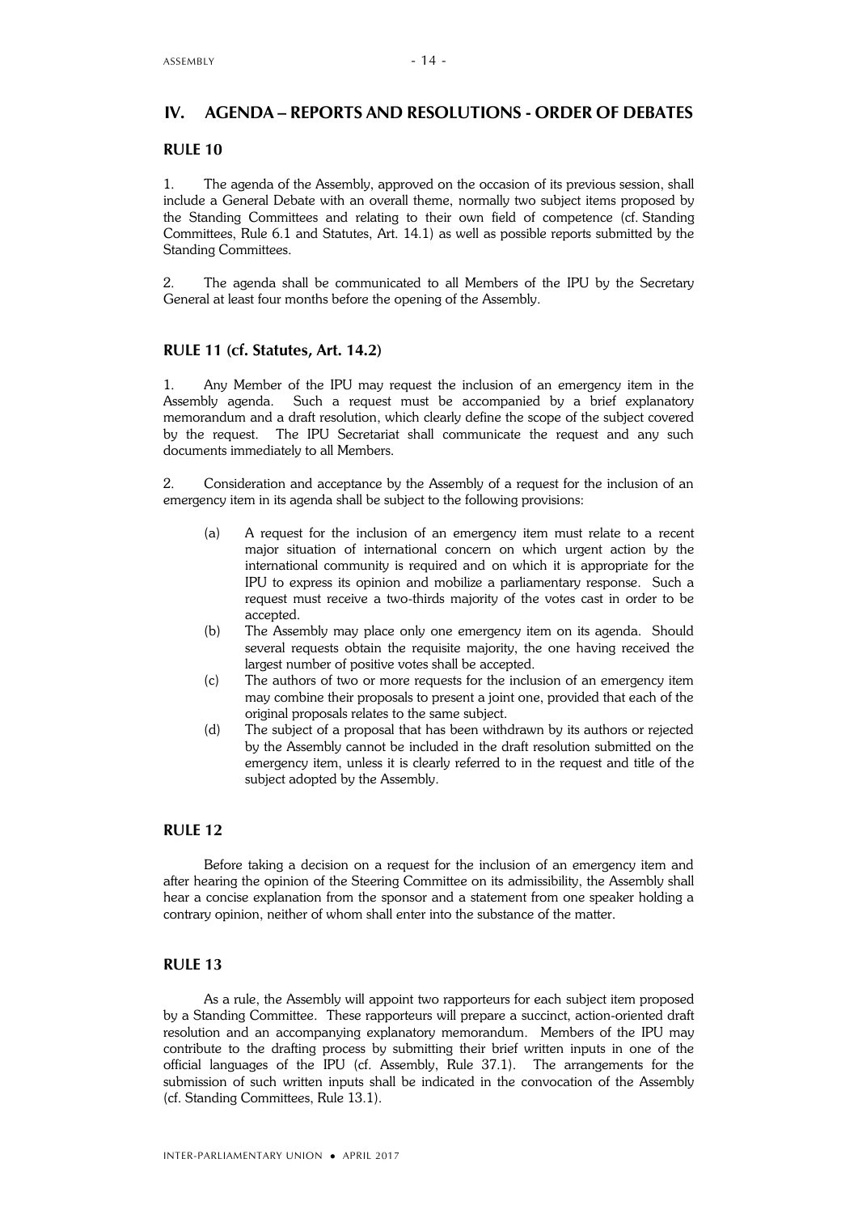## IV. AGENDA – REPORTS AND RESOLUTIONS - ORDER OF DEBATES

### RULE 10

1. The agenda of the Assembly, approved on the occasion of its previous session, shall include a General Debate with an overall theme, normally two subject items proposed by the Standing Committees and relating to their own field of competence (cf. Standing Committees, Rule 6.1 and Statutes, Art. 14.1) as well as possible reports submitted by the Standing Committees.

2. The agenda shall be communicated to all Members of the IPU by the Secretary General at least four months before the opening of the Assembly.

### RULE 11 (cf. Statutes, Art. 14.2)

1. Any Member of the IPU may request the inclusion of an emergency item in the Assembly agenda. Such a request must be accompanied by a brief explanatory memorandum and a draft resolution, which clearly define the scope of the subject covered by the request. The IPU Secretariat shall communicate the request and any such documents immediately to all Members.

2. Consideration and acceptance by the Assembly of a request for the inclusion of an emergency item in its agenda shall be subject to the following provisions:

(a) A request for the inclusion of an emergency item must relate to a recent major situation of international concern on which urgent action by the international community is required and on which it is appropriate for the IPU to express its opinion and mobilize a parliamentary response. Such a request must receive a two-thirds majority of the votes cast in order to be accepted.

(b) The Assembly may place only one emergency item on its agenda. Should several requests obtain the requisite majority, the one having received the largest number of positive votes shall be accepted.

(c) The authors of two or more requests for the inclusion of an emergency item may combine their proposals to present a joint one, provided that each of the original proposals relates to the same subject.

(d) The subject of a proposal that has been withdrawn by its authors or rejected by the Assembly cannot be included in the draft resolution submitted on the emergency item, unless it is clearly referred to in the request and title of the subject adopted by the Assembly.

### RULE 12

Before taking a decision on a request for the inclusion of an emergency item and after hearing the opinion of the Steering Committee on its admissibility, the Assembly shall hear a concise explanation from the sponsor and a statement from one speaker holding a contrary opinion, neither of whom shall enter into the substance of the matter.

### RULE 13

As a rule, the Assembly will appoint two rapporteurs for each subject item proposed by a Standing Committee. These rapporteurs will prepare a succinct, action-oriented draft resolution and an accompanying explanatory memorandum. Members of the IPU may contribute to the drafting process by submitting their brief written inputs in one of the official languages of the IPU (cf. Assembly, Rule 37.1). The arrangements for the submission of such written inputs shall be indicated in the convocation of the Assembly (cf. Standing Committees, Rule 13.1).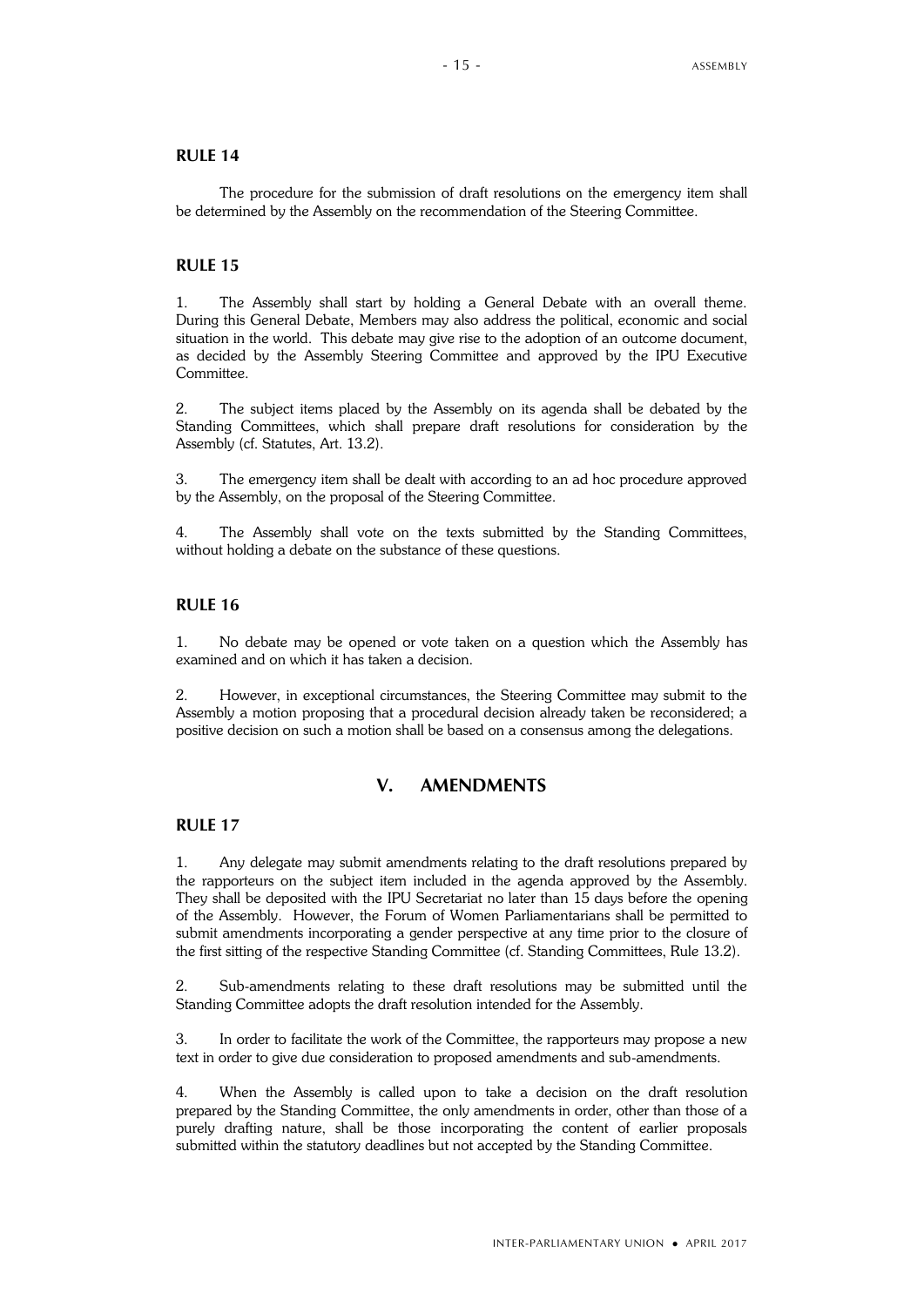### RULE 14

The procedure for the submission of draft resolutions on the emergency item shall be determined by the Assembly on the recommendation of the Steering Committee.

### RULE 15

1. The Assembly shall start by holding a General Debate with an overall theme. During this General Debate, Members may also address the political, economic and social situation in the world. This debate may give rise to the adoption of an outcome document, as decided by the Assembly Steering Committee and approved by the IPU Executive Committee.

2. The subject items placed by the Assembly on its agenda shall be debated by the Standing Committees, which shall prepare draft resolutions for consideration by the Assembly (cf. Statutes, Art. 13.2).

3. The emergency item shall be dealt with according to an ad hoc procedure approved by the Assembly, on the proposal of the Steering Committee.

4. The Assembly shall vote on the texts submitted by the Standing Committees, without holding a debate on the substance of these questions.

### RULE 16

1. No debate may be opened or vote taken on a question which the Assembly has examined and on which it has taken a decision.

2. However, in exceptional circumstances, the Steering Committee may submit to the Assembly a motion proposing that a procedural decision already taken be reconsidered; a positive decision on such a motion shall be based on a consensus among the delegations.

## V. AMENDMENTS

### RULE 17

1. Any delegate may submit amendments relating to the draft resolutions prepared by the rapporteurs on the subject item included in the agenda approved by the Assembly. They shall be deposited with the IPU Secretariat no later than 15 days before the opening of the Assembly. However, the Forum of Women Parliamentarians shall be permitted to submit amendments incorporating a gender perspective at any time prior to the closure of the first sitting of the respective Standing Committee (cf. Standing Committees, Rule 13.2).

2. Sub-amendments relating to these draft resolutions may be submitted until the Standing Committee adopts the draft resolution intended for the Assembly.

3. In order to facilitate the work of the Committee, the rapporteurs may propose a new text in order to give due consideration to proposed amendments and sub-amendments.

4. When the Assembly is called upon to take a decision on the draft resolution prepared by the Standing Committee, the only amendments in order, other than those of a purely drafting nature, shall be those incorporating the content of earlier proposals submitted within the statutory deadlines but not accepted by the Standing Committee.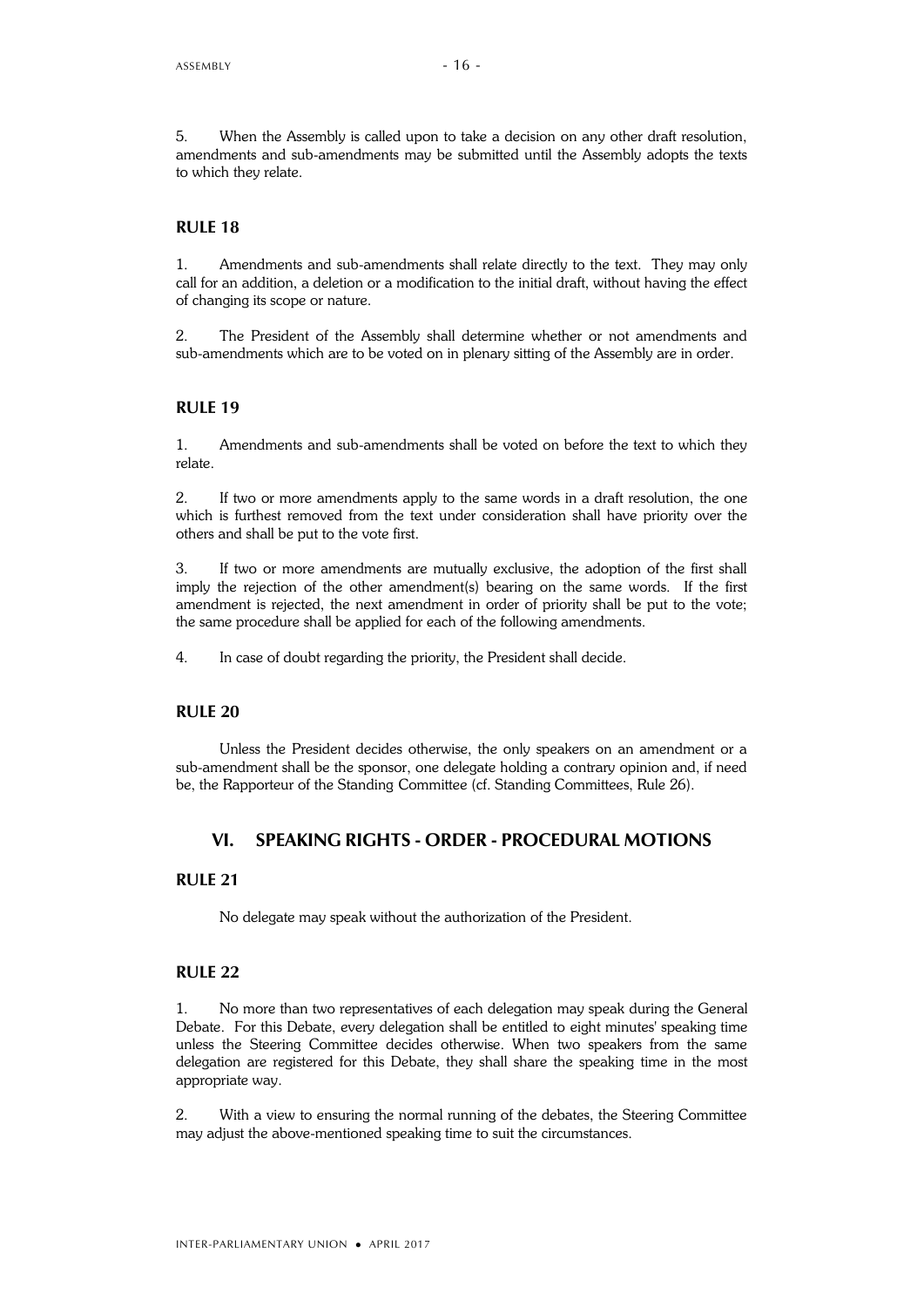5. When the Assembly is called upon to take a decision on any other draft resolution, amendments and sub-amendments may be submitted until the Assembly adopts the texts to which they relate.

### RULE 18

1. Amendments and sub-amendments shall relate directly to the text. They may only call for an addition, a deletion or a modification to the initial draft, without having the effect of changing its scope or nature.

2. The President of the Assembly shall determine whether or not amendments and sub-amendments which are to be voted on in plenary sitting of the Assembly are in order.

### RULE 19

1. Amendments and sub-amendments shall be voted on before the text to which they relate.

2. If two or more amendments apply to the same words in a draft resolution, the one which is furthest removed from the text under consideration shall have priority over the others and shall be put to the vote first.

3. If two or more amendments are mutually exclusive, the adoption of the first shall imply the rejection of the other amendment(s) bearing on the same words. If the first amendment is rejected, the next amendment in order of priority shall be put to the vote; the same procedure shall be applied for each of the following amendments.

4. In case of doubt regarding the priority, the President shall decide.

### RULE 20

Unless the President decides otherwise, the only speakers on an amendment or a sub-amendment shall be the sponsor, one delegate holding a contrary opinion and, if need be, the Rapporteur of the Standing Committee (cf. Standing Committees, Rule 26).

## VI. SPEAKING RIGHTS - ORDER - PROCEDURAL MOTIONS

### RULE 21

No delegate may speak without the authorization of the President.

### RULE 22

1. No more than two representatives of each delegation may speak during the General Debate. For this Debate, every delegation shall be entitled to eight minutes' speaking time unless the Steering Committee decides otherwise. When two speakers from the same delegation are registered for this Debate, they shall share the speaking time in the most appropriate way.

2. With a view to ensuring the normal running of the debates, the Steering Committee may adjust the above-mentioned speaking time to suit the circumstances.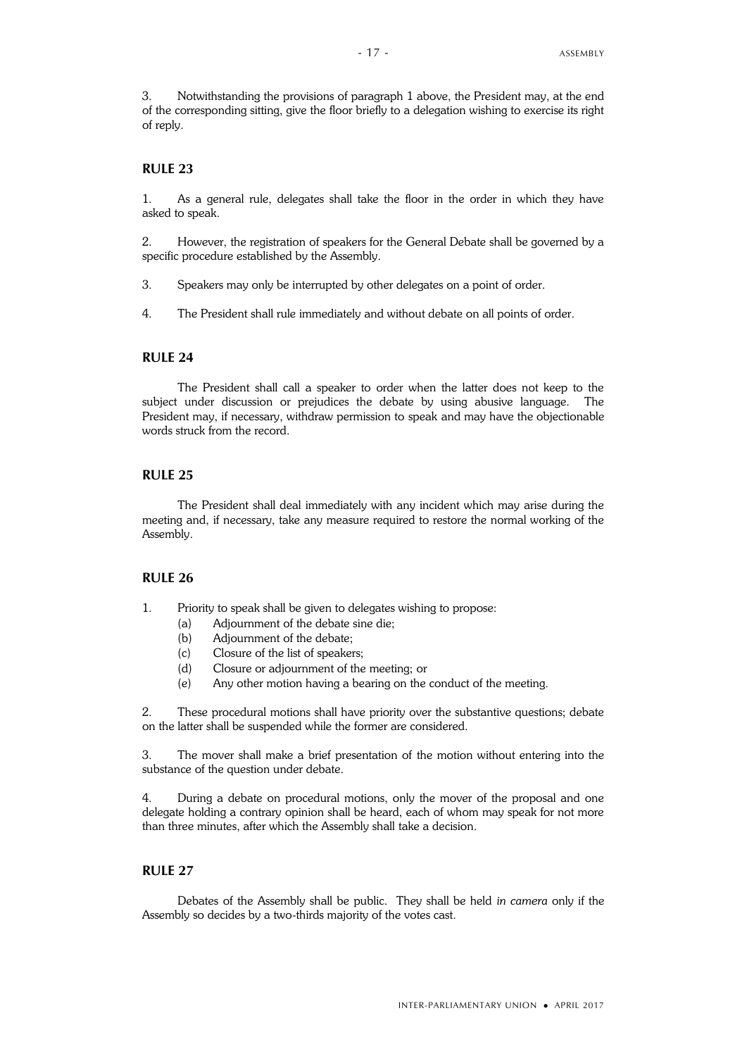3. Notwithstanding the provisions of paragraph 1 above, the President may, at the end of the corresponding sitting, give the floor briefly to a delegation wishing to exercise its right of reply.

## RULE 23

1. As a general rule, delegates shall take the floor in the order in which they have asked to speak.

2. However, the registration of speakers for the General Debate shall be governed by a specific procedure established by the Assembly.

3. Speakers may only be interrupted by other delegates on a point of order.

4. The President shall rule immediately and without debate on all points of order.

## RULE 24

The President shall call a speaker to order when the latter does not keep to the subject under discussion or prejudices the debate by using abusive language. The President may, if necessary, withdraw permission to speak and may have the objectionable words struck from the record.

## RULE 25

The President shall deal immediately with any incident which may arise during the meeting and, if necessary, take any measure required to restore the normal working of the Assembly.

## RULE 26

1. Priority to speak shall be given to delegates wishing to propose:
   - (a) Adjournment of the debate sine die;
   - (b) Adjournment of the debate;
   - (c) Closure of the list of speakers;
   - (d) Closure or adjournment of the meeting; or
   - (e) Any other motion having a bearing on the conduct of the meeting.

2. These procedural motions shall have priority over the substantive questions; debate on the latter shall be suspended while the former are considered.

3. The mover shall make a brief presentation of the motion without entering into the substance of the question under debate.

4. During a debate on procedural motions, only the mover of the proposal and one delegate holding a contrary opinion shall be heard, each of whom may speak for not more than three minutes, after which the Assembly shall take a decision.

## RULE 27

Debates of the Assembly shall be public. They shall be held *in camera* only if the Assembly so decides by a two-thirds majority of the votes cast.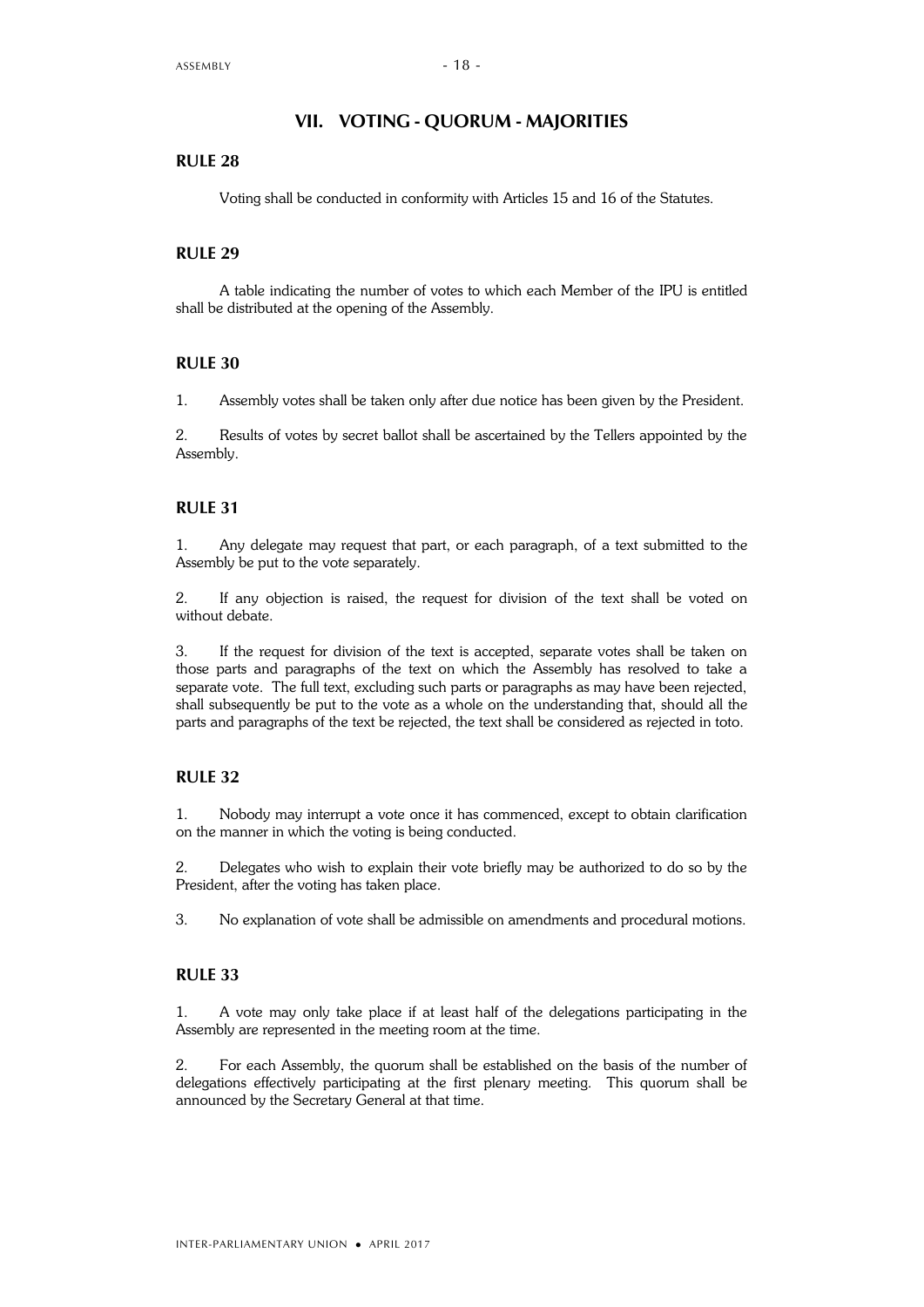## VII. VOTING - QUORUM - MAJORITIES

### RULE 28

Voting shall be conducted in conformity with Articles 15 and 16 of the Statutes.

### RULE 29

A table indicating the number of votes to which each Member of the IPU is entitled shall be distributed at the opening of the Assembly.

### RULE 30

1. Assembly votes shall be taken only after due notice has been given by the President.

2. Results of votes by secret ballot shall be ascertained by the Tellers appointed by the Assembly.

### RULE 31

1. Any delegate may request that part, or each paragraph, of a text submitted to the Assembly be put to the vote separately.

2. If any objection is raised, the request for division of the text shall be voted on without debate.

3. If the request for division of the text is accepted, separate votes shall be taken on those parts and paragraphs of the text on which the Assembly has resolved to take a separate vote. The full text, excluding such parts or paragraphs as may have been rejected, shall subsequently be put to the vote as a whole on the understanding that, should all the parts and paragraphs of the text be rejected, the text shall be considered as rejected in toto.

### RULE 32

1. Nobody may interrupt a vote once it has commenced, except to obtain clarification on the manner in which the voting is being conducted.

2. Delegates who wish to explain their vote briefly may be authorized to do so by the President, after the voting has taken place.

3. No explanation of vote shall be admissible on amendments and procedural motions.

### RULE 33

1. A vote may only take place if at least half of the delegations participating in the Assembly are represented in the meeting room at the time.

2. For each Assembly, the quorum shall be established on the basis of the number of delegations effectively participating at the first plenary meeting. This quorum shall be announced by the Secretary General at that time.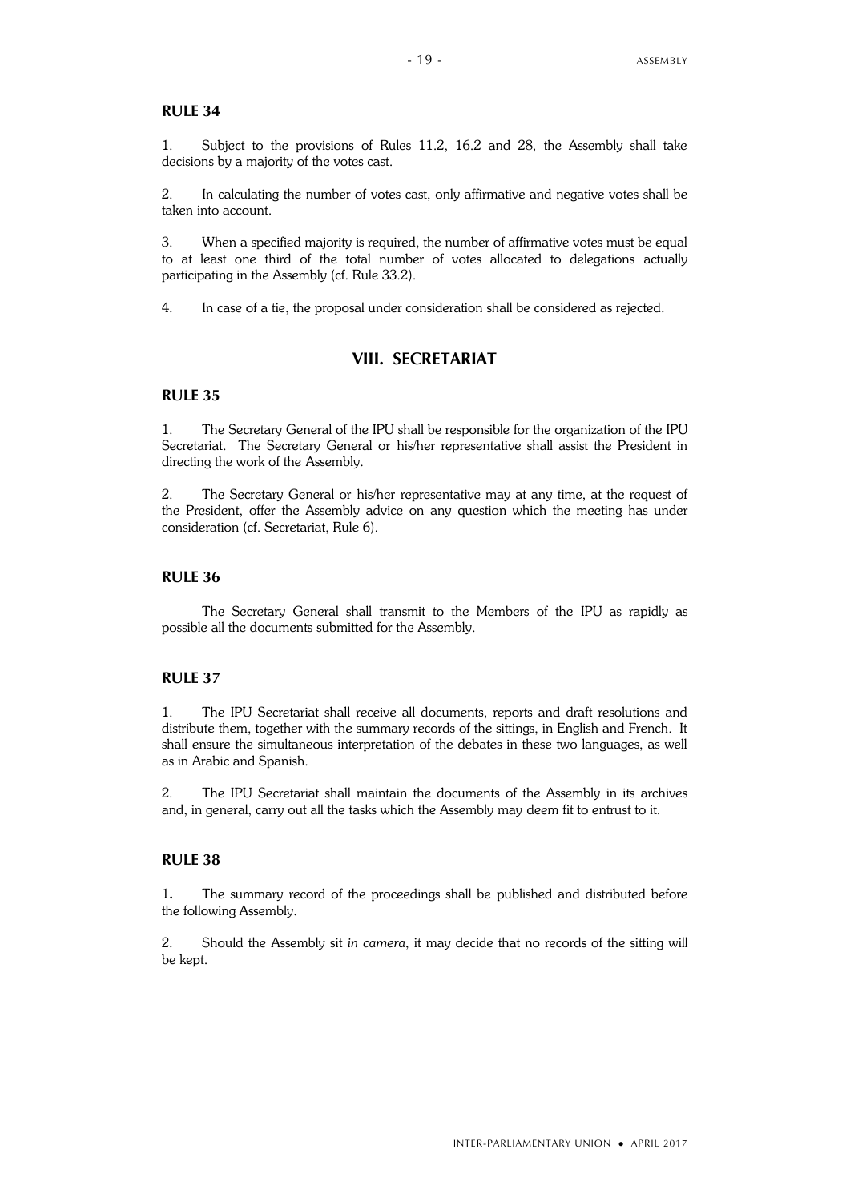### RULE 34

1. Subject to the provisions of Rules 11.2, 16.2 and 28, the Assembly shall take decisions by a majority of the votes cast.

2. In calculating the number of votes cast, only affirmative and negative votes shall be taken into account.

3. When a specified majority is required, the number of affirmative votes must be equal to at least one third of the total number of votes allocated to delegations actually participating in the Assembly (cf. Rule 33.2).

4. In case of a tie, the proposal under consideration shall be considered as rejected.

## VIII. SECRETARIAT

### RULE 35

1. The Secretary General of the IPU shall be responsible for the organization of the IPU Secretariat. The Secretary General or his/her representative shall assist the President in directing the work of the Assembly.

2. The Secretary General or his/her representative may at any time, at the request of the President, offer the Assembly advice on any question which the meeting has under consideration (cf. Secretariat, Rule 6).

### RULE 36

The Secretary General shall transmit to the Members of the IPU as rapidly as possible all the documents submitted for the Assembly.

### RULE 37

1. The IPU Secretariat shall receive all documents, reports and draft resolutions and distribute them, together with the summary records of the sittings, in English and French. It shall ensure the simultaneous interpretation of the debates in these two languages, as well as in Arabic and Spanish.

2. The IPU Secretariat shall maintain the documents of the Assembly in its archives and, in general, carry out all the tasks which the Assembly may deem fit to entrust to it.

### RULE 38

1. The summary record of the proceedings shall be published and distributed before the following Assembly.

2. Should the Assembly sit *in camera*, it may decide that no records of the sitting will be kept.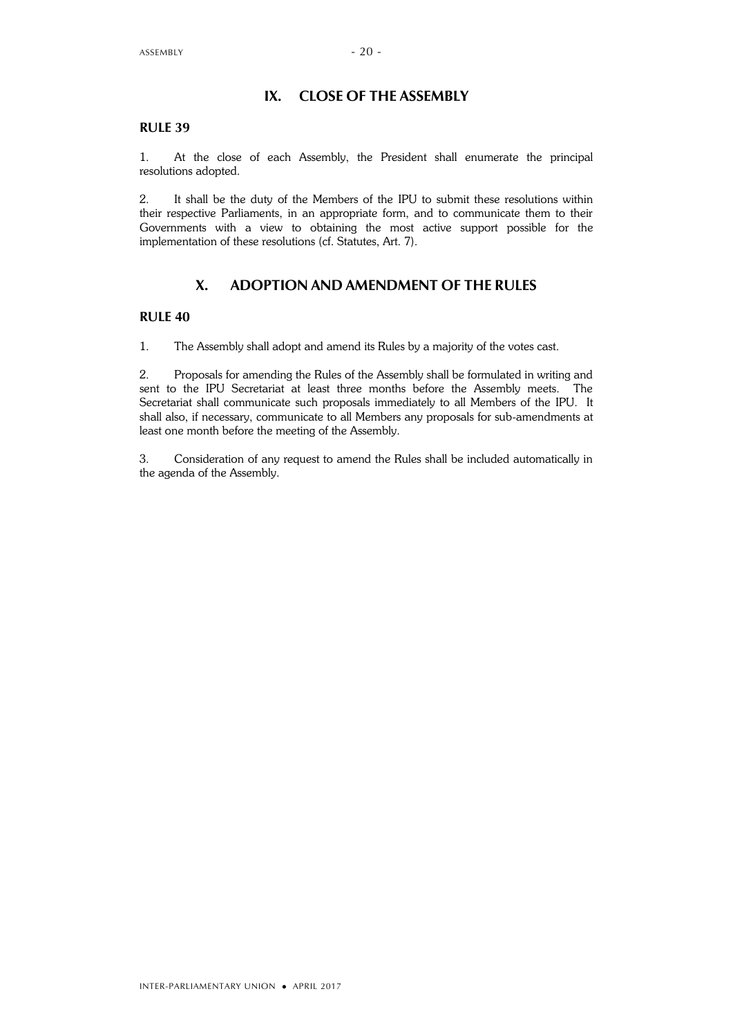## IX. CLOSE OF THE ASSEMBLY

### RULE 39

1. At the close of each Assembly, the President shall enumerate the principal resolutions adopted.

2. It shall be the duty of the Members of the IPU to submit these resolutions within their respective Parliaments, in an appropriate form, and to communicate them to their Governments with a view to obtaining the most active support possible for the implementation of these resolutions (cf. Statutes, Art. 7).

## X. ADOPTION AND AMENDMENT OF THE RULES

### RULE 40

1. The Assembly shall adopt and amend its Rules by a majority of the votes cast.

2. Proposals for amending the Rules of the Assembly shall be formulated in writing and sent to the IPU Secretariat at least three months before the Assembly meets. The Secretariat shall communicate such proposals immediately to all Members of the IPU. It shall also, if necessary, communicate to all Members any proposals for sub-amendments at least one month before the meeting of the Assembly.

3. Consideration of any request to amend the Rules shall be included automatically in the agenda of the Assembly.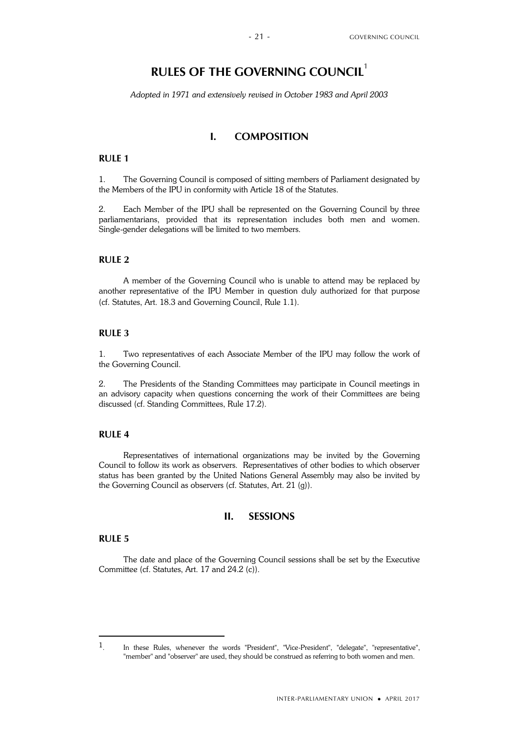# RULES OF THE GOVERNING COUNCIL[1]

*Adopted in 1971 and extensively revised in October 1983 and April 2003*

## I. COMPOSITION

### RULE 1

1. The Governing Council is composed of sitting members of Parliament designated by the Members of the IPU in conformity with Article 18 of the Statutes.

2. Each Member of the IPU shall be represented on the Governing Council by three parliamentarians, provided that its representation includes both men and women. Single-gender delegations will be limited to two members.

### RULE 2

A member of the Governing Council who is unable to attend may be replaced by another representative of the IPU Member in question duly authorized for that purpose (cf. Statutes, Art. 18.3 and Governing Council, Rule 1.1).

### RULE 3

1. Two representatives of each Associate Member of the IPU may follow the work of the Governing Council.

2. The Presidents of the Standing Committees may participate in Council meetings in an advisory capacity when questions concerning the work of their Committees are being discussed (cf. Standing Committees, Rule 17.2).

### RULE 4

Representatives of international organizations may be invited by the Governing Council to follow its work as observers. Representatives of other bodies to which observer status has been granted by the United Nations General Assembly may also be invited by the Governing Council as observers (cf. Statutes, Art. 21 (g)).

## II. SESSIONS

### RULE 5

The date and place of the Governing Council sessions shall be set by the Executive Committee (cf. Statutes, Art. 17 and 24.2 (c)).

---

[1] In these Rules, whenever the words "President", "Vice-President", "delegate", "representative", "member" and "observer" are used, they should be construed as referring to both women and men.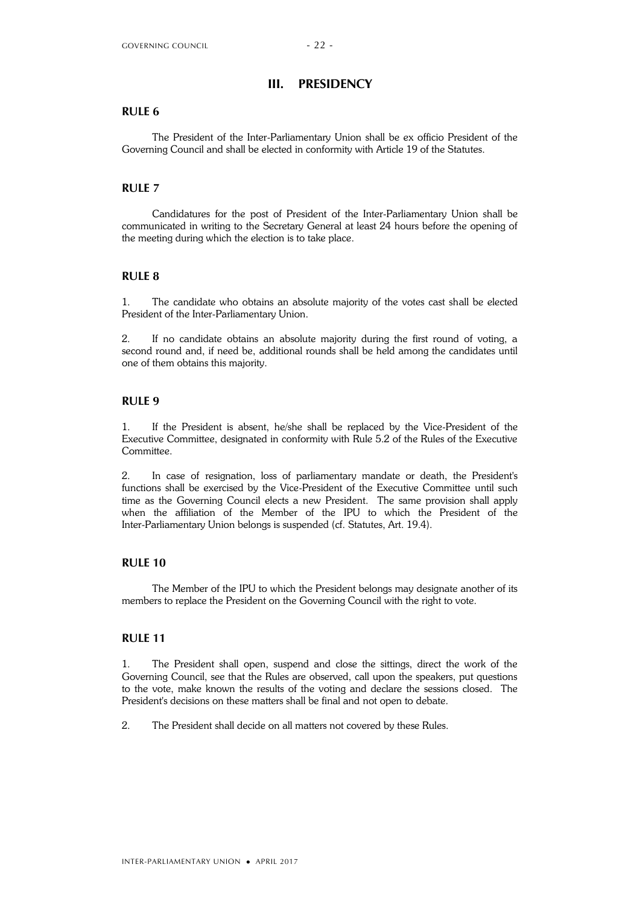## III. PRESIDENCY

### RULE 6

The President of the Inter-Parliamentary Union shall be ex officio President of the Governing Council and shall be elected in conformity with Article 19 of the Statutes.

### RULE 7

Candidatures for the post of President of the Inter-Parliamentary Union shall be communicated in writing to the Secretary General at least 24 hours before the opening of the meeting during which the election is to take place.

### RULE 8

1. The candidate who obtains an absolute majority of the votes cast shall be elected President of the Inter-Parliamentary Union.

2. If no candidate obtains an absolute majority during the first round of voting, a second round and, if need be, additional rounds shall be held among the candidates until one of them obtains this majority.

### RULE 9

1. If the President is absent, he/she shall be replaced by the Vice-President of the Executive Committee, designated in conformity with Rule 5.2 of the Rules of the Executive Committee.

2. In case of resignation, loss of parliamentary mandate or death, the President's functions shall be exercised by the Vice-President of the Executive Committee until such time as the Governing Council elects a new President. The same provision shall apply when the affiliation of the Member of the IPU to which the President of the Inter-Parliamentary Union belongs is suspended (cf. Statutes, Art. 19.4).

### RULE 10

The Member of the IPU to which the President belongs may designate another of its members to replace the President on the Governing Council with the right to vote.

### RULE 11

1. The President shall open, suspend and close the sittings, direct the work of the Governing Council, see that the Rules are observed, call upon the speakers, put questions to the vote, make known the results of the voting and declare the sessions closed. The President's decisions on these matters shall be final and not open to debate.

2. The President shall decide on all matters not covered by these Rules.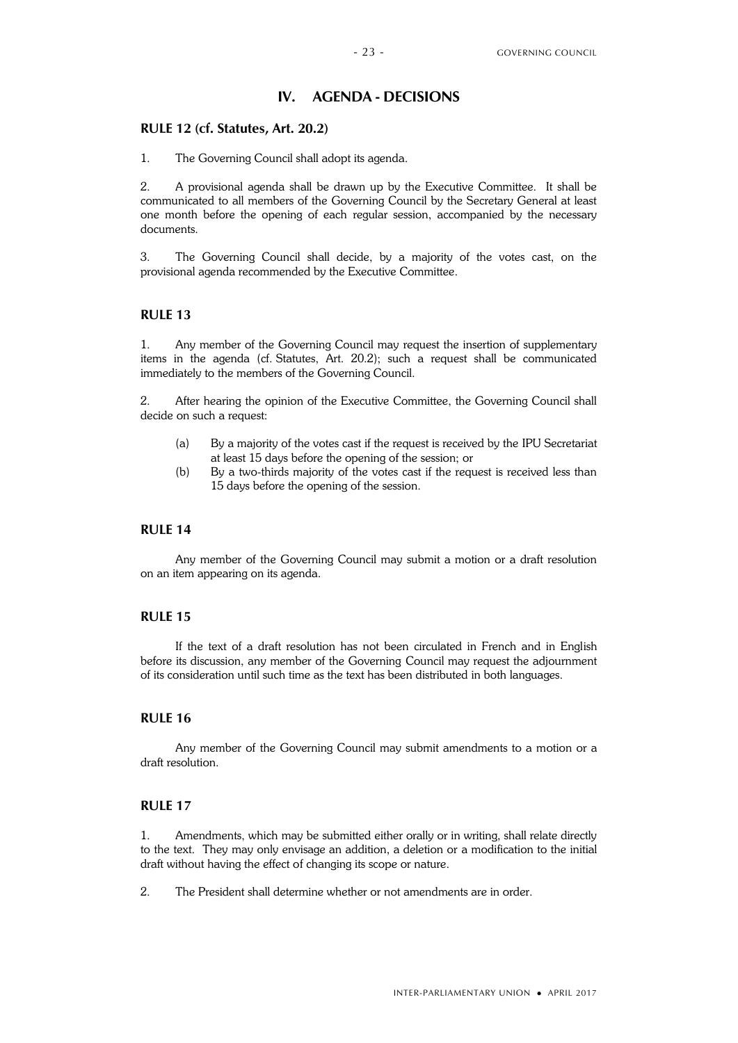## IV. AGENDA - DECISIONS

### RULE 12 (cf. Statutes, Art. 20.2)

1. The Governing Council shall adopt its agenda.

2. A provisional agenda shall be drawn up by the Executive Committee. It shall be communicated to all members of the Governing Council by the Secretary General at least one month before the opening of each regular session, accompanied by the necessary documents.

3. The Governing Council shall decide, by a majority of the votes cast, on the provisional agenda recommended by the Executive Committee.

### RULE 13

1. Any member of the Governing Council may request the insertion of supplementary items in the agenda (cf. Statutes, Art. 20.2); such a request shall be communicated immediately to the members of the Governing Council.

2. After hearing the opinion of the Executive Committee, the Governing Council shall decide on such a request:

   (a) By a majority of the votes cast if the request is received by the IPU Secretariat at least 15 days before the opening of the session; or
   (b) By a two-thirds majority of the votes cast if the request is received less than 15 days before the opening of the session.

### RULE 14

Any member of the Governing Council may submit a motion or a draft resolution on an item appearing on its agenda.

### RULE 15

If the text of a draft resolution has not been circulated in French and in English before its discussion, any member of the Governing Council may request the adjournment of its consideration until such time as the text has been distributed in both languages.

### RULE 16

Any member of the Governing Council may submit amendments to a motion or a draft resolution.

### RULE 17

1. Amendments, which may be submitted either orally or in writing, shall relate directly to the text. They may only envisage an addition, a deletion or a modification to the initial draft without having the effect of changing its scope or nature.

2. The President shall determine whether or not amendments are in order.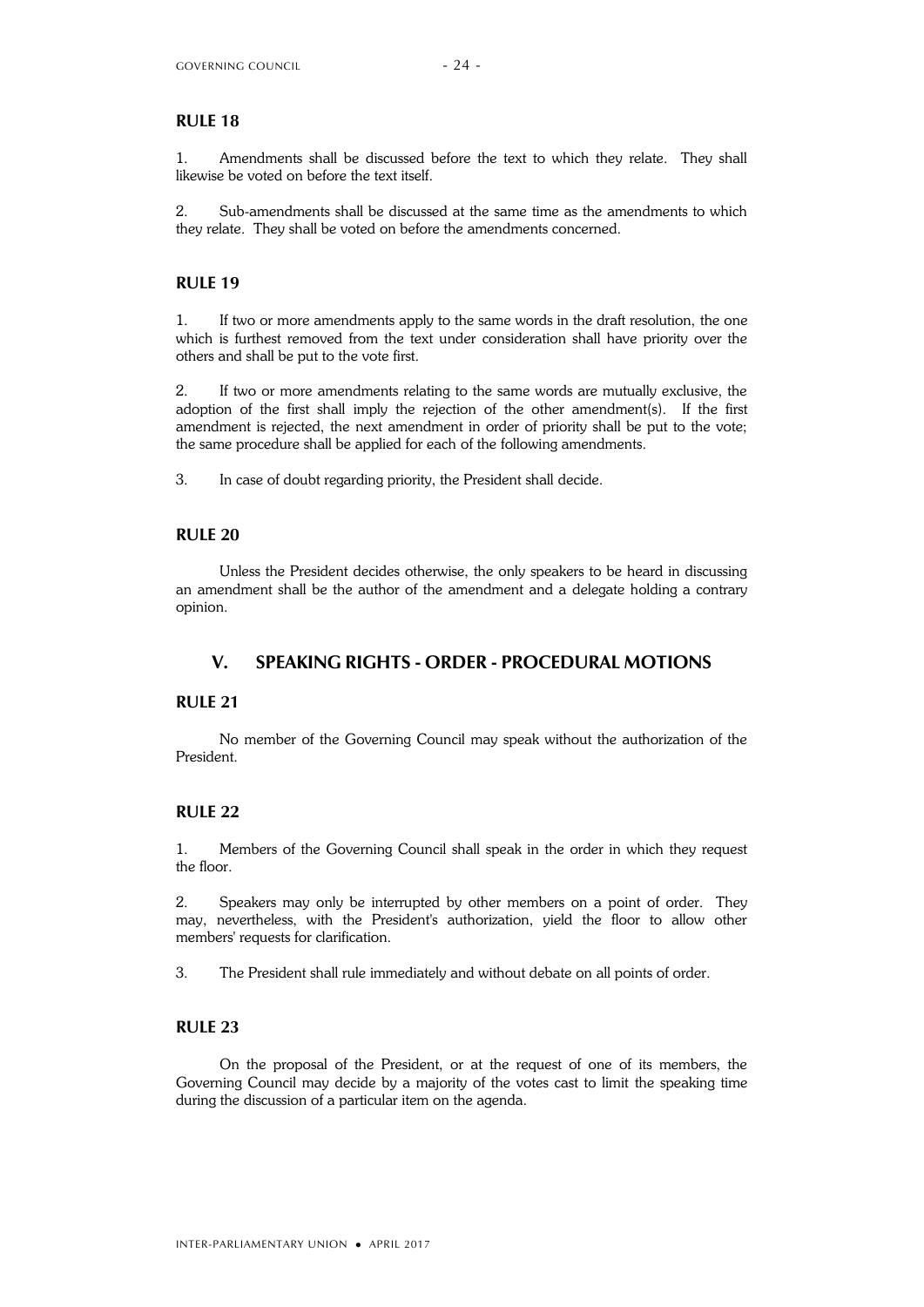### RULE 18

1. Amendments shall be discussed before the text to which they relate. They shall likewise be voted on before the text itself.

2. Sub-amendments shall be discussed at the same time as the amendments to which they relate. They shall be voted on before the amendments concerned.

### RULE 19

1. If two or more amendments apply to the same words in the draft resolution, the one which is furthest removed from the text under consideration shall have priority over the others and shall be put to the vote first.

2. If two or more amendments relating to the same words are mutually exclusive, the adoption of the first shall imply the rejection of the other amendment(s). If the first amendment is rejected, the next amendment in order of priority shall be put to the vote; the same procedure shall be applied for each of the following amendments.

3. In case of doubt regarding priority, the President shall decide.

### RULE 20

Unless the President decides otherwise, the only speakers to be heard in discussing an amendment shall be the author of the amendment and a delegate holding a contrary opinion.

## V. SPEAKING RIGHTS - ORDER - PROCEDURAL MOTIONS

### RULE 21

No member of the Governing Council may speak without the authorization of the President.

### RULE 22

1. Members of the Governing Council shall speak in the order in which they request the floor.

2. Speakers may only be interrupted by other members on a point of order. They may, nevertheless, with the President's authorization, yield the floor to allow other members' requests for clarification.

3. The President shall rule immediately and without debate on all points of order.

### RULE 23

On the proposal of the President, or at the request of one of its members, the Governing Council may decide by a majority of the votes cast to limit the speaking time during the discussion of a particular item on the agenda.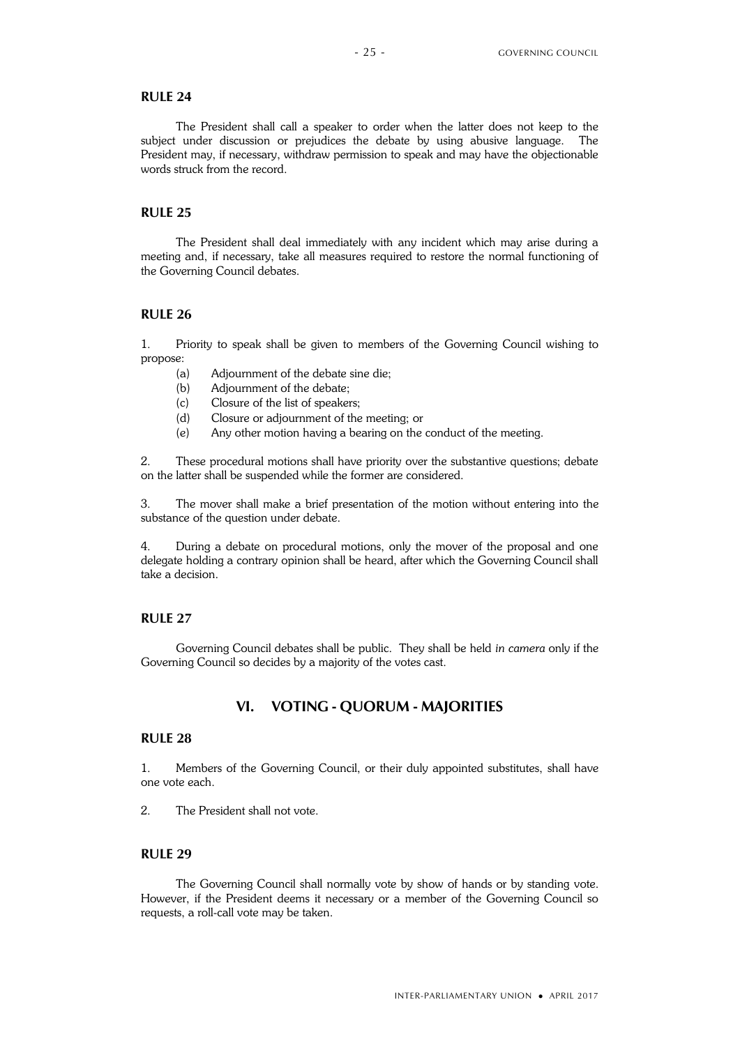### RULE 24

The President shall call a speaker to order when the latter does not keep to the subject under discussion or prejudices the debate by using abusive language. The President may, if necessary, withdraw permission to speak and may have the objectionable words struck from the record.

### RULE 25

The President shall deal immediately with any incident which may arise during a meeting and, if necessary, take all measures required to restore the normal functioning of the Governing Council debates.

### RULE 26

1. Priority to speak shall be given to members of the Governing Council wishing to propose:

   (a) Adjournment of the debate sine die;
   (b) Adjournment of the debate;
   (c) Closure of the list of speakers;
   (d) Closure or adjournment of the meeting; or
   (e) Any other motion having a bearing on the conduct of the meeting.

2. These procedural motions shall have priority over the substantive questions; debate on the latter shall be suspended while the former are considered.

3. The mover shall make a brief presentation of the motion without entering into the substance of the question under debate.

4. During a debate on procedural motions, only the mover of the proposal and one delegate holding a contrary opinion shall be heard, after which the Governing Council shall take a decision.

### RULE 27

Governing Council debates shall be public. They shall be held *in camera* only if the Governing Council so decides by a majority of the votes cast.

## VI. VOTING - QUORUM - MAJORITIES

### RULE 28

1. Members of the Governing Council, or their duly appointed substitutes, shall have one vote each.

2. The President shall not vote.

### RULE 29

The Governing Council shall normally vote by show of hands or by standing vote. However, if the President deems it necessary or a member of the Governing Council so requests, a roll-call vote may be taken.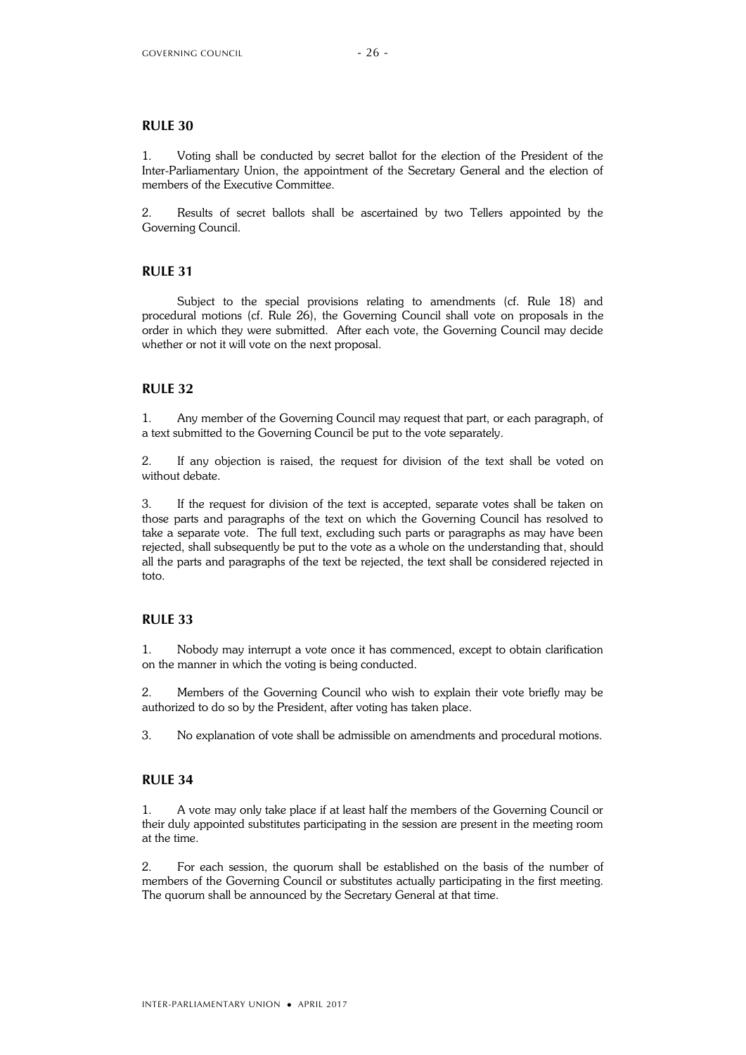## RULE 30

1. Voting shall be conducted by secret ballot for the election of the President of the Inter-Parliamentary Union, the appointment of the Secretary General and the election of members of the Executive Committee.

2. Results of secret ballots shall be ascertained by two Tellers appointed by the Governing Council.

## RULE 31

Subject to the special provisions relating to amendments (cf. Rule 18) and procedural motions (cf. Rule 26), the Governing Council shall vote on proposals in the order in which they were submitted. After each vote, the Governing Council may decide whether or not it will vote on the next proposal.

## RULE 32

1. Any member of the Governing Council may request that part, or each paragraph, of a text submitted to the Governing Council be put to the vote separately.

2. If any objection is raised, the request for division of the text shall be voted on without debate.

3. If the request for division of the text is accepted, separate votes shall be taken on those parts and paragraphs of the text on which the Governing Council has resolved to take a separate vote. The full text, excluding such parts or paragraphs as may have been rejected, shall subsequently be put to the vote as a whole on the understanding that, should all the parts and paragraphs of the text be rejected, the text shall be considered rejected in toto.

## RULE 33

1. Nobody may interrupt a vote once it has commenced, except to obtain clarification on the manner in which the voting is being conducted.

2. Members of the Governing Council who wish to explain their vote briefly may be authorized to do so by the President, after voting has taken place.

3. No explanation of vote shall be admissible on amendments and procedural motions.

## RULE 34

1. A vote may only take place if at least half the members of the Governing Council or their duly appointed substitutes participating in the session are present in the meeting room at the time.

2. For each session, the quorum shall be established on the basis of the number of members of the Governing Council or substitutes actually participating in the first meeting. The quorum shall be announced by the Secretary General at that time.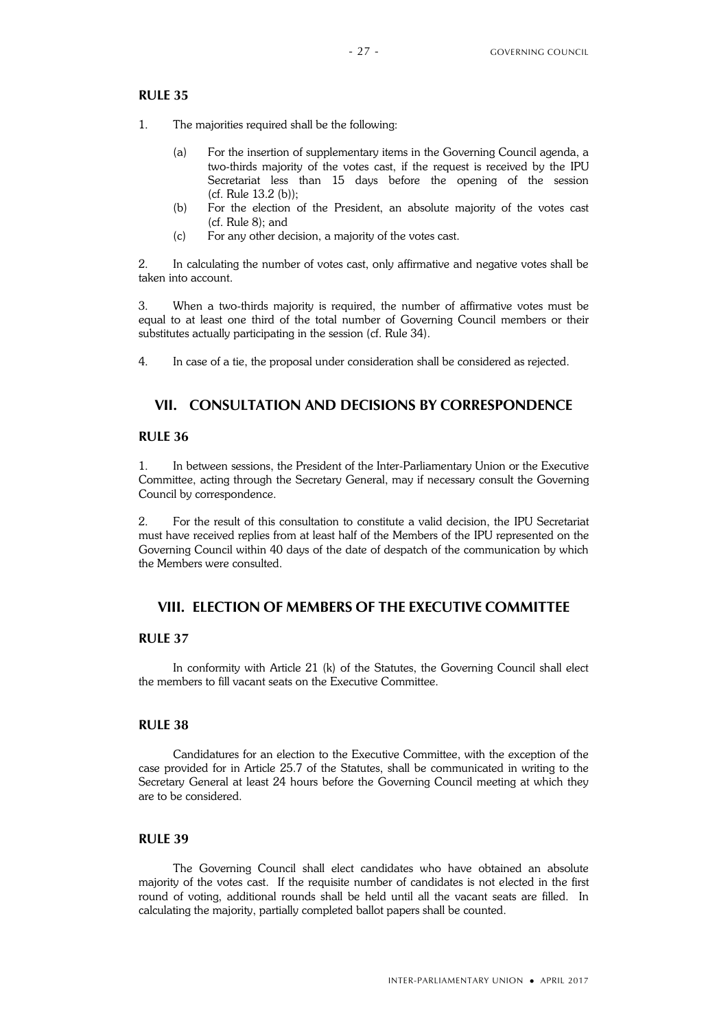### RULE 35

1. The majorities required shall be the following:

   (a) For the insertion of supplementary items in the Governing Council agenda, a two-thirds majority of the votes cast, if the request is received by the IPU Secretariat less than 15 days before the opening of the session (cf. Rule 13.2 (b));
   
   (b) For the election of the President, an absolute majority of the votes cast (cf. Rule 8); and
   
   (c) For any other decision, a majority of the votes cast.

2. In calculating the number of votes cast, only affirmative and negative votes shall be taken into account.

3. When a two-thirds majority is required, the number of affirmative votes must be equal to at least one third of the total number of Governing Council members or their substitutes actually participating in the session (cf. Rule 34).

4. In case of a tie, the proposal under consideration shall be considered as rejected.

## VII. CONSULTATION AND DECISIONS BY CORRESPONDENCE

### RULE 36

1. In between sessions, the President of the Inter-Parliamentary Union or the Executive Committee, acting through the Secretary General, may if necessary consult the Governing Council by correspondence.

2. For the result of this consultation to constitute a valid decision, the IPU Secretariat must have received replies from at least half of the Members of the IPU represented on the Governing Council within 40 days of the date of despatch of the communication by which the Members were consulted.

## VIII. ELECTION OF MEMBERS OF THE EXECUTIVE COMMITTEE

### RULE 37

In conformity with Article 21 (k) of the Statutes, the Governing Council shall elect the members to fill vacant seats on the Executive Committee.

### RULE 38

Candidatures for an election to the Executive Committee, with the exception of the case provided for in Article 25.7 of the Statutes, shall be communicated in writing to the Secretary General at least 24 hours before the Governing Council meeting at which they are to be considered.

### RULE 39

The Governing Council shall elect candidates who have obtained an absolute majority of the votes cast. If the requisite number of candidates is not elected in the first round of voting, additional rounds shall be held until all the vacant seats are filled. In calculating the majority, partially completed ballot papers shall be counted.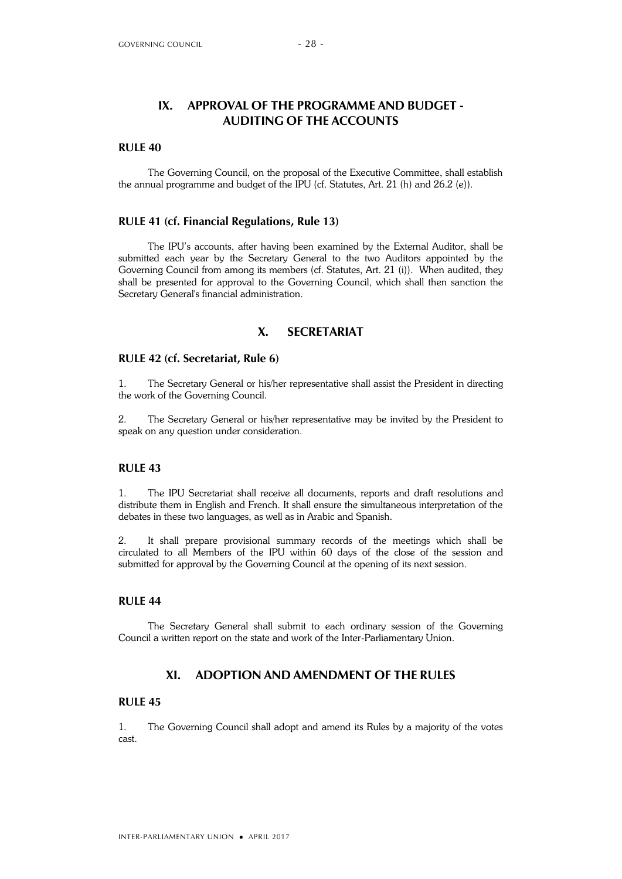## IX. APPROVAL OF THE PROGRAMME AND BUDGET - AUDITING OF THE ACCOUNTS

### RULE 40

The Governing Council, on the proposal of the Executive Committee, shall establish the annual programme and budget of the IPU (cf. Statutes, Art. 21 (h) and 26.2 (e)).

### RULE 41 (cf. Financial Regulations, Rule 13)

The IPU's accounts, after having been examined by the External Auditor, shall be submitted each year by the Secretary General to the two Auditors appointed by the Governing Council from among its members (cf. Statutes, Art. 21 (i)). When audited, they shall be presented for approval to the Governing Council, which shall then sanction the Secretary General's financial administration.

## X. SECRETARIAT

### RULE 42 (cf. Secretariat, Rule 6)

1. The Secretary General or his/her representative shall assist the President in directing the work of the Governing Council.

2. The Secretary General or his/her representative may be invited by the President to speak on any question under consideration.

### RULE 43

1. The IPU Secretariat shall receive all documents, reports and draft resolutions and distribute them in English and French. It shall ensure the simultaneous interpretation of the debates in these two languages, as well as in Arabic and Spanish.

2. It shall prepare provisional summary records of the meetings which shall be circulated to all Members of the IPU within 60 days of the close of the session and submitted for approval by the Governing Council at the opening of its next session.

### RULE 44

The Secretary General shall submit to each ordinary session of the Governing Council a written report on the state and work of the Inter-Parliamentary Union.

## XI. ADOPTION AND AMENDMENT OF THE RULES

### RULE 45

1. The Governing Council shall adopt and amend its Rules by a majority of the votes cast.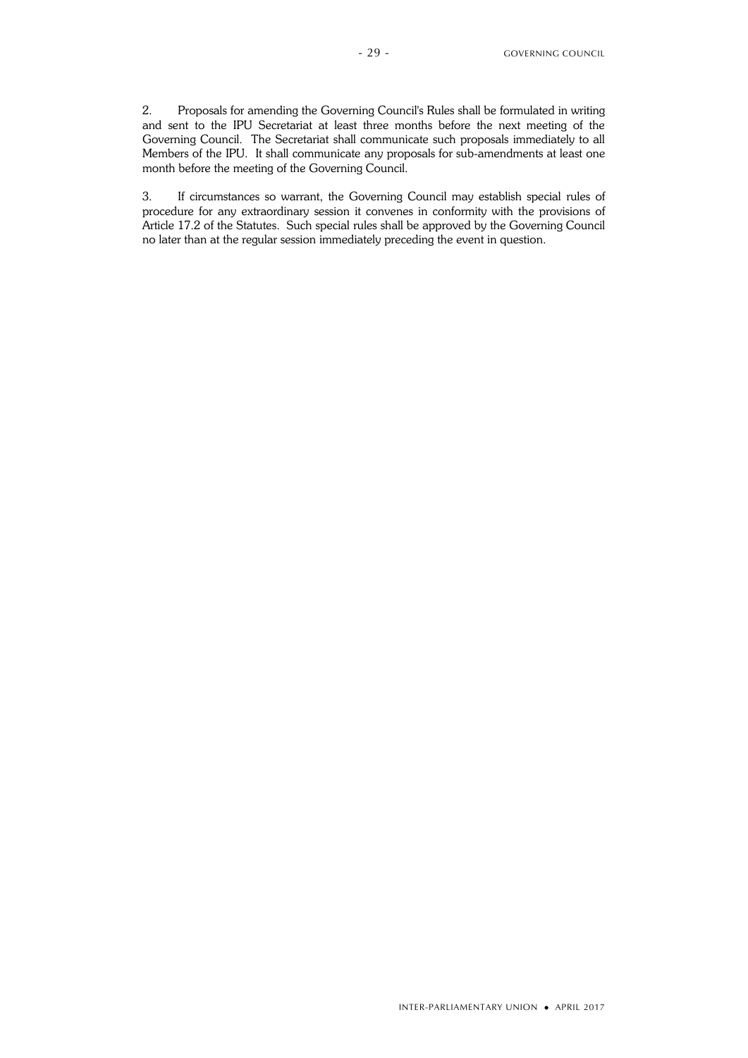2. Proposals for amending the Governing Council's Rules shall be formulated in writing and sent to the IPU Secretariat at least three months before the next meeting of the Governing Council. The Secretariat shall communicate such proposals immediately to all Members of the IPU. It shall communicate any proposals for sub-amendments at least one month before the meeting of the Governing Council.

3. If circumstances so warrant, the Governing Council may establish special rules of procedure for any extraordinary session it convenes in conformity with the provisions of Article 17.2 of the Statutes. Such special rules shall be approved by the Governing Council no later than at the regular session immediately preceding the event in question.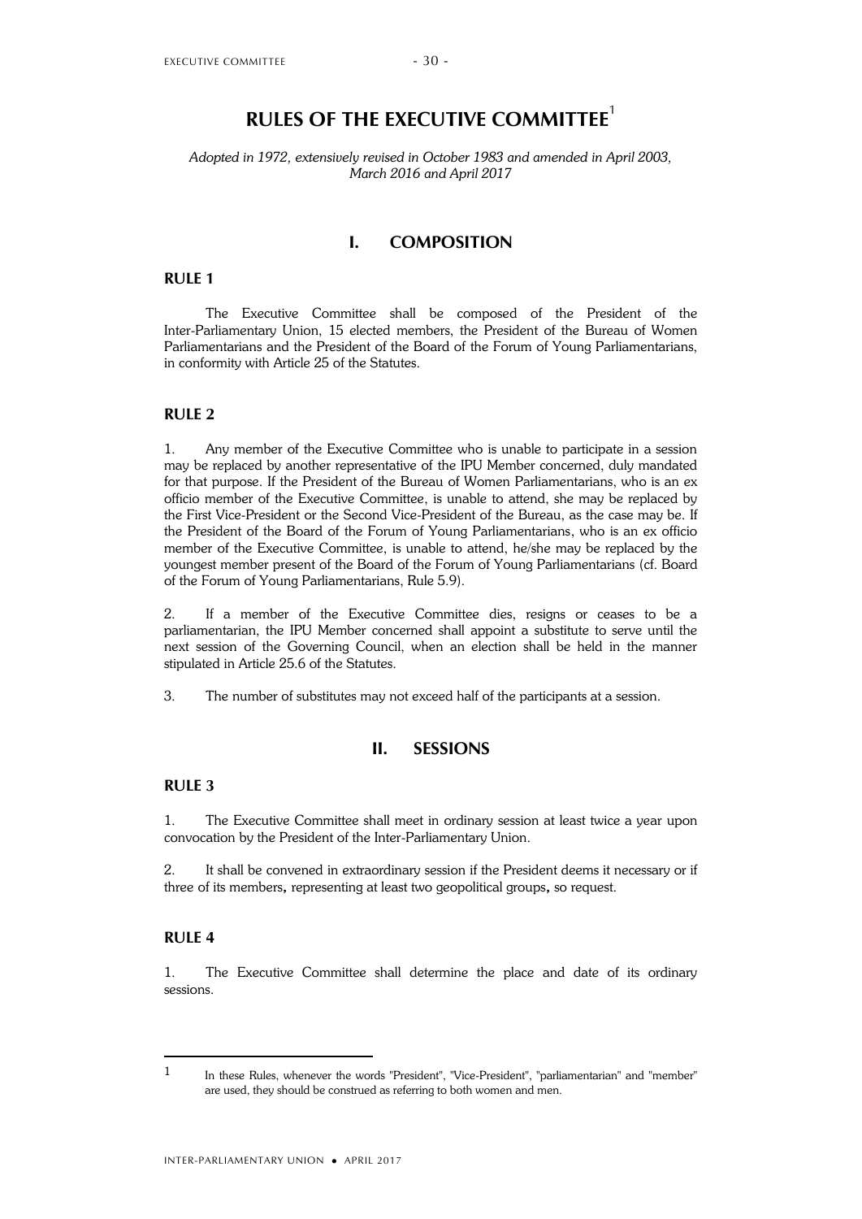# RULES OF THE EXECUTIVE COMMITTEE[1]

*Adopted in 1972, extensively revised in October 1983 and amended in April 2003, March 2016 and April 2017*

## I. COMPOSITION

### RULE 1

The Executive Committee shall be composed of the President of the Inter-Parliamentary Union, 15 elected members, the President of the Bureau of Women Parliamentarians and the President of the Board of the Forum of Young Parliamentarians, in conformity with Article 25 of the Statutes.

### RULE 2

1. Any member of the Executive Committee who is unable to participate in a session may be replaced by another representative of the IPU Member concerned, duly mandated for that purpose. If the President of the Bureau of Women Parliamentarians, who is an ex officio member of the Executive Committee, is unable to attend, she may be replaced by the First Vice-President or the Second Vice-President of the Bureau, as the case may be. If the President of the Board of the Forum of Young Parliamentarians, who is an ex officio member of the Executive Committee, is unable to attend, he/she may be replaced by the youngest member present of the Board of the Forum of Young Parliamentarians (cf. Board of the Forum of Young Parliamentarians, Rule 5.9).

2. If a member of the Executive Committee dies, resigns or ceases to be a parliamentarian, the IPU Member concerned shall appoint a substitute to serve until the next session of the Governing Council, when an election shall be held in the manner stipulated in Article 25.6 of the Statutes.

3. The number of substitutes may not exceed half of the participants at a session.

## II. SESSIONS

### RULE 3

1. The Executive Committee shall meet in ordinary session at least twice a year upon convocation by the President of the Inter-Parliamentary Union.

2. It shall be convened in extraordinary session if the President deems it necessary or if three of its members**,** representing at least two geopolitical groups**,** so request.

### RULE 4

1. The Executive Committee shall determine the place and date of its ordinary sessions.

---

[1] In these Rules, whenever the words "President", "Vice-President", "parliamentarian" and "member" are used, they should be construed as referring to both women and men.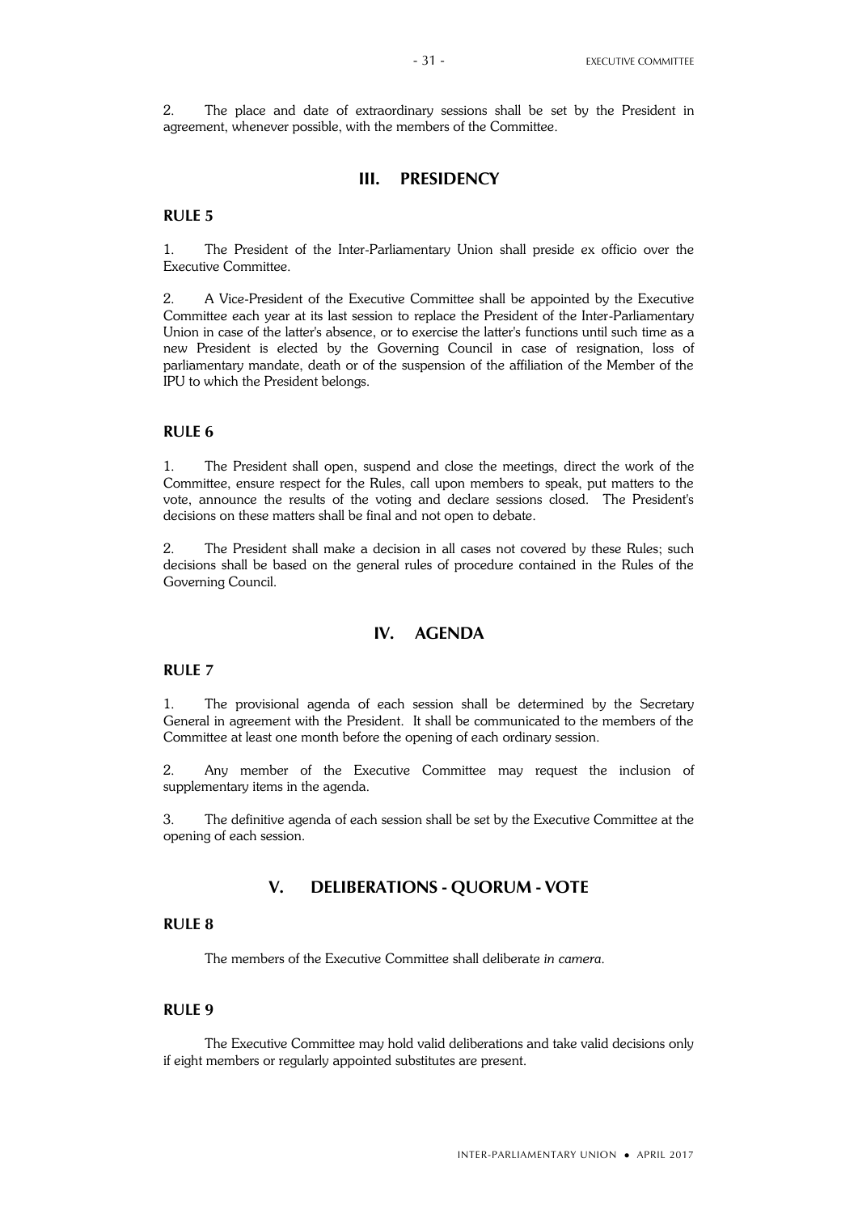2. The place and date of extraordinary sessions shall be set by the President in agreement, whenever possible, with the members of the Committee.

## III. PRESIDENCY

### RULE 5

1. The President of the Inter-Parliamentary Union shall preside ex officio over the Executive Committee.

2. A Vice-President of the Executive Committee shall be appointed by the Executive Committee each year at its last session to replace the President of the Inter-Parliamentary Union in case of the latter's absence, or to exercise the latter's functions until such time as a new President is elected by the Governing Council in case of resignation, loss of parliamentary mandate, death or of the suspension of the affiliation of the Member of the IPU to which the President belongs.

### RULE 6

1. The President shall open, suspend and close the meetings, direct the work of the Committee, ensure respect for the Rules, call upon members to speak, put matters to the vote, announce the results of the voting and declare sessions closed. The President's decisions on these matters shall be final and not open to debate.

2. The President shall make a decision in all cases not covered by these Rules; such decisions shall be based on the general rules of procedure contained in the Rules of the Governing Council.

## IV. AGENDA

### RULE 7

1. The provisional agenda of each session shall be determined by the Secretary General in agreement with the President. It shall be communicated to the members of the Committee at least one month before the opening of each ordinary session.

2. Any member of the Executive Committee may request the inclusion of supplementary items in the agenda.

3. The definitive agenda of each session shall be set by the Executive Committee at the opening of each session.

## V. DELIBERATIONS - QUORUM - VOTE

### RULE 8

The members of the Executive Committee shall deliberate *in camera*.

### RULE 9

The Executive Committee may hold valid deliberations and take valid decisions only if eight members or regularly appointed substitutes are present.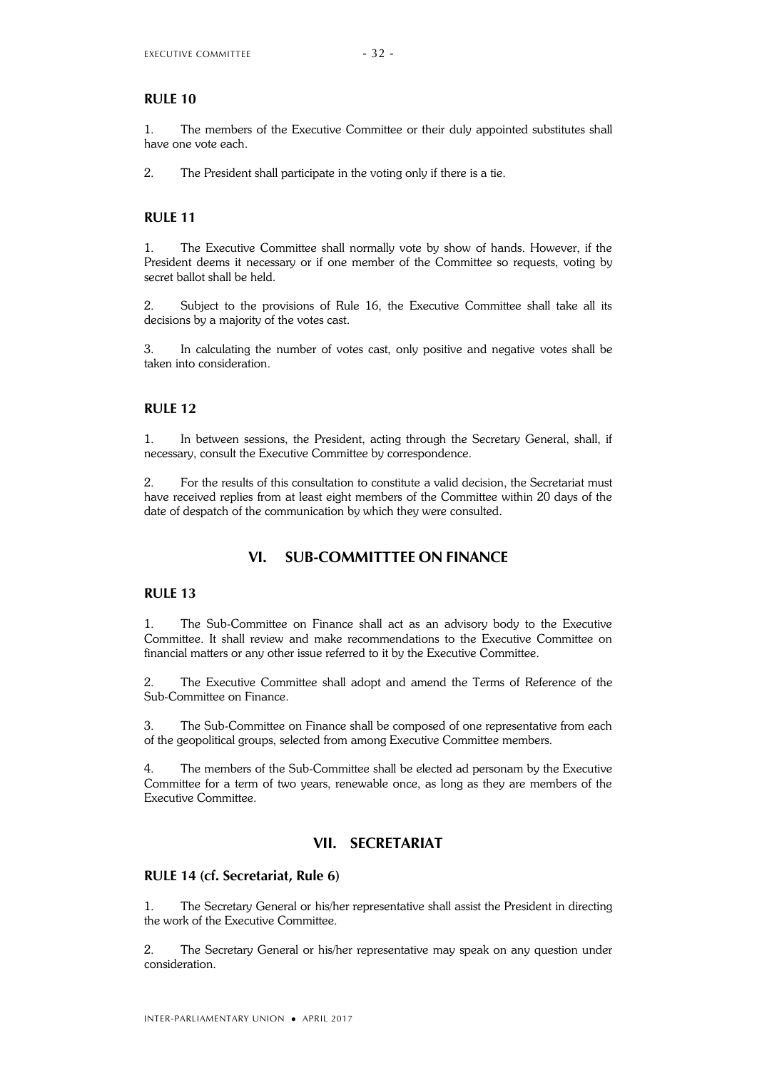### RULE 10

1. The members of the Executive Committee or their duly appointed substitutes shall have one vote each.

2. The President shall participate in the voting only if there is a tie.

### RULE 11

1. The Executive Committee shall normally vote by show of hands. However, if the President deems it necessary or if one member of the Committee so requests, voting by secret ballot shall be held.

2. Subject to the provisions of Rule 16, the Executive Committee shall take all its decisions by a majority of the votes cast.

3. In calculating the number of votes cast, only positive and negative votes shall be taken into consideration.

### RULE 12

1. In between sessions, the President, acting through the Secretary General, shall, if necessary, consult the Executive Committee by correspondence.

2. For the results of this consultation to constitute a valid decision, the Secretariat must have received replies from at least eight members of the Committee within 20 days of the date of despatch of the communication by which they were consulted.

## VI. SUB-COMMITTTEE ON FINANCE

### RULE 13

1. The Sub-Committee on Finance shall act as an advisory body to the Executive Committee. It shall review and make recommendations to the Executive Committee on financial matters or any other issue referred to it by the Executive Committee.

2. The Executive Committee shall adopt and amend the Terms of Reference of the Sub-Committee on Finance.

3. The Sub-Committee on Finance shall be composed of one representative from each of the geopolitical groups, selected from among Executive Committee members.

4. The members of the Sub-Committee shall be elected ad personam by the Executive Committee for a term of two years, renewable once, as long as they are members of the Executive Committee.

## VII. SECRETARIAT

### RULE 14 (cf. Secretariat, Rule 6)

1. The Secretary General or his/her representative shall assist the President in directing the work of the Executive Committee.

2. The Secretary General or his/her representative may speak on any question under consideration.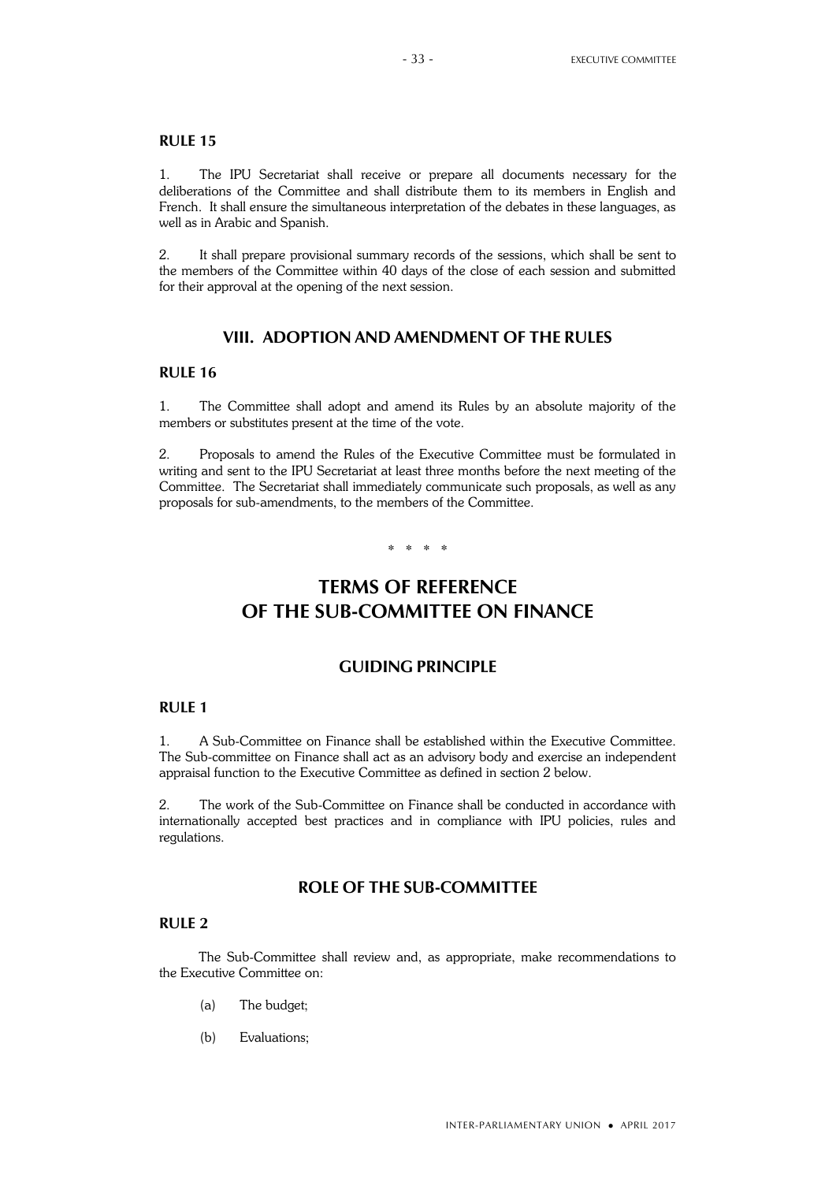**RULE 15**

1. The IPU Secretariat shall receive or prepare all documents necessary for the deliberations of the Committee and shall distribute them to its members in English and French. It shall ensure the simultaneous interpretation of the debates in these languages, as well as in Arabic and Spanish.

2. It shall prepare provisional summary records of the sessions, which shall be sent to the members of the Committee within 40 days of the close of each session and submitted for their approval at the opening of the next session.

## VIII. ADOPTION AND AMENDMENT OF THE RULES

**RULE 16**

1. The Committee shall adopt and amend its Rules by an absolute majority of the members or substitutes present at the time of the vote.

2. Proposals to amend the Rules of the Executive Committee must be formulated in writing and sent to the IPU Secretariat at least three months before the next meeting of the Committee. The Secretariat shall immediately communicate such proposals, as well as any proposals for sub-amendments, to the members of the Committee.

\* \* \* \*

# TERMS OF REFERENCE OF THE SUB-COMMITTEE ON FINANCE

## GUIDING PRINCIPLE

**RULE 1**

1. A Sub-Committee on Finance shall be established within the Executive Committee. The Sub-committee on Finance shall act as an advisory body and exercise an independent appraisal function to the Executive Committee as defined in section 2 below.

2. The work of the Sub-Committee on Finance shall be conducted in accordance with internationally accepted best practices and in compliance with IPU policies, rules and regulations.

## ROLE OF THE SUB-COMMITTEE

**RULE 2**

The Sub-Committee shall review and, as appropriate, make recommendations to the Executive Committee on:

(a) The budget;

(b) Evaluations;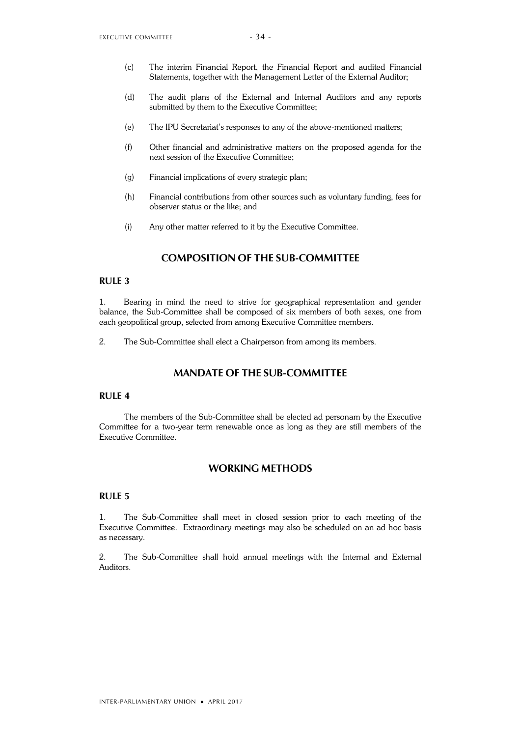(c) The interim Financial Report, the Financial Report and audited Financial Statements, together with the Management Letter of the External Auditor;

(d) The audit plans of the External and Internal Auditors and any reports submitted by them to the Executive Committee;

(e) The IPU Secretariat's responses to any of the above-mentioned matters;

(f) Other financial and administrative matters on the proposed agenda for the next session of the Executive Committee;

(g) Financial implications of every strategic plan;

(h) Financial contributions from other sources such as voluntary funding, fees for observer status or the like; and

(i) Any other matter referred to it by the Executive Committee.

## COMPOSITION OF THE SUB-COMMITTEE

### RULE 3

1. Bearing in mind the need to strive for geographical representation and gender balance, the Sub-Committee shall be composed of six members of both sexes, one from each geopolitical group, selected from among Executive Committee members.

2. The Sub-Committee shall elect a Chairperson from among its members.

## MANDATE OF THE SUB-COMMITTEE

### RULE 4

The members of the Sub-Committee shall be elected ad personam by the Executive Committee for a two-year term renewable once as long as they are still members of the Executive Committee.

## WORKING METHODS

### RULE 5

1. The Sub-Committee shall meet in closed session prior to each meeting of the Executive Committee. Extraordinary meetings may also be scheduled on an ad hoc basis as necessary.

2. The Sub-Committee shall hold annual meetings with the Internal and External Auditors.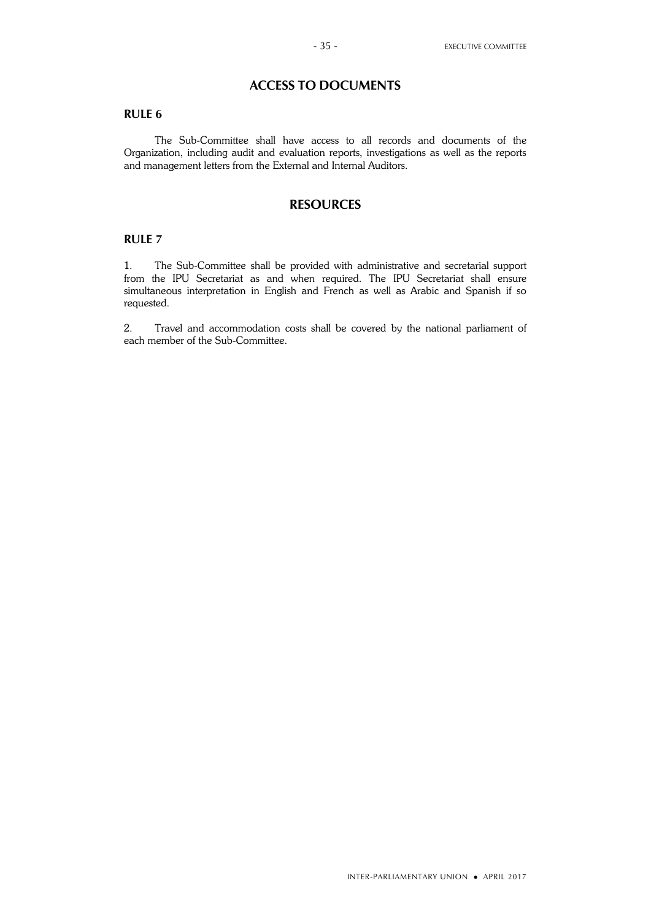## ACCESS TO DOCUMENTS

### RULE 6

The Sub-Committee shall have access to all records and documents of the Organization, including audit and evaluation reports, investigations as well as the reports and management letters from the External and Internal Auditors.

## RESOURCES

### RULE 7

1. The Sub-Committee shall be provided with administrative and secretarial support from the IPU Secretariat as and when required. The IPU Secretariat shall ensure simultaneous interpretation in English and French as well as Arabic and Spanish if so requested.

2. Travel and accommodation costs shall be covered by the national parliament of each member of the Sub-Committee.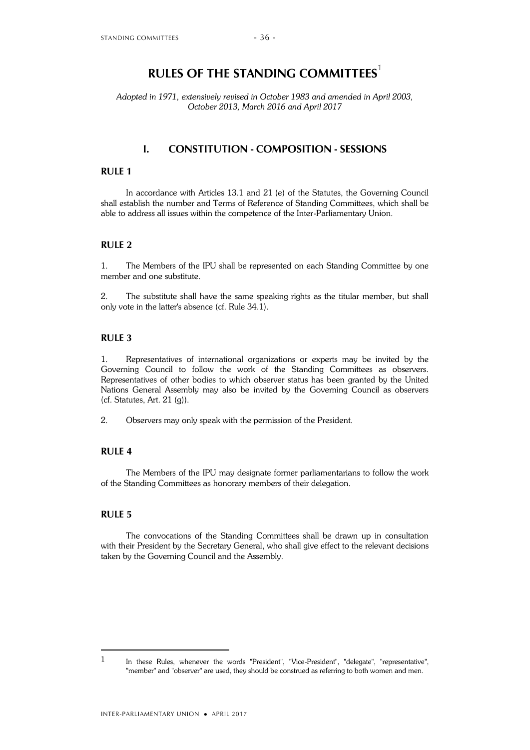# RULES OF THE STANDING COMMITTEES[1]

*Adopted in 1971, extensively revised in October 1983 and amended in April 2003, October 2013, March 2016 and April 2017*

## I. CONSTITUTION - COMPOSITION - SESSIONS

### RULE 1

In accordance with Articles 13.1 and 21 (e) of the Statutes, the Governing Council shall establish the number and Terms of Reference of Standing Committees, which shall be able to address all issues within the competence of the Inter-Parliamentary Union.

### RULE 2

1. The Members of the IPU shall be represented on each Standing Committee by one member and one substitute.

2. The substitute shall have the same speaking rights as the titular member, but shall only vote in the latter's absence (cf. Rule 34.1).

### RULE 3

1. Representatives of international organizations or experts may be invited by the Governing Council to follow the work of the Standing Committees as observers. Representatives of other bodies to which observer status has been granted by the United Nations General Assembly may also be invited by the Governing Council as observers (cf. Statutes, Art. 21 (g)).

2. Observers may only speak with the permission of the President.

### RULE 4

The Members of the IPU may designate former parliamentarians to follow the work of the Standing Committees as honorary members of their delegation.

### RULE 5

The convocations of the Standing Committees shall be drawn up in consultation with their President by the Secretary General, who shall give effect to the relevant decisions taken by the Governing Council and the Assembly.

---

[1] In these Rules, whenever the words "President", "Vice-President", "delegate", "representative", "member" and "observer" are used, they should be construed as referring to both women and men.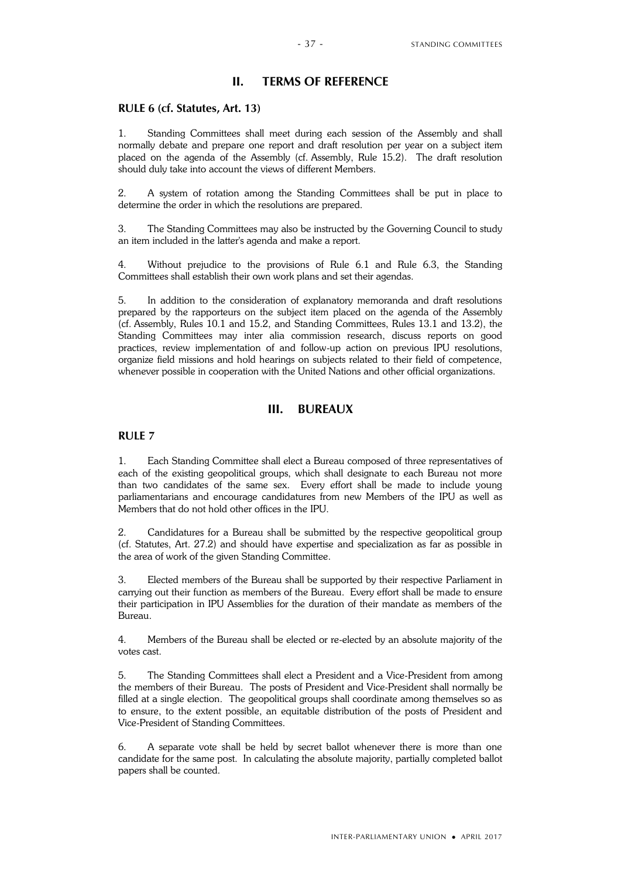## II. TERMS OF REFERENCE

### RULE 6 (cf. Statutes, Art. 13)

1. Standing Committees shall meet during each session of the Assembly and shall normally debate and prepare one report and draft resolution per year on a subject item placed on the agenda of the Assembly (cf. Assembly, Rule 15.2). The draft resolution should duly take into account the views of different Members.

2. A system of rotation among the Standing Committees shall be put in place to determine the order in which the resolutions are prepared.

3. The Standing Committees may also be instructed by the Governing Council to study an item included in the latter's agenda and make a report.

4. Without prejudice to the provisions of Rule 6.1 and Rule 6.3, the Standing Committees shall establish their own work plans and set their agendas.

5. In addition to the consideration of explanatory memoranda and draft resolutions prepared by the rapporteurs on the subject item placed on the agenda of the Assembly (cf. Assembly, Rules 10.1 and 15.2, and Standing Committees, Rules 13.1 and 13.2), the Standing Committees may inter alia commission research, discuss reports on good practices, review implementation of and follow-up action on previous IPU resolutions, organize field missions and hold hearings on subjects related to their field of competence, whenever possible in cooperation with the United Nations and other official organizations.

## III. BUREAUX

### RULE 7

1. Each Standing Committee shall elect a Bureau composed of three representatives of each of the existing geopolitical groups, which shall designate to each Bureau not more than two candidates of the same sex. Every effort shall be made to include young parliamentarians and encourage candidatures from new Members of the IPU as well as Members that do not hold other offices in the IPU.

2. Candidatures for a Bureau shall be submitted by the respective geopolitical group (cf. Statutes, Art. 27.2) and should have expertise and specialization as far as possible in the area of work of the given Standing Committee.

3. Elected members of the Bureau shall be supported by their respective Parliament in carrying out their function as members of the Bureau. Every effort shall be made to ensure their participation in IPU Assemblies for the duration of their mandate as members of the Bureau.

4. Members of the Bureau shall be elected or re-elected by an absolute majority of the votes cast.

5. The Standing Committees shall elect a President and a Vice-President from among the members of their Bureau. The posts of President and Vice-President shall normally be filled at a single election. The geopolitical groups shall coordinate among themselves so as to ensure, to the extent possible, an equitable distribution of the posts of President and Vice-President of Standing Committees.

6. A separate vote shall be held by secret ballot whenever there is more than one candidate for the same post. In calculating the absolute majority, partially completed ballot papers shall be counted.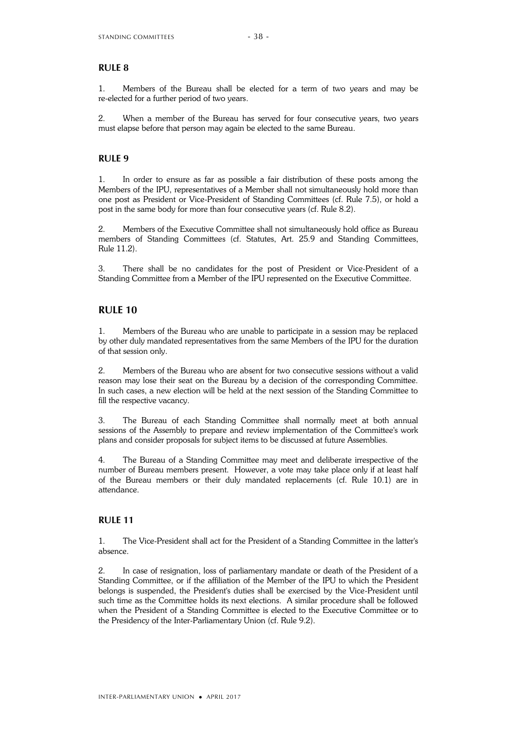## RULE 8

1. Members of the Bureau shall be elected for a term of two years and may be re-elected for a further period of two years.

2. When a member of the Bureau has served for four consecutive years, two years must elapse before that person may again be elected to the same Bureau.

## RULE 9

1. In order to ensure as far as possible a fair distribution of these posts among the Members of the IPU, representatives of a Member shall not simultaneously hold more than one post as President or Vice-President of Standing Committees (cf. Rule 7.5), or hold a post in the same body for more than four consecutive years (cf. Rule 8.2).

2. Members of the Executive Committee shall not simultaneously hold office as Bureau members of Standing Committees (cf. Statutes, Art. 25.9 and Standing Committees, Rule 11.2).

3. There shall be no candidates for the post of President or Vice-President of a Standing Committee from a Member of the IPU represented on the Executive Committee.

## RULE 10

1. Members of the Bureau who are unable to participate in a session may be replaced by other duly mandated representatives from the same Members of the IPU for the duration of that session only.

2. Members of the Bureau who are absent for two consecutive sessions without a valid reason may lose their seat on the Bureau by a decision of the corresponding Committee. In such cases, a new election will be held at the next session of the Standing Committee to fill the respective vacancy.

3. The Bureau of each Standing Committee shall normally meet at both annual sessions of the Assembly to prepare and review implementation of the Committee's work plans and consider proposals for subject items to be discussed at future Assemblies.

4. The Bureau of a Standing Committee may meet and deliberate irrespective of the number of Bureau members present. However, a vote may take place only if at least half of the Bureau members or their duly mandated replacements (cf. Rule 10.1) are in attendance.

## RULE 11

1. The Vice-President shall act for the President of a Standing Committee in the latter's absence.

2. In case of resignation, loss of parliamentary mandate or death of the President of a Standing Committee, or if the affiliation of the Member of the IPU to which the President belongs is suspended, the President's duties shall be exercised by the Vice-President until such time as the Committee holds its next elections. A similar procedure shall be followed when the President of a Standing Committee is elected to the Executive Committee or to the Presidency of the Inter-Parliamentary Union (cf. Rule 9.2).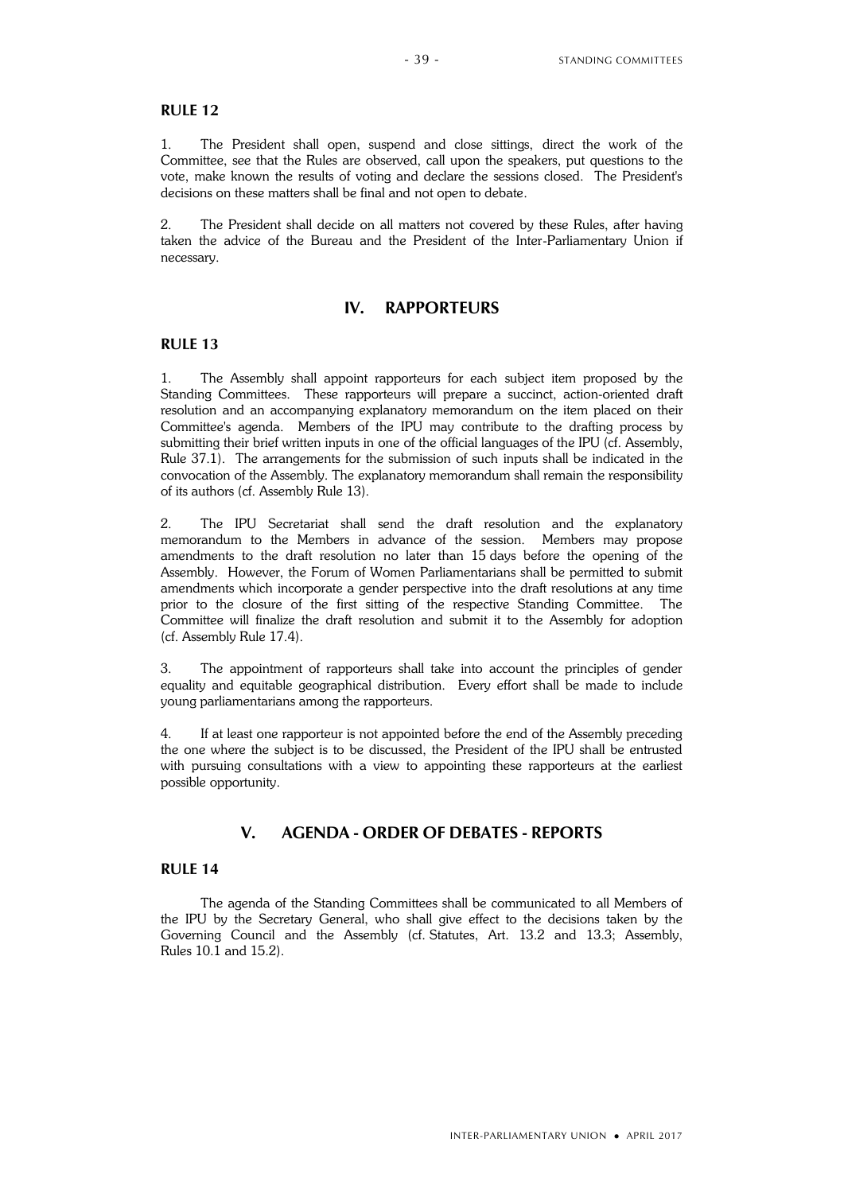### RULE 12

1. The President shall open, suspend and close sittings, direct the work of the Committee, see that the Rules are observed, call upon the speakers, put questions to the vote, make known the results of voting and declare the sessions closed. The President's decisions on these matters shall be final and not open to debate.

2. The President shall decide on all matters not covered by these Rules, after having taken the advice of the Bureau and the President of the Inter-Parliamentary Union if necessary.

## IV. RAPPORTEURS

### RULE 13

1. The Assembly shall appoint rapporteurs for each subject item proposed by the Standing Committees. These rapporteurs will prepare a succinct, action-oriented draft resolution and an accompanying explanatory memorandum on the item placed on their Committee's agenda. Members of the IPU may contribute to the drafting process by submitting their brief written inputs in one of the official languages of the IPU (cf. Assembly, Rule 37.1). The arrangements for the submission of such inputs shall be indicated in the convocation of the Assembly. The explanatory memorandum shall remain the responsibility of its authors (cf. Assembly Rule 13).

2. The IPU Secretariat shall send the draft resolution and the explanatory memorandum to the Members in advance of the session. Members may propose amendments to the draft resolution no later than 15 days before the opening of the Assembly. However, the Forum of Women Parliamentarians shall be permitted to submit amendments which incorporate a gender perspective into the draft resolutions at any time prior to the closure of the first sitting of the respective Standing Committee. The Committee will finalize the draft resolution and submit it to the Assembly for adoption (cf. Assembly Rule 17.4).

3. The appointment of rapporteurs shall take into account the principles of gender equality and equitable geographical distribution. Every effort shall be made to include young parliamentarians among the rapporteurs.

4. If at least one rapporteur is not appointed before the end of the Assembly preceding the one where the subject is to be discussed, the President of the IPU shall be entrusted with pursuing consultations with a view to appointing these rapporteurs at the earliest possible opportunity.

## V. AGENDA - ORDER OF DEBATES - REPORTS

### RULE 14

The agenda of the Standing Committees shall be communicated to all Members of the IPU by the Secretary General, who shall give effect to the decisions taken by the Governing Council and the Assembly (cf. Statutes, Art. 13.2 and 13.3; Assembly, Rules 10.1 and 15.2).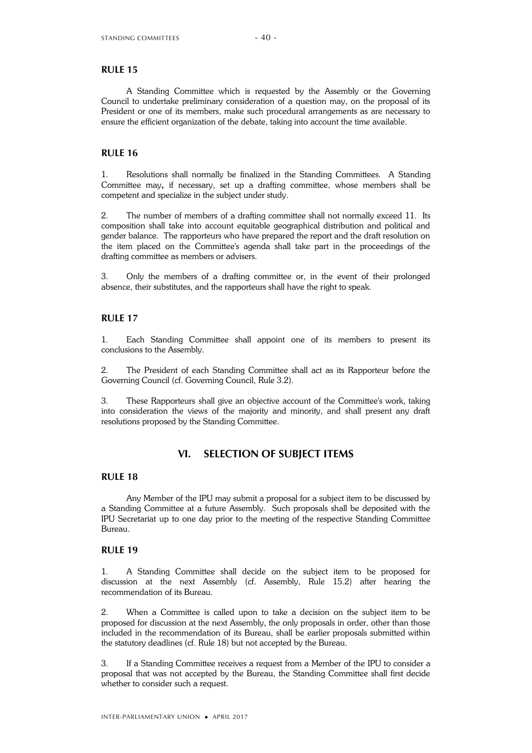## RULE 15

A Standing Committee which is requested by the Assembly or the Governing Council to undertake preliminary consideration of a question may, on the proposal of its President or one of its members, make such procedural arrangements as are necessary to ensure the efficient organization of the debate, taking into account the time available.

## RULE 16

1. Resolutions shall normally be finalized in the Standing Committees. A Standing Committee may**,** if necessary, set up a drafting committee, whose members shall be competent and specialize in the subject under study.

2. The number of members of a drafting committee shall not normally exceed 11. Its composition shall take into account equitable geographical distribution and political and gender balance. The rapporteurs who have prepared the report and the draft resolution on the item placed on the Committee's agenda shall take part in the proceedings of the drafting committee as members or advisers.

3. Only the members of a drafting committee or, in the event of their prolonged absence, their substitutes, and the rapporteurs shall have the right to speak.

## RULE 17

1. Each Standing Committee shall appoint one of its members to present its conclusions to the Assembly.

2. The President of each Standing Committee shall act as its Rapporteur before the Governing Council (cf. Governing Council, Rule 3.2).

3. These Rapporteurs shall give an objective account of the Committee's work, taking into consideration the views of the majority and minority, and shall present any draft resolutions proposed by the Standing Committee.

# VI. SELECTION OF SUBJECT ITEMS

## RULE 18

Any Member of the IPU may submit a proposal for a subject item to be discussed by a Standing Committee at a future Assembly. Such proposals shall be deposited with the IPU Secretariat up to one day prior to the meeting of the respective Standing Committee Bureau.

## RULE 19

1. A Standing Committee shall decide on the subject item to be proposed for discussion at the next Assembly (cf. Assembly, Rule 15.2) after hearing the recommendation of its Bureau.

2. When a Committee is called upon to take a decision on the subject item to be proposed for discussion at the next Assembly, the only proposals in order, other than those included in the recommendation of its Bureau, shall be earlier proposals submitted within the statutory deadlines (cf. Rule 18) but not accepted by the Bureau.

3. If a Standing Committee receives a request from a Member of the IPU to consider a proposal that was not accepted by the Bureau, the Standing Committee shall first decide whether to consider such a request.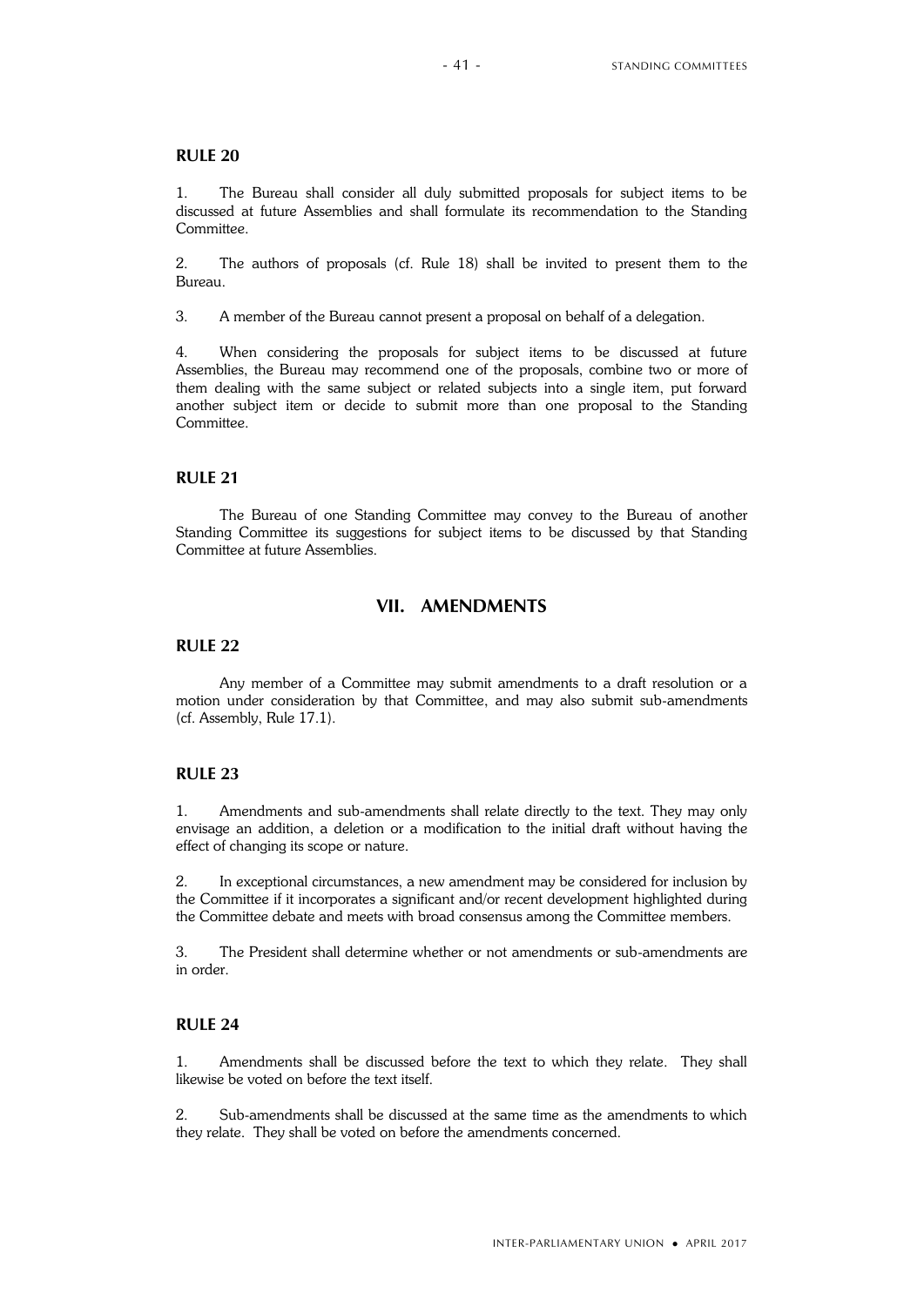### RULE 20

1. The Bureau shall consider all duly submitted proposals for subject items to be discussed at future Assemblies and shall formulate its recommendation to the Standing Committee.

2. The authors of proposals (cf. Rule 18) shall be invited to present them to the Bureau.

3. A member of the Bureau cannot present a proposal on behalf of a delegation.

4. When considering the proposals for subject items to be discussed at future Assemblies, the Bureau may recommend one of the proposals, combine two or more of them dealing with the same subject or related subjects into a single item, put forward another subject item or decide to submit more than one proposal to the Standing Committee.

### RULE 21

The Bureau of one Standing Committee may convey to the Bureau of another Standing Committee its suggestions for subject items to be discussed by that Standing Committee at future Assemblies.

## VII. AMENDMENTS

### RULE 22

Any member of a Committee may submit amendments to a draft resolution or a motion under consideration by that Committee, and may also submit sub-amendments (cf. Assembly, Rule 17.1).

### RULE 23

1. Amendments and sub-amendments shall relate directly to the text. They may only envisage an addition, a deletion or a modification to the initial draft without having the effect of changing its scope or nature.

2. In exceptional circumstances, a new amendment may be considered for inclusion by the Committee if it incorporates a significant and/or recent development highlighted during the Committee debate and meets with broad consensus among the Committee members.

3. The President shall determine whether or not amendments or sub-amendments are in order.

### RULE 24

1. Amendments shall be discussed before the text to which they relate. They shall likewise be voted on before the text itself.

2. Sub-amendments shall be discussed at the same time as the amendments to which they relate. They shall be voted on before the amendments concerned.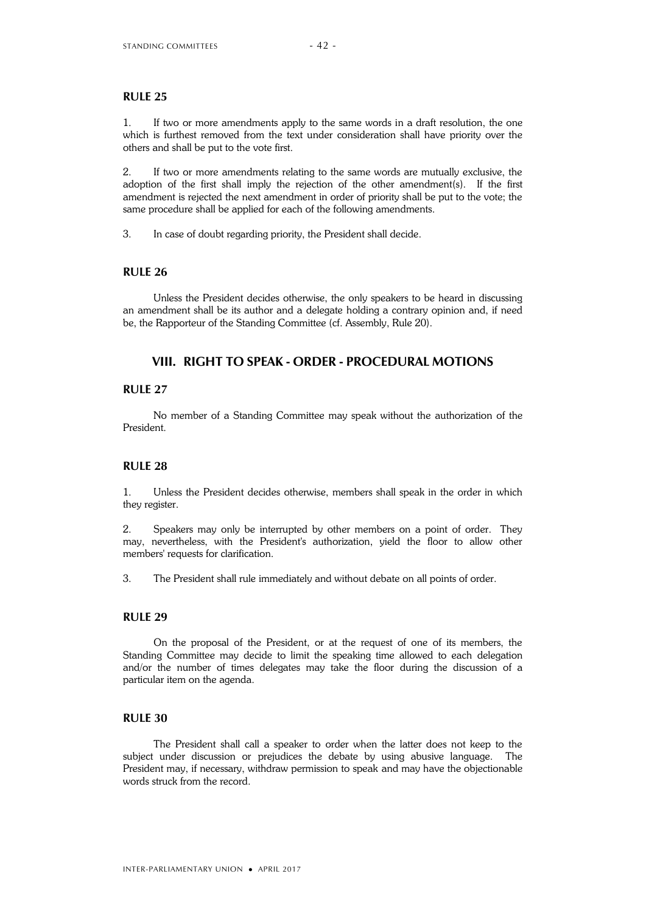### RULE 25

1. If two or more amendments apply to the same words in a draft resolution, the one which is furthest removed from the text under consideration shall have priority over the others and shall be put to the vote first.

2. If two or more amendments relating to the same words are mutually exclusive, the adoption of the first shall imply the rejection of the other amendment(s). If the first amendment is rejected the next amendment in order of priority shall be put to the vote; the same procedure shall be applied for each of the following amendments.

3. In case of doubt regarding priority, the President shall decide.

### RULE 26

Unless the President decides otherwise, the only speakers to be heard in discussing an amendment shall be its author and a delegate holding a contrary opinion and, if need be, the Rapporteur of the Standing Committee (cf. Assembly, Rule 20).

## VIII. RIGHT TO SPEAK - ORDER - PROCEDURAL MOTIONS

### RULE 27

No member of a Standing Committee may speak without the authorization of the President.

### RULE 28

1. Unless the President decides otherwise, members shall speak in the order in which they register.

2. Speakers may only be interrupted by other members on a point of order. They may, nevertheless, with the President's authorization, yield the floor to allow other members' requests for clarification.

3. The President shall rule immediately and without debate on all points of order.

### RULE 29

On the proposal of the President, or at the request of one of its members, the Standing Committee may decide to limit the speaking time allowed to each delegation and/or the number of times delegates may take the floor during the discussion of a particular item on the agenda.

### RULE 30

The President shall call a speaker to order when the latter does not keep to the subject under discussion or prejudices the debate by using abusive language. The President may, if necessary, withdraw permission to speak and may have the objectionable words struck from the record.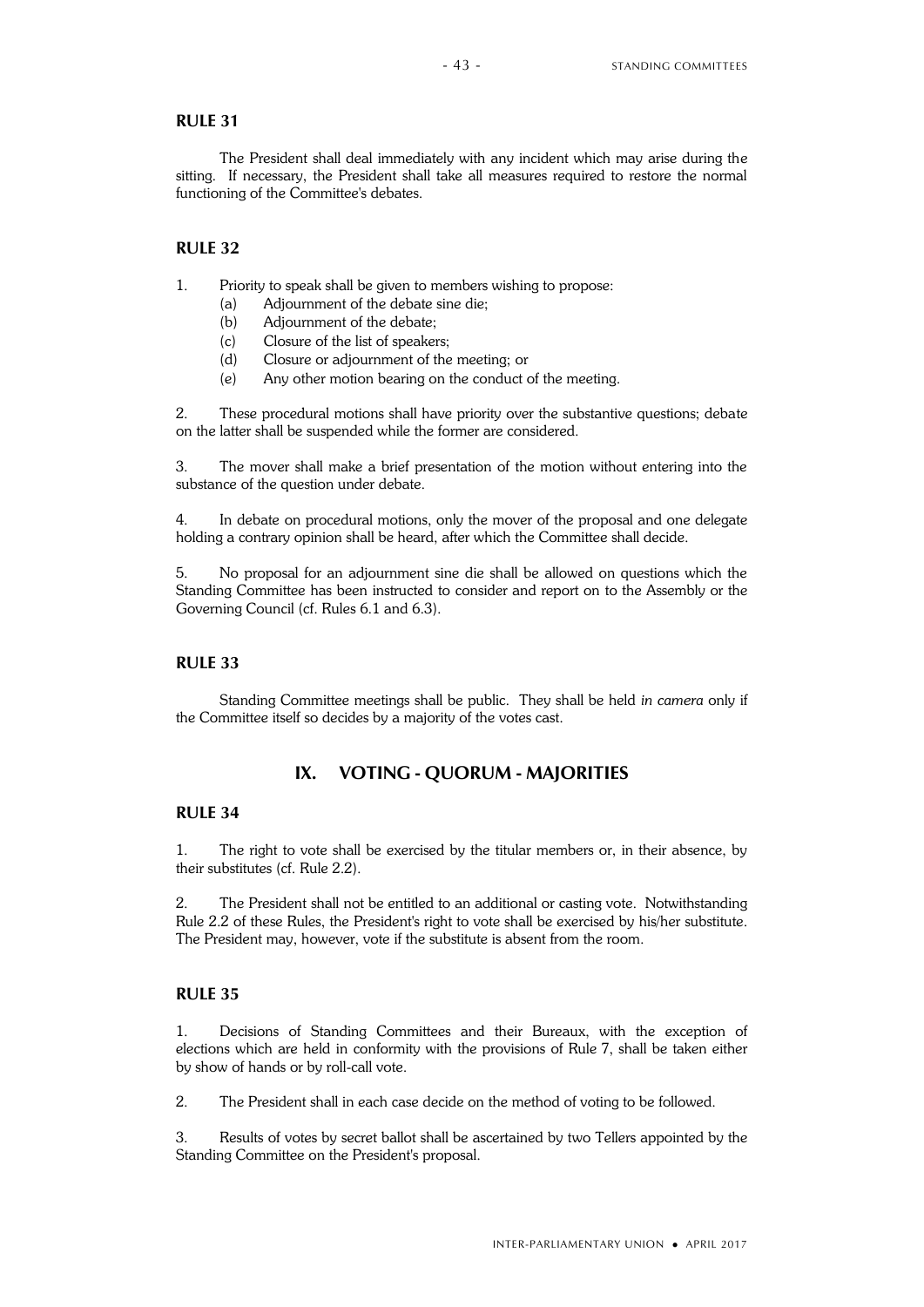### RULE 31

The President shall deal immediately with any incident which may arise during the sitting. If necessary, the President shall take all measures required to restore the normal functioning of the Committee's debates.

### RULE 32

1. Priority to speak shall be given to members wishing to propose:
   - (a) Adjournment of the debate sine die;
   - (b) Adjournment of the debate;
   - (c) Closure of the list of speakers;
   - (d) Closure or adjournment of the meeting; or
   - (e) Any other motion bearing on the conduct of the meeting.

2. These procedural motions shall have priority over the substantive questions; debate on the latter shall be suspended while the former are considered.

3. The mover shall make a brief presentation of the motion without entering into the substance of the question under debate.

4. In debate on procedural motions, only the mover of the proposal and one delegate holding a contrary opinion shall be heard, after which the Committee shall decide.

5. No proposal for an adjournment sine die shall be allowed on questions which the Standing Committee has been instructed to consider and report on to the Assembly or the Governing Council (cf. Rules 6.1 and 6.3).

### RULE 33

Standing Committee meetings shall be public. They shall be held *in camera* only if the Committee itself so decides by a majority of the votes cast.

## IX. VOTING - QUORUM - MAJORITIES

### RULE 34

1. The right to vote shall be exercised by the titular members or, in their absence, by their substitutes (cf. Rule 2.2).

2. The President shall not be entitled to an additional or casting vote. Notwithstanding Rule 2.2 of these Rules, the President's right to vote shall be exercised by his/her substitute. The President may, however, vote if the substitute is absent from the room.

### RULE 35

1. Decisions of Standing Committees and their Bureaux, with the exception of elections which are held in conformity with the provisions of Rule 7, shall be taken either by show of hands or by roll-call vote.

2. The President shall in each case decide on the method of voting to be followed.

3. Results of votes by secret ballot shall be ascertained by two Tellers appointed by the Standing Committee on the President's proposal.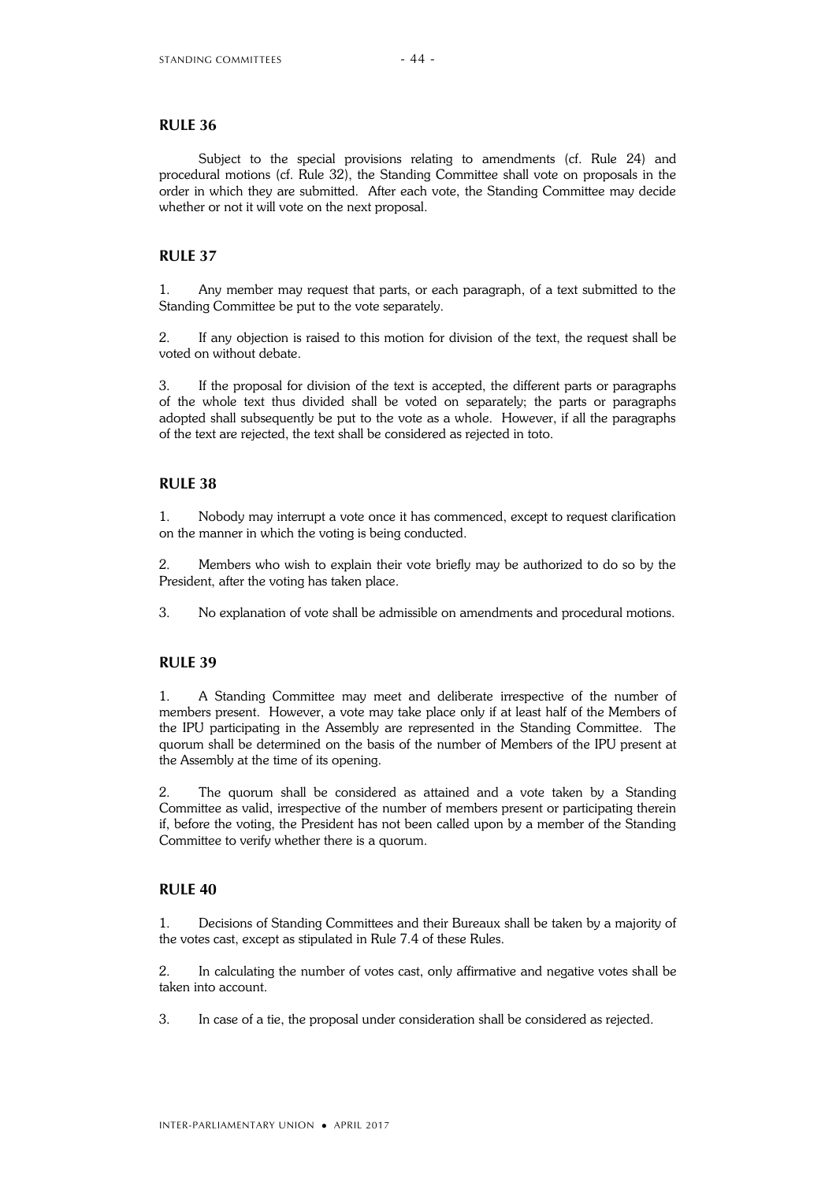## RULE 36

Subject to the special provisions relating to amendments (cf. Rule 24) and procedural motions (cf. Rule 32), the Standing Committee shall vote on proposals in the order in which they are submitted. After each vote, the Standing Committee may decide whether or not it will vote on the next proposal.

## RULE 37

1. Any member may request that parts, or each paragraph, of a text submitted to the Standing Committee be put to the vote separately.

2. If any objection is raised to this motion for division of the text, the request shall be voted on without debate.

3. If the proposal for division of the text is accepted, the different parts or paragraphs of the whole text thus divided shall be voted on separately; the parts or paragraphs adopted shall subsequently be put to the vote as a whole. However, if all the paragraphs of the text are rejected, the text shall be considered as rejected in toto.

## RULE 38

1. Nobody may interrupt a vote once it has commenced, except to request clarification on the manner in which the voting is being conducted.

2. Members who wish to explain their vote briefly may be authorized to do so by the President, after the voting has taken place.

3. No explanation of vote shall be admissible on amendments and procedural motions.

## RULE 39

1. A Standing Committee may meet and deliberate irrespective of the number of members present. However, a vote may take place only if at least half of the Members of the IPU participating in the Assembly are represented in the Standing Committee. The quorum shall be determined on the basis of the number of Members of the IPU present at the Assembly at the time of its opening.

2. The quorum shall be considered as attained and a vote taken by a Standing Committee as valid, irrespective of the number of members present or participating therein if, before the voting, the President has not been called upon by a member of the Standing Committee to verify whether there is a quorum.

## RULE 40

1. Decisions of Standing Committees and their Bureaux shall be taken by a majority of the votes cast, except as stipulated in Rule 7.4 of these Rules.

2. In calculating the number of votes cast, only affirmative and negative votes shall be taken into account.

3. In case of a tie, the proposal under consideration shall be considered as rejected.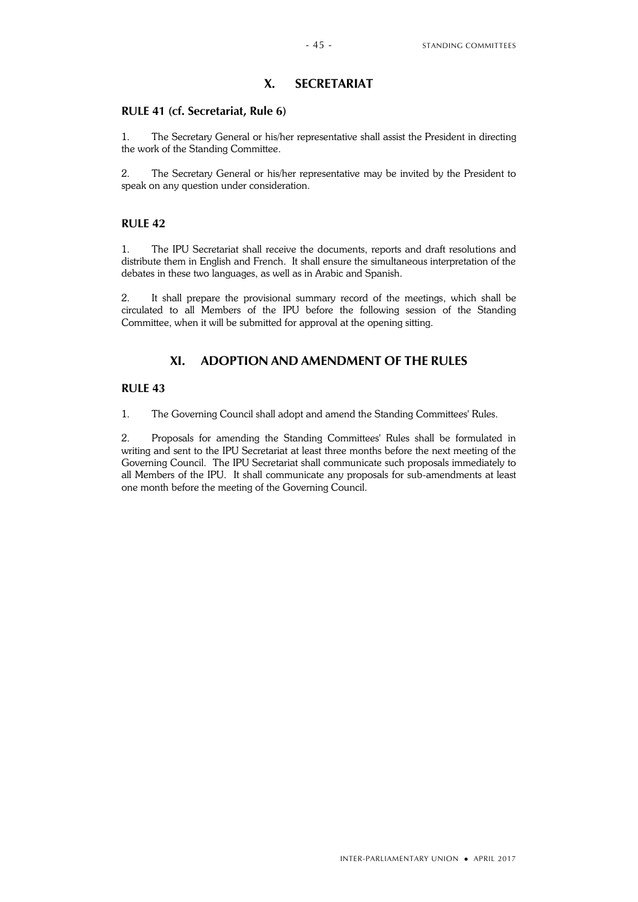## X. SECRETARIAT

### RULE 41 (cf. Secretariat, Rule 6)

1. The Secretary General or his/her representative shall assist the President in directing the work of the Standing Committee.

2. The Secretary General or his/her representative may be invited by the President to speak on any question under consideration.

### RULE 42

1. The IPU Secretariat shall receive the documents, reports and draft resolutions and distribute them in English and French. It shall ensure the simultaneous interpretation of the debates in these two languages, as well as in Arabic and Spanish.

2. It shall prepare the provisional summary record of the meetings, which shall be circulated to all Members of the IPU before the following session of the Standing Committee, when it will be submitted for approval at the opening sitting.

## XI. ADOPTION AND AMENDMENT OF THE RULES

### RULE 43

1. The Governing Council shall adopt and amend the Standing Committees' Rules.

2. Proposals for amending the Standing Committees' Rules shall be formulated in writing and sent to the IPU Secretariat at least three months before the next meeting of the Governing Council. The IPU Secretariat shall communicate such proposals immediately to all Members of the IPU. It shall communicate any proposals for sub-amendments at least one month before the meeting of the Governing Council.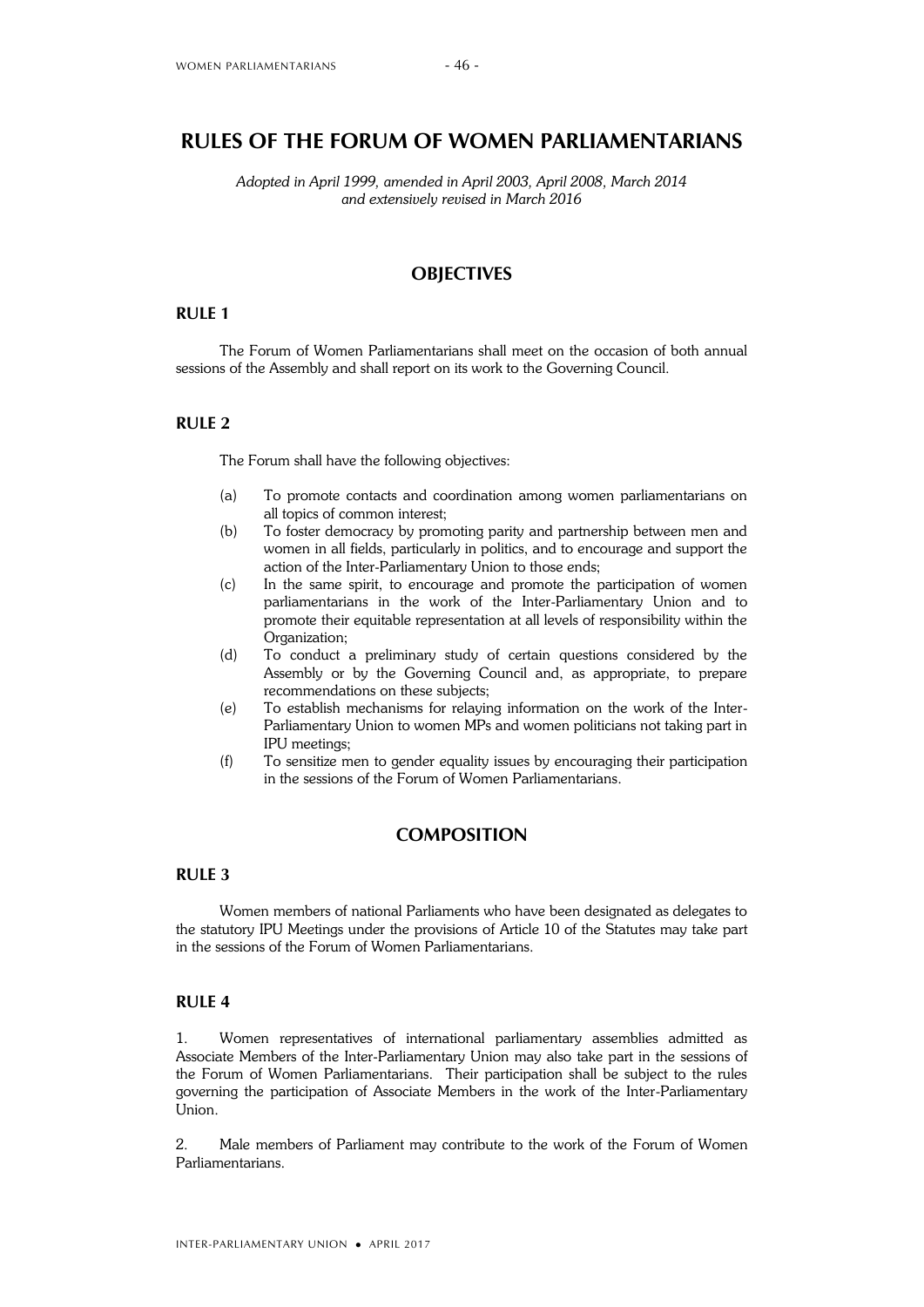# RULES OF THE FORUM OF WOMEN PARLIAMENTARIANS

*Adopted in April 1999, amended in April 2003, April 2008, March 2014 and extensively revised in March 2016*

## OBJECTIVES

### RULE 1

The Forum of Women Parliamentarians shall meet on the occasion of both annual sessions of the Assembly and shall report on its work to the Governing Council.

### RULE 2

The Forum shall have the following objectives:

(a) To promote contacts and coordination among women parliamentarians on all topics of common interest;

(b) To foster democracy by promoting parity and partnership between men and women in all fields, particularly in politics, and to encourage and support the action of the Inter-Parliamentary Union to those ends;

(c) In the same spirit, to encourage and promote the participation of women parliamentarians in the work of the Inter-Parliamentary Union and to promote their equitable representation at all levels of responsibility within the Organization;

(d) To conduct a preliminary study of certain questions considered by the Assembly or by the Governing Council and, as appropriate, to prepare recommendations on these subjects;

(e) To establish mechanisms for relaying information on the work of the Inter-Parliamentary Union to women MPs and women politicians not taking part in IPU meetings;

(f) To sensitize men to gender equality issues by encouraging their participation in the sessions of the Forum of Women Parliamentarians.

## COMPOSITION

### RULE 3

Women members of national Parliaments who have been designated as delegates to the statutory IPU Meetings under the provisions of Article 10 of the Statutes may take part in the sessions of the Forum of Women Parliamentarians.

### RULE 4

1. Women representatives of international parliamentary assemblies admitted as Associate Members of the Inter-Parliamentary Union may also take part in the sessions of the Forum of Women Parliamentarians. Their participation shall be subject to the rules governing the participation of Associate Members in the work of the Inter-Parliamentary Union.

2. Male members of Parliament may contribute to the work of the Forum of Women Parliamentarians.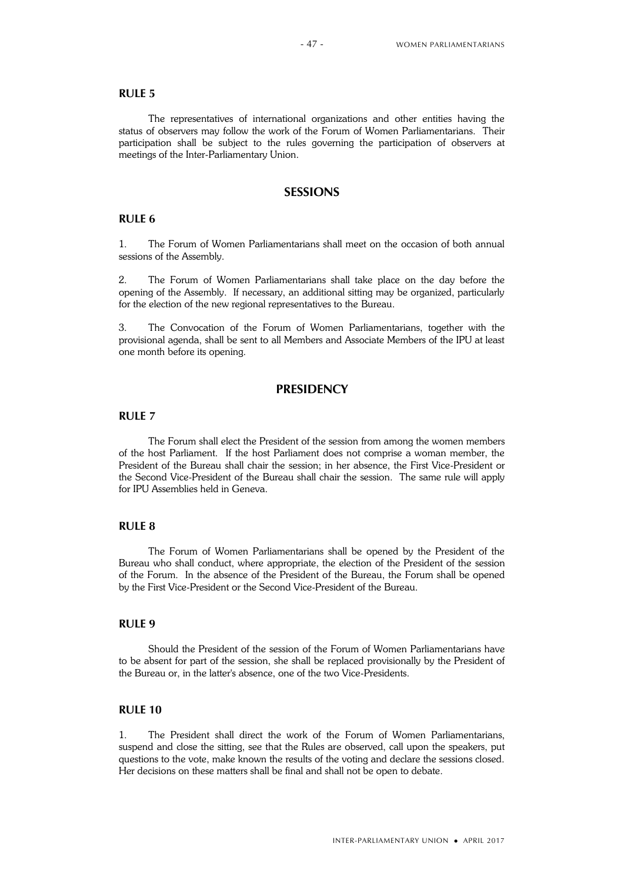**RULE 5**

The representatives of international organizations and other entities having the status of observers may follow the work of the Forum of Women Parliamentarians. Their participation shall be subject to the rules governing the participation of observers at meetings of the Inter-Parliamentary Union.

## SESSIONS

**RULE 6**

1. The Forum of Women Parliamentarians shall meet on the occasion of both annual sessions of the Assembly.

2. The Forum of Women Parliamentarians shall take place on the day before the opening of the Assembly. If necessary, an additional sitting may be organized, particularly for the election of the new regional representatives to the Bureau.

3. The Convocation of the Forum of Women Parliamentarians, together with the provisional agenda, shall be sent to all Members and Associate Members of the IPU at least one month before its opening.

## PRESIDENCY

**RULE 7**

The Forum shall elect the President of the session from among the women members of the host Parliament. If the host Parliament does not comprise a woman member, the President of the Bureau shall chair the session; in her absence, the First Vice-President or the Second Vice-President of the Bureau shall chair the session. The same rule will apply for IPU Assemblies held in Geneva.

**RULE 8**

The Forum of Women Parliamentarians shall be opened by the President of the Bureau who shall conduct, where appropriate, the election of the President of the session of the Forum. In the absence of the President of the Bureau, the Forum shall be opened by the First Vice-President or the Second Vice-President of the Bureau.

**RULE 9**

Should the President of the session of the Forum of Women Parliamentarians have to be absent for part of the session, she shall be replaced provisionally by the President of the Bureau or, in the latter's absence, one of the two Vice-Presidents.

**RULE 10**

1. The President shall direct the work of the Forum of Women Parliamentarians, suspend and close the sitting, see that the Rules are observed, call upon the speakers, put questions to the vote, make known the results of the voting and declare the sessions closed. Her decisions on these matters shall be final and shall not be open to debate.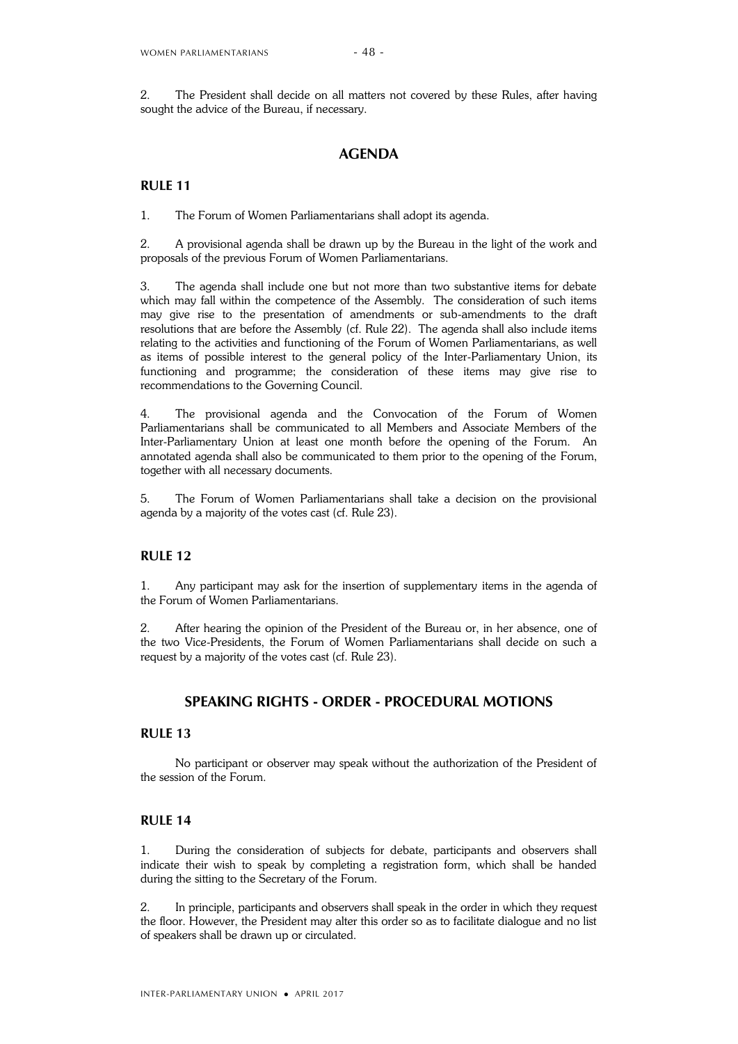2. The President shall decide on all matters not covered by these Rules, after having sought the advice of the Bureau, if necessary.

## AGENDA

### RULE 11

1. The Forum of Women Parliamentarians shall adopt its agenda.

2. A provisional agenda shall be drawn up by the Bureau in the light of the work and proposals of the previous Forum of Women Parliamentarians.

3. The agenda shall include one but not more than two substantive items for debate which may fall within the competence of the Assembly. The consideration of such items may give rise to the presentation of amendments or sub-amendments to the draft resolutions that are before the Assembly (cf. Rule 22). The agenda shall also include items relating to the activities and functioning of the Forum of Women Parliamentarians, as well as items of possible interest to the general policy of the Inter-Parliamentary Union, its functioning and programme; the consideration of these items may give rise to recommendations to the Governing Council.

4. The provisional agenda and the Convocation of the Forum of Women Parliamentarians shall be communicated to all Members and Associate Members of the Inter-Parliamentary Union at least one month before the opening of the Forum. An annotated agenda shall also be communicated to them prior to the opening of the Forum, together with all necessary documents.

5. The Forum of Women Parliamentarians shall take a decision on the provisional agenda by a majority of the votes cast (cf. Rule 23).

### RULE 12

1. Any participant may ask for the insertion of supplementary items in the agenda of the Forum of Women Parliamentarians.

2. After hearing the opinion of the President of the Bureau or, in her absence, one of the two Vice-Presidents, the Forum of Women Parliamentarians shall decide on such a request by a majority of the votes cast (cf. Rule 23).

## SPEAKING RIGHTS - ORDER - PROCEDURAL MOTIONS

### RULE 13

No participant or observer may speak without the authorization of the President of the session of the Forum.

### RULE 14

1. During the consideration of subjects for debate, participants and observers shall indicate their wish to speak by completing a registration form, which shall be handed during the sitting to the Secretary of the Forum.

2. In principle, participants and observers shall speak in the order in which they request the floor. However, the President may alter this order so as to facilitate dialogue and no list of speakers shall be drawn up or circulated.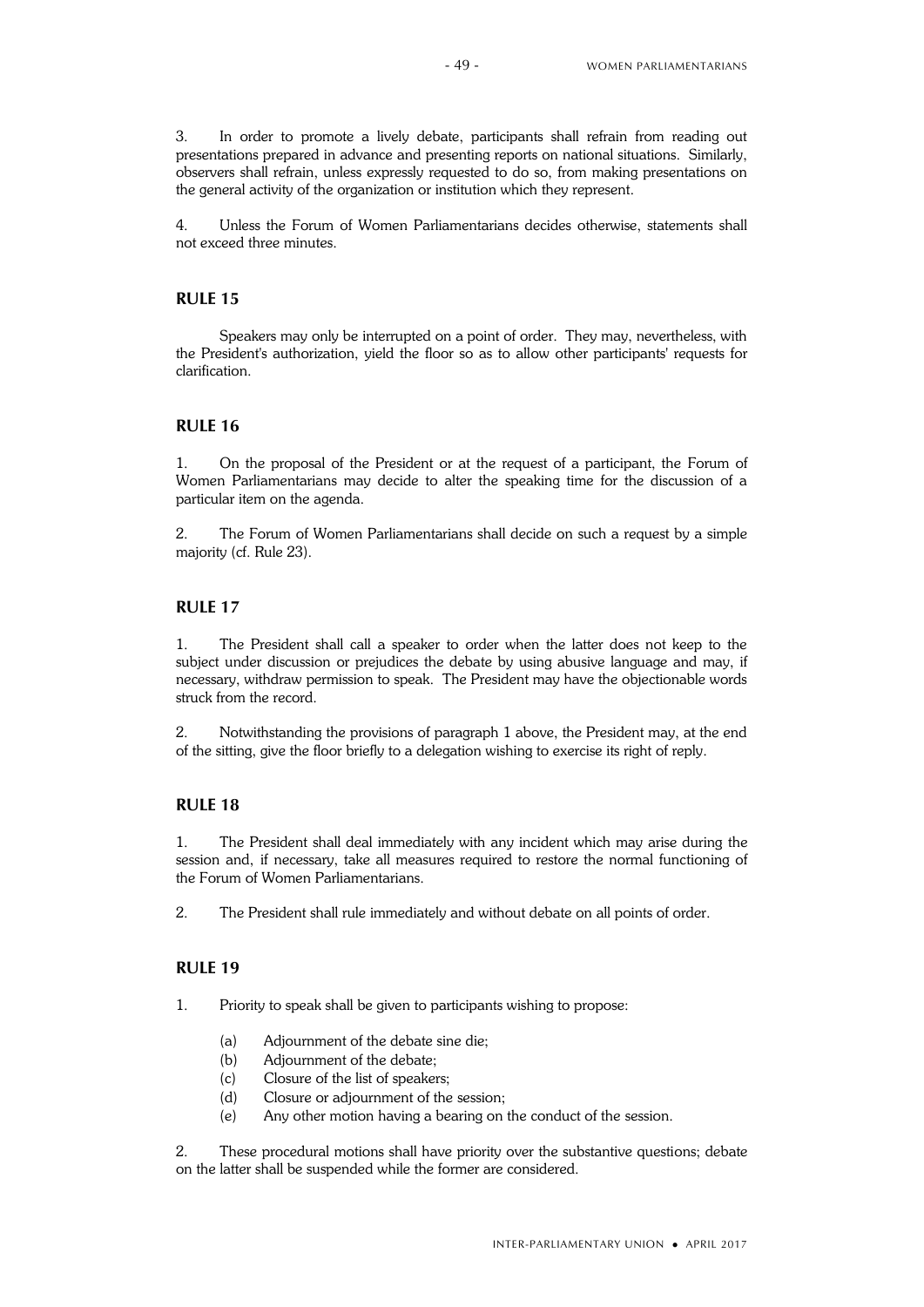3. In order to promote a lively debate, participants shall refrain from reading out presentations prepared in advance and presenting reports on national situations. Similarly, observers shall refrain, unless expressly requested to do so, from making presentations on the general activity of the organization or institution which they represent.

4. Unless the Forum of Women Parliamentarians decides otherwise, statements shall not exceed three minutes.

## RULE 15

Speakers may only be interrupted on a point of order. They may, nevertheless, with the President's authorization, yield the floor so as to allow other participants' requests for clarification.

## RULE 16

1. On the proposal of the President or at the request of a participant, the Forum of Women Parliamentarians may decide to alter the speaking time for the discussion of a particular item on the agenda.

2. The Forum of Women Parliamentarians shall decide on such a request by a simple majority (cf. Rule 23).

## RULE 17

1. The President shall call a speaker to order when the latter does not keep to the subject under discussion or prejudices the debate by using abusive language and may, if necessary, withdraw permission to speak. The President may have the objectionable words struck from the record.

2. Notwithstanding the provisions of paragraph 1 above, the President may, at the end of the sitting, give the floor briefly to a delegation wishing to exercise its right of reply.

## RULE 18

1. The President shall deal immediately with any incident which may arise during the session and, if necessary, take all measures required to restore the normal functioning of the Forum of Women Parliamentarians.

2. The President shall rule immediately and without debate on all points of order.

## RULE 19

1. Priority to speak shall be given to participants wishing to propose:

   (a) Adjournment of the debate sine die;
   (b) Adjournment of the debate;
   (c) Closure of the list of speakers;
   (d) Closure or adjournment of the session;
   (e) Any other motion having a bearing on the conduct of the session.

2. These procedural motions shall have priority over the substantive questions; debate on the latter shall be suspended while the former are considered.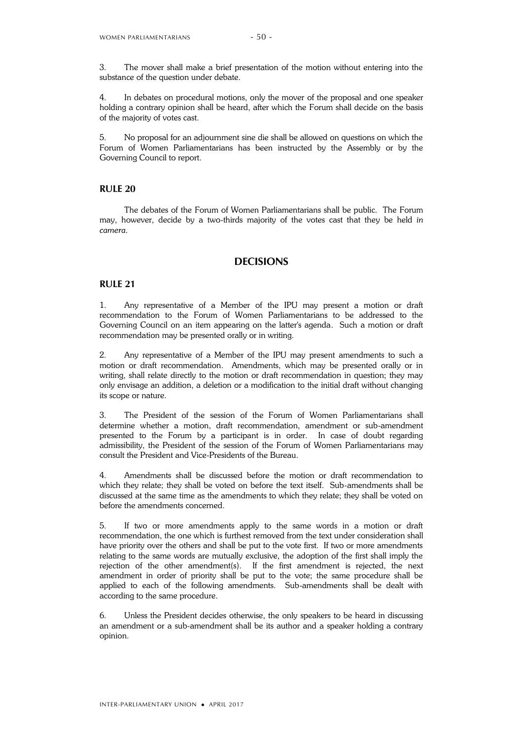3. The mover shall make a brief presentation of the motion without entering into the substance of the question under debate.

4. In debates on procedural motions, only the mover of the proposal and one speaker holding a contrary opinion shall be heard, after which the Forum shall decide on the basis of the majority of votes cast.

5. No proposal for an adjournment sine die shall be allowed on questions on which the Forum of Women Parliamentarians has been instructed by the Assembly or by the Governing Council to report.

### RULE 20

The debates of the Forum of Women Parliamentarians shall be public. The Forum may, however, decide by a two-thirds majority of the votes cast that they be held *in camera*.

## DECISIONS

### RULE 21

1. Any representative of a Member of the IPU may present a motion or draft recommendation to the Forum of Women Parliamentarians to be addressed to the Governing Council on an item appearing on the latter's agenda. Such a motion or draft recommendation may be presented orally or in writing.

2. Any representative of a Member of the IPU may present amendments to such a motion or draft recommendation. Amendments, which may be presented orally or in writing, shall relate directly to the motion or draft recommendation in question; they may only envisage an addition, a deletion or a modification to the initial draft without changing its scope or nature.

3. The President of the session of the Forum of Women Parliamentarians shall determine whether a motion, draft recommendation, amendment or sub-amendment presented to the Forum by a participant is in order. In case of doubt regarding admissibility, the President of the session of the Forum of Women Parliamentarians may consult the President and Vice-Presidents of the Bureau.

4. Amendments shall be discussed before the motion or draft recommendation to which they relate; they shall be voted on before the text itself. Sub-amendments shall be discussed at the same time as the amendments to which they relate; they shall be voted on before the amendments concerned.

5. If two or more amendments apply to the same words in a motion or draft recommendation, the one which is furthest removed from the text under consideration shall have priority over the others and shall be put to the vote first. If two or more amendments relating to the same words are mutually exclusive, the adoption of the first shall imply the rejection of the other amendment(s). If the first amendment is rejected, the next amendment in order of priority shall be put to the vote; the same procedure shall be applied to each of the following amendments. Sub-amendments shall be dealt with according to the same procedure.

6. Unless the President decides otherwise, the only speakers to be heard in discussing an amendment or a sub-amendment shall be its author and a speaker holding a contrary opinion.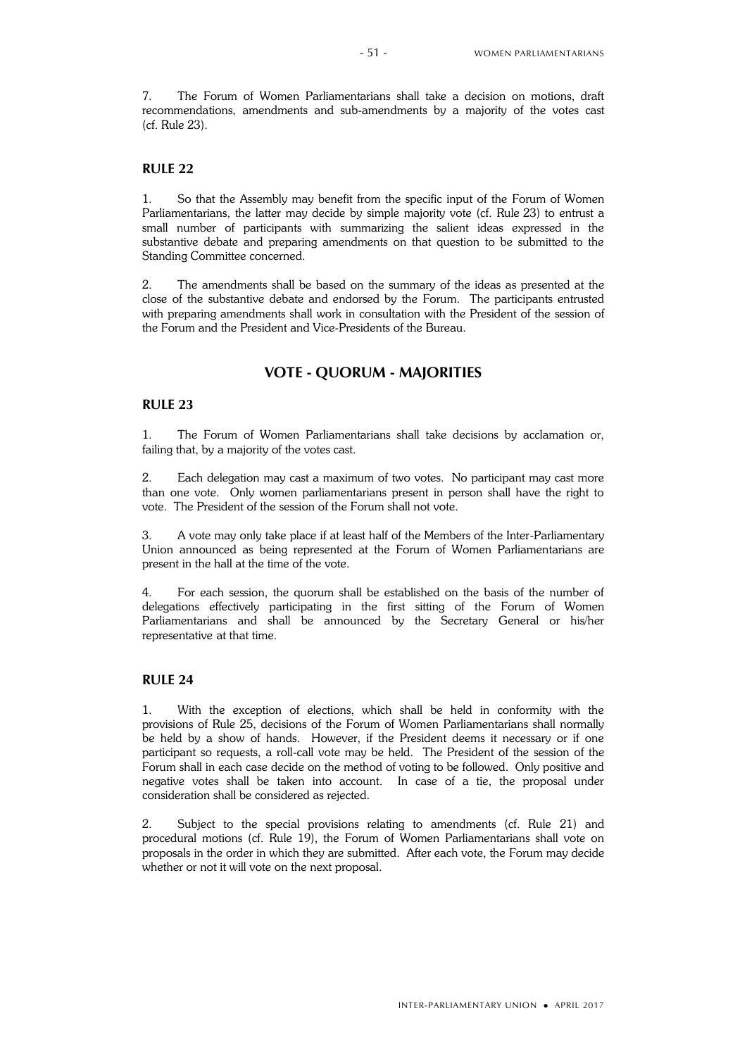7. The Forum of Women Parliamentarians shall take a decision on motions, draft recommendations, amendments and sub-amendments by a majority of the votes cast (cf. Rule 23).

### RULE 22

1. So that the Assembly may benefit from the specific input of the Forum of Women Parliamentarians, the latter may decide by simple majority vote (cf. Rule 23) to entrust a small number of participants with summarizing the salient ideas expressed in the substantive debate and preparing amendments on that question to be submitted to the Standing Committee concerned.

2. The amendments shall be based on the summary of the ideas as presented at the close of the substantive debate and endorsed by the Forum. The participants entrusted with preparing amendments shall work in consultation with the President of the session of the Forum and the President and Vice-Presidents of the Bureau.

## VOTE - QUORUM - MAJORITIES

### RULE 23

1. The Forum of Women Parliamentarians shall take decisions by acclamation or, failing that, by a majority of the votes cast.

2. Each delegation may cast a maximum of two votes. No participant may cast more than one vote. Only women parliamentarians present in person shall have the right to vote. The President of the session of the Forum shall not vote.

3. A vote may only take place if at least half of the Members of the Inter-Parliamentary Union announced as being represented at the Forum of Women Parliamentarians are present in the hall at the time of the vote.

4. For each session, the quorum shall be established on the basis of the number of delegations effectively participating in the first sitting of the Forum of Women Parliamentarians and shall be announced by the Secretary General or his/her representative at that time.

### RULE 24

1. With the exception of elections, which shall be held in conformity with the provisions of Rule 25, decisions of the Forum of Women Parliamentarians shall normally be held by a show of hands. However, if the President deems it necessary or if one participant so requests, a roll-call vote may be held. The President of the session of the Forum shall in each case decide on the method of voting to be followed. Only positive and negative votes shall be taken into account. In case of a tie, the proposal under consideration shall be considered as rejected.

2. Subject to the special provisions relating to amendments (cf. Rule 21) and procedural motions (cf. Rule 19), the Forum of Women Parliamentarians shall vote on proposals in the order in which they are submitted. After each vote, the Forum may decide whether or not it will vote on the next proposal.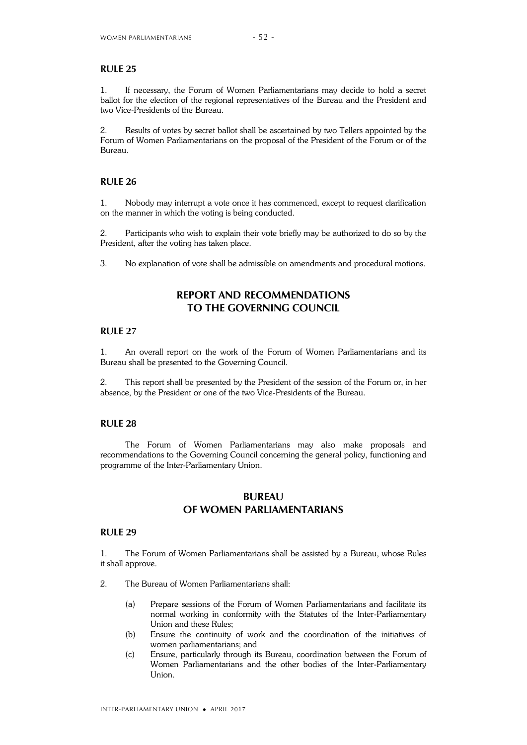### RULE 25

1. If necessary, the Forum of Women Parliamentarians may decide to hold a secret ballot for the election of the regional representatives of the Bureau and the President and two Vice-Presidents of the Bureau.

2. Results of votes by secret ballot shall be ascertained by two Tellers appointed by the Forum of Women Parliamentarians on the proposal of the President of the Forum or of the Bureau.

### RULE 26

1. Nobody may interrupt a vote once it has commenced, except to request clarification on the manner in which the voting is being conducted.

2. Participants who wish to explain their vote briefly may be authorized to do so by the President, after the voting has taken place.

3. No explanation of vote shall be admissible on amendments and procedural motions.

## REPORT AND RECOMMENDATIONS TO THE GOVERNING COUNCIL

### RULE 27

1. An overall report on the work of the Forum of Women Parliamentarians and its Bureau shall be presented to the Governing Council.

2. This report shall be presented by the President of the session of the Forum or, in her absence, by the President or one of the two Vice-Presidents of the Bureau.

### RULE 28

The Forum of Women Parliamentarians may also make proposals and recommendations to the Governing Council concerning the general policy, functioning and programme of the Inter-Parliamentary Union.

## BUREAU OF WOMEN PARLIAMENTARIANS

### RULE 29

1. The Forum of Women Parliamentarians shall be assisted by a Bureau, whose Rules it shall approve.

2. The Bureau of Women Parliamentarians shall:

   (a) Prepare sessions of the Forum of Women Parliamentarians and facilitate its normal working in conformity with the Statutes of the Inter-Parliamentary Union and these Rules;
   
   (b) Ensure the continuity of work and the coordination of the initiatives of women parliamentarians; and
   
   (c) Ensure, particularly through its Bureau, coordination between the Forum of Women Parliamentarians and the other bodies of the Inter-Parliamentary Union.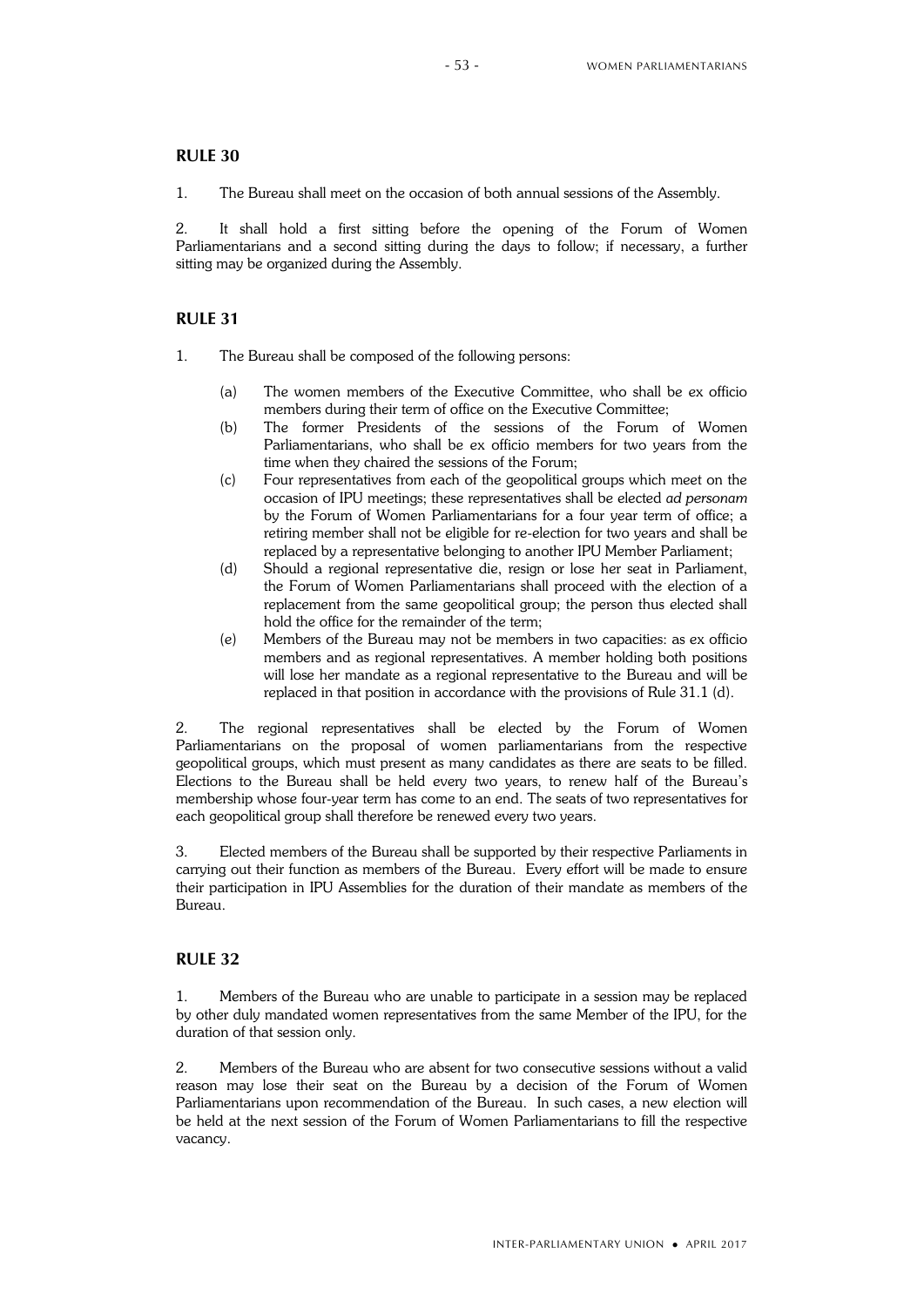## RULE 30

1. The Bureau shall meet on the occasion of both annual sessions of the Assembly.

2. It shall hold a first sitting before the opening of the Forum of Women Parliamentarians and a second sitting during the days to follow; if necessary, a further sitting may be organized during the Assembly.

## RULE 31

1. The Bureau shall be composed of the following persons:

   (a) The women members of the Executive Committee, who shall be ex officio members during their term of office on the Executive Committee;

   (b) The former Presidents of the sessions of the Forum of Women Parliamentarians, who shall be ex officio members for two years from the time when they chaired the sessions of the Forum;

   (c) Four representatives from each of the geopolitical groups which meet on the occasion of IPU meetings; these representatives shall be elected *ad personam* by the Forum of Women Parliamentarians for a four year term of office; a retiring member shall not be eligible for re-election for two years and shall be replaced by a representative belonging to another IPU Member Parliament;

   (d) Should a regional representative die, resign or lose her seat in Parliament, the Forum of Women Parliamentarians shall proceed with the election of a replacement from the same geopolitical group; the person thus elected shall hold the office for the remainder of the term;

   (e) Members of the Bureau may not be members in two capacities: as ex officio members and as regional representatives. A member holding both positions will lose her mandate as a regional representative to the Bureau and will be replaced in that position in accordance with the provisions of Rule 31.1 (d).

2. The regional representatives shall be elected by the Forum of Women Parliamentarians on the proposal of women parliamentarians from the respective geopolitical groups, which must present as many candidates as there are seats to be filled. Elections to the Bureau shall be held every two years, to renew half of the Bureau's membership whose four-year term has come to an end. The seats of two representatives for each geopolitical group shall therefore be renewed every two years.

3. Elected members of the Bureau shall be supported by their respective Parliaments in carrying out their function as members of the Bureau. Every effort will be made to ensure their participation in IPU Assemblies for the duration of their mandate as members of the Bureau.

## RULE 32

1. Members of the Bureau who are unable to participate in a session may be replaced by other duly mandated women representatives from the same Member of the IPU, for the duration of that session only.

2. Members of the Bureau who are absent for two consecutive sessions without a valid reason may lose their seat on the Bureau by a decision of the Forum of Women Parliamentarians upon recommendation of the Bureau. In such cases, a new election will be held at the next session of the Forum of Women Parliamentarians to fill the respective vacancy.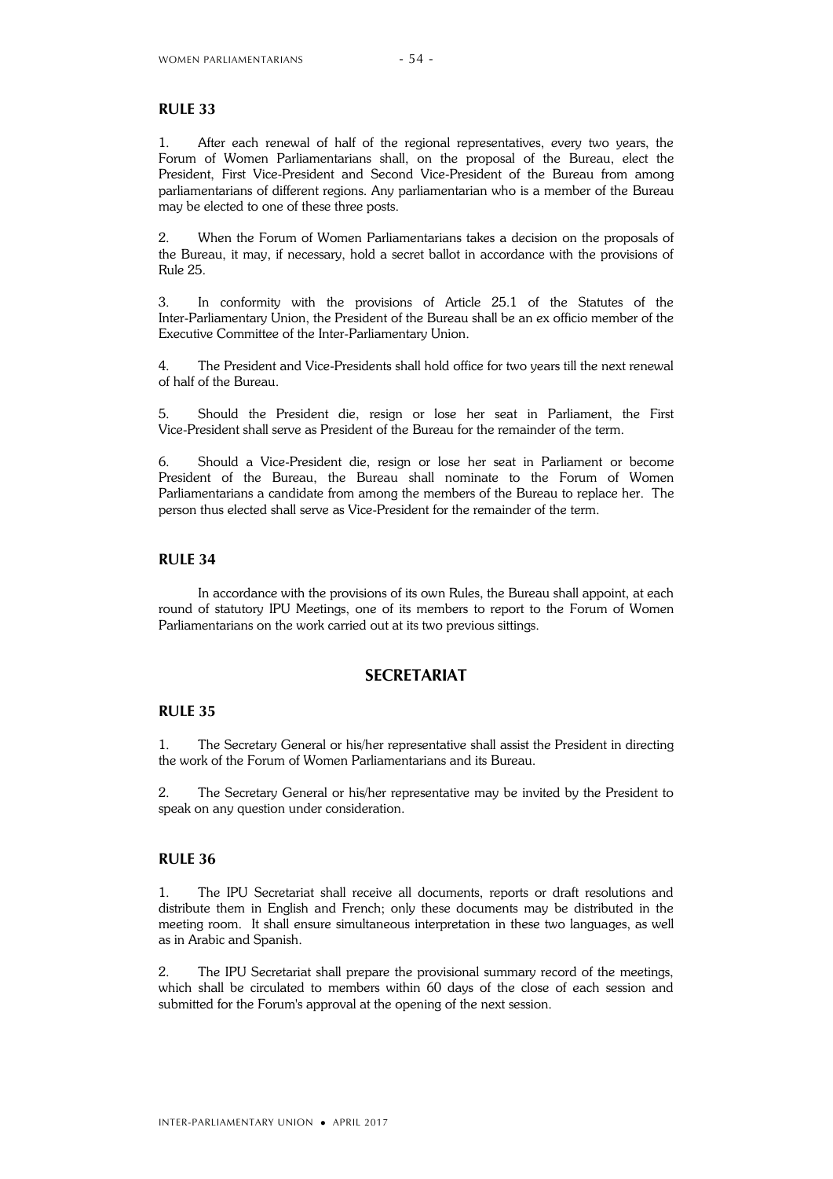## RULE 33

1. After each renewal of half of the regional representatives, every two years, the Forum of Women Parliamentarians shall, on the proposal of the Bureau, elect the President, First Vice-President and Second Vice-President of the Bureau from among parliamentarians of different regions. Any parliamentarian who is a member of the Bureau may be elected to one of these three posts.

2. When the Forum of Women Parliamentarians takes a decision on the proposals of the Bureau, it may, if necessary, hold a secret ballot in accordance with the provisions of Rule 25.

3. In conformity with the provisions of Article 25.1 of the Statutes of the Inter-Parliamentary Union, the President of the Bureau shall be an ex officio member of the Executive Committee of the Inter-Parliamentary Union.

4. The President and Vice-Presidents shall hold office for two years till the next renewal of half of the Bureau.

5. Should the President die, resign or lose her seat in Parliament, the First Vice-President shall serve as President of the Bureau for the remainder of the term.

6. Should a Vice-President die, resign or lose her seat in Parliament or become President of the Bureau, the Bureau shall nominate to the Forum of Women Parliamentarians a candidate from among the members of the Bureau to replace her. The person thus elected shall serve as Vice-President for the remainder of the term.

## RULE 34

In accordance with the provisions of its own Rules, the Bureau shall appoint, at each round of statutory IPU Meetings, one of its members to report to the Forum of Women Parliamentarians on the work carried out at its two previous sittings.

# SECRETARIAT

## RULE 35

1. The Secretary General or his/her representative shall assist the President in directing the work of the Forum of Women Parliamentarians and its Bureau.

2. The Secretary General or his/her representative may be invited by the President to speak on any question under consideration.

## RULE 36

1. The IPU Secretariat shall receive all documents, reports or draft resolutions and distribute them in English and French; only these documents may be distributed in the meeting room. It shall ensure simultaneous interpretation in these two languages, as well as in Arabic and Spanish.

2. The IPU Secretariat shall prepare the provisional summary record of the meetings, which shall be circulated to members within 60 days of the close of each session and submitted for the Forum's approval at the opening of the next session.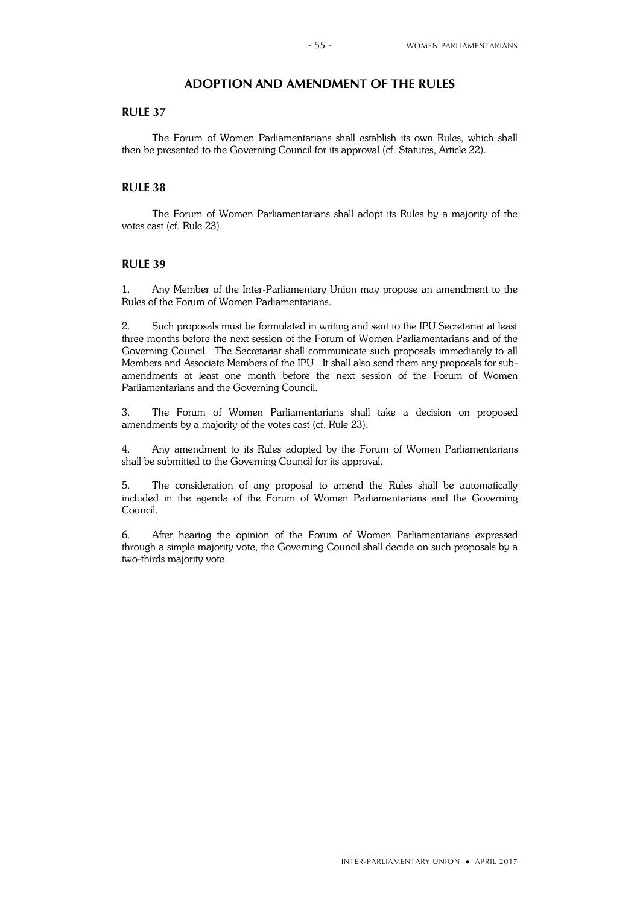## ADOPTION AND AMENDMENT OF THE RULES

### RULE 37

The Forum of Women Parliamentarians shall establish its own Rules, which shall then be presented to the Governing Council for its approval (cf. Statutes, Article 22).

### RULE 38

The Forum of Women Parliamentarians shall adopt its Rules by a majority of the votes cast (cf. Rule 23).

### RULE 39

1. Any Member of the Inter-Parliamentary Union may propose an amendment to the Rules of the Forum of Women Parliamentarians.

2. Such proposals must be formulated in writing and sent to the IPU Secretariat at least three months before the next session of the Forum of Women Parliamentarians and of the Governing Council. The Secretariat shall communicate such proposals immediately to all Members and Associate Members of the IPU. It shall also send them any proposals for sub-amendments at least one month before the next session of the Forum of Women Parliamentarians and the Governing Council.

3. The Forum of Women Parliamentarians shall take a decision on proposed amendments by a majority of the votes cast (cf. Rule 23).

4. Any amendment to its Rules adopted by the Forum of Women Parliamentarians shall be submitted to the Governing Council for its approval.

5. The consideration of any proposal to amend the Rules shall be automatically included in the agenda of the Forum of Women Parliamentarians and the Governing Council.

6. After hearing the opinion of the Forum of Women Parliamentarians expressed through a simple majority vote, the Governing Council shall decide on such proposals by a two-thirds majority vote.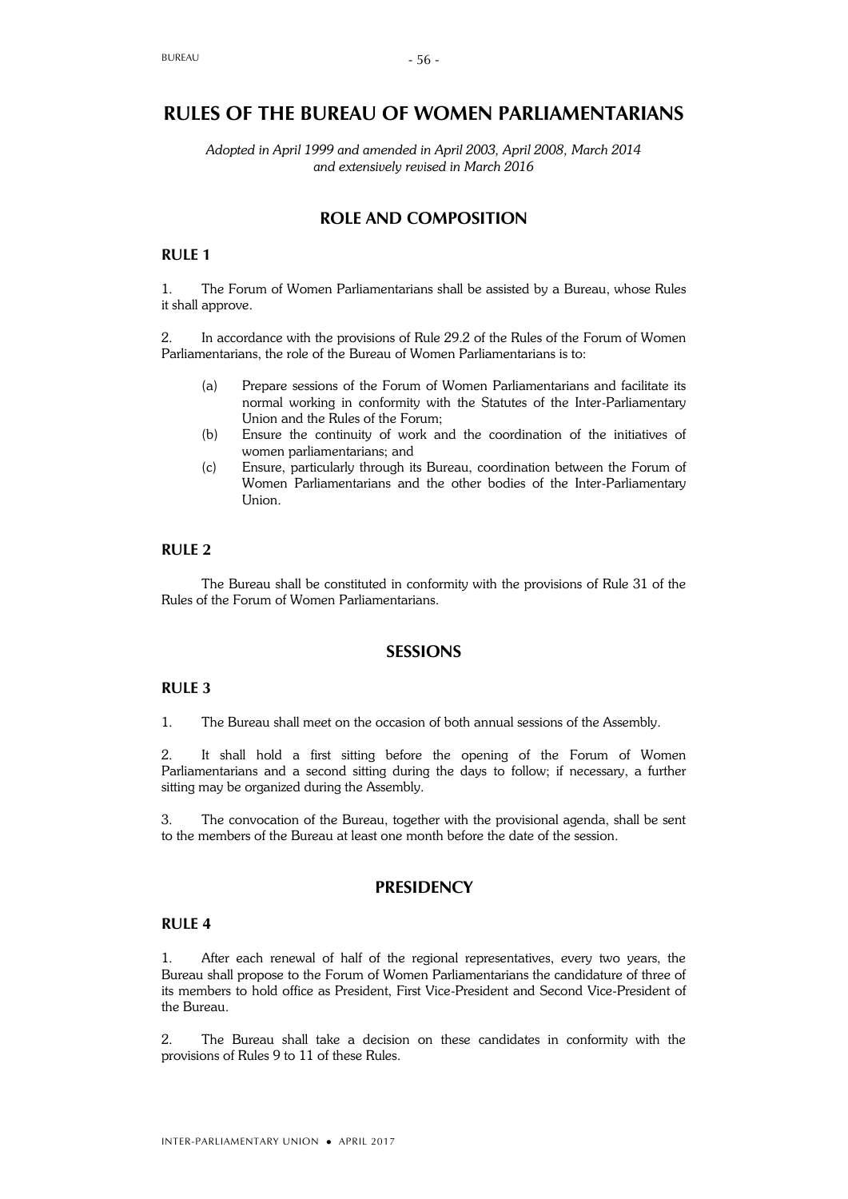# RULES OF THE BUREAU OF WOMEN PARLIAMENTARIANS

*Adopted in April 1999 and amended in April 2003, April 2008, March 2014 and extensively revised in March 2016*

## ROLE AND COMPOSITION

### RULE 1

1. The Forum of Women Parliamentarians shall be assisted by a Bureau, whose Rules it shall approve.

2. In accordance with the provisions of Rule 29.2 of the Rules of the Forum of Women Parliamentarians, the role of the Bureau of Women Parliamentarians is to:

   (a) Prepare sessions of the Forum of Women Parliamentarians and facilitate its normal working in conformity with the Statutes of the Inter-Parliamentary Union and the Rules of the Forum;

   (b) Ensure the continuity of work and the coordination of the initiatives of women parliamentarians; and

   (c) Ensure, particularly through its Bureau, coordination between the Forum of Women Parliamentarians and the other bodies of the Inter-Parliamentary Union.

### RULE 2

The Bureau shall be constituted in conformity with the provisions of Rule 31 of the Rules of the Forum of Women Parliamentarians.

## SESSIONS

### RULE 3

1. The Bureau shall meet on the occasion of both annual sessions of the Assembly.

2. It shall hold a first sitting before the opening of the Forum of Women Parliamentarians and a second sitting during the days to follow; if necessary, a further sitting may be organized during the Assembly.

3. The convocation of the Bureau, together with the provisional agenda, shall be sent to the members of the Bureau at least one month before the date of the session.

## PRESIDENCY

### RULE 4

1. After each renewal of half of the regional representatives, every two years, the Bureau shall propose to the Forum of Women Parliamentarians the candidature of three of its members to hold office as President, First Vice-President and Second Vice-President of the Bureau.

2. The Bureau shall take a decision on these candidates in conformity with the provisions of Rules 9 to 11 of these Rules.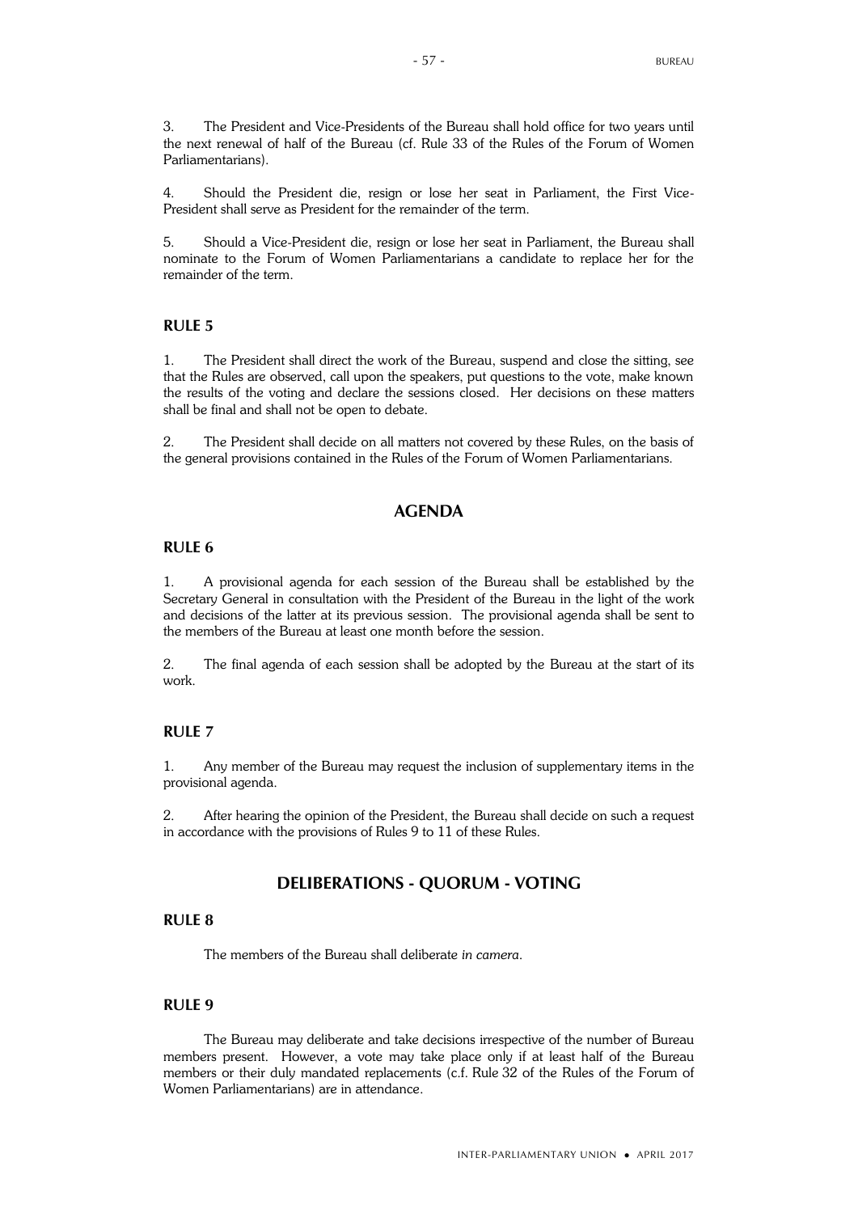3. The President and Vice-Presidents of the Bureau shall hold office for two years until the next renewal of half of the Bureau (cf. Rule 33 of the Rules of the Forum of Women Parliamentarians).

4. Should the President die, resign or lose her seat in Parliament, the First Vice-President shall serve as President for the remainder of the term.

5. Should a Vice-President die, resign or lose her seat in Parliament, the Bureau shall nominate to the Forum of Women Parliamentarians a candidate to replace her for the remainder of the term.

### RULE 5

1. The President shall direct the work of the Bureau, suspend and close the sitting, see that the Rules are observed, call upon the speakers, put questions to the vote, make known the results of the voting and declare the sessions closed. Her decisions on these matters shall be final and shall not be open to debate.

2. The President shall decide on all matters not covered by these Rules, on the basis of the general provisions contained in the Rules of the Forum of Women Parliamentarians.

## AGENDA

### RULE 6

1. A provisional agenda for each session of the Bureau shall be established by the Secretary General in consultation with the President of the Bureau in the light of the work and decisions of the latter at its previous session. The provisional agenda shall be sent to the members of the Bureau at least one month before the session.

2. The final agenda of each session shall be adopted by the Bureau at the start of its work.

### RULE 7

1. Any member of the Bureau may request the inclusion of supplementary items in the provisional agenda.

2. After hearing the opinion of the President, the Bureau shall decide on such a request in accordance with the provisions of Rules 9 to 11 of these Rules.

## DELIBERATIONS - QUORUM - VOTING

### RULE 8

The members of the Bureau shall deliberate *in camera*.

### RULE 9

The Bureau may deliberate and take decisions irrespective of the number of Bureau members present. However, a vote may take place only if at least half of the Bureau members or their duly mandated replacements (c.f. Rule 32 of the Rules of the Forum of Women Parliamentarians) are in attendance.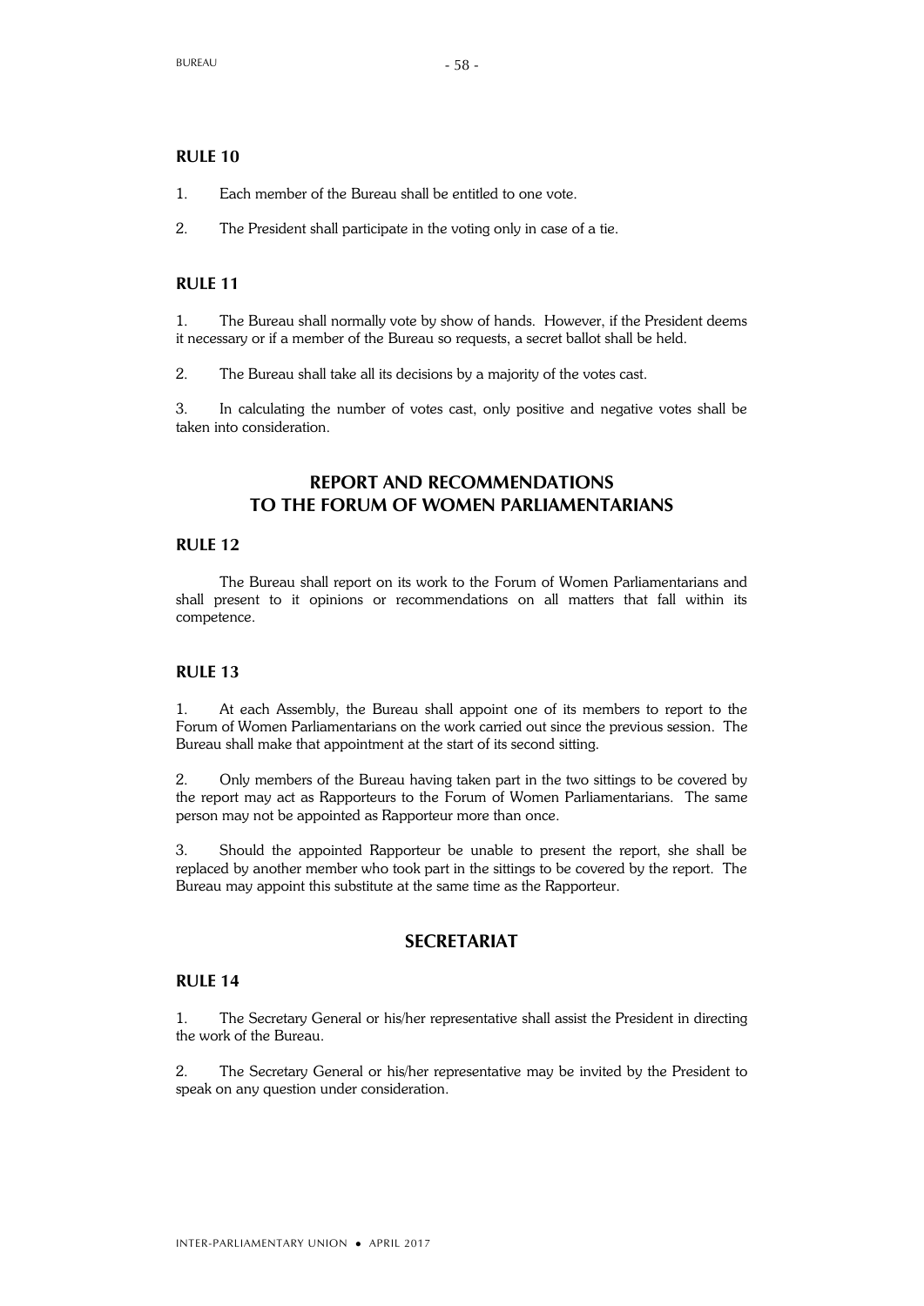## RULE 10

1. Each member of the Bureau shall be entitled to one vote.

2. The President shall participate in the voting only in case of a tie.

## RULE 11

1. The Bureau shall normally vote by show of hands. However, if the President deems it necessary or if a member of the Bureau so requests, a secret ballot shall be held.

2. The Bureau shall take all its decisions by a majority of the votes cast.

3. In calculating the number of votes cast, only positive and negative votes shall be taken into consideration.

# REPORT AND RECOMMENDATIONS TO THE FORUM OF WOMEN PARLIAMENTARIANS

## RULE 12

The Bureau shall report on its work to the Forum of Women Parliamentarians and shall present to it opinions or recommendations on all matters that fall within its competence.

## RULE 13

1. At each Assembly, the Bureau shall appoint one of its members to report to the Forum of Women Parliamentarians on the work carried out since the previous session. The Bureau shall make that appointment at the start of its second sitting.

2. Only members of the Bureau having taken part in the two sittings to be covered by the report may act as Rapporteurs to the Forum of Women Parliamentarians. The same person may not be appointed as Rapporteur more than once.

3. Should the appointed Rapporteur be unable to present the report, she shall be replaced by another member who took part in the sittings to be covered by the report. The Bureau may appoint this substitute at the same time as the Rapporteur.

# SECRETARIAT

## RULE 14

1. The Secretary General or his/her representative shall assist the President in directing the work of the Bureau.

2. The Secretary General or his/her representative may be invited by the President to speak on any question under consideration.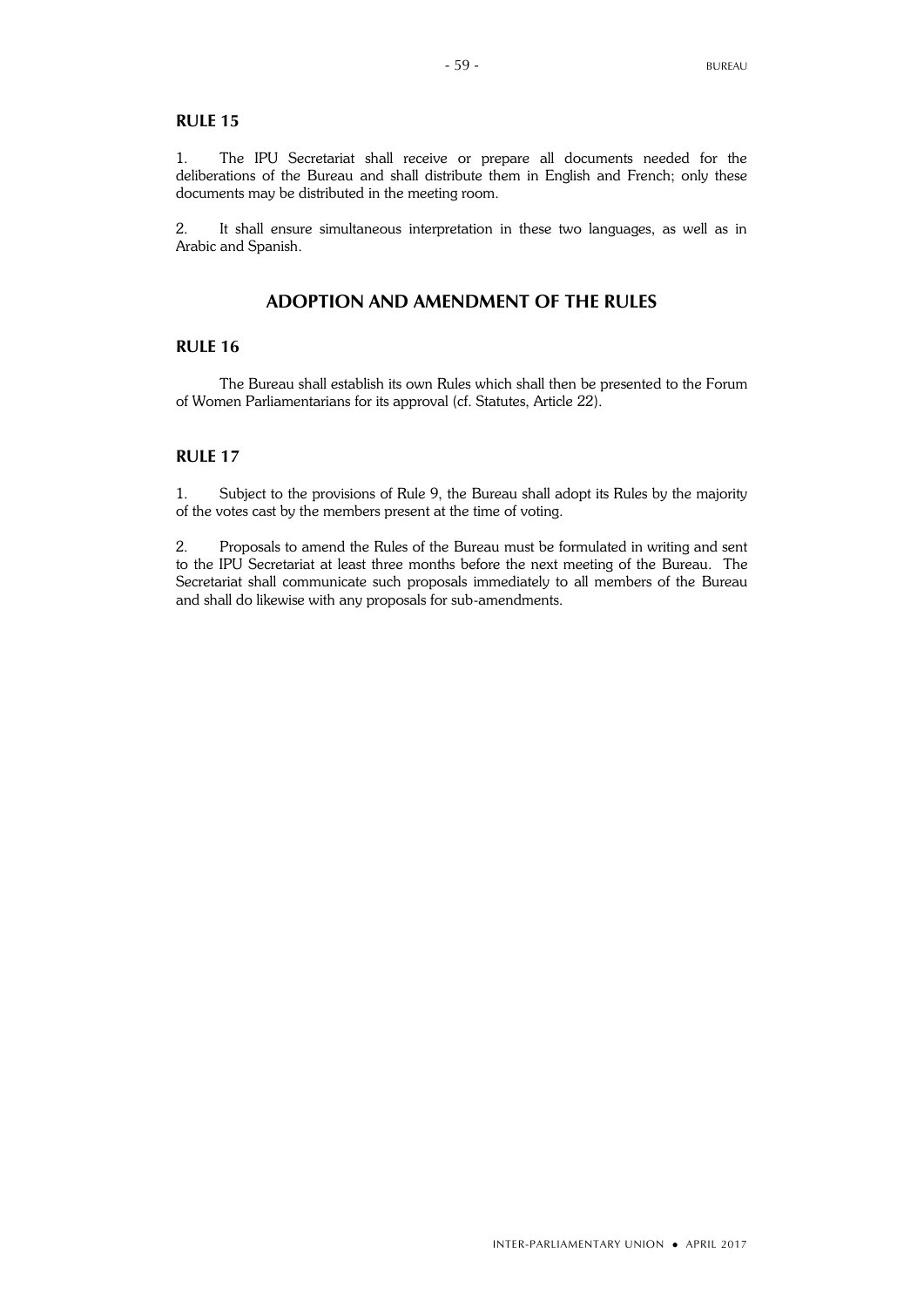## RULE 15

1. The IPU Secretariat shall receive or prepare all documents needed for the deliberations of the Bureau and shall distribute them in English and French; only these documents may be distributed in the meeting room.

2. It shall ensure simultaneous interpretation in these two languages, as well as in Arabic and Spanish.

# ADOPTION AND AMENDMENT OF THE RULES

## RULE 16

The Bureau shall establish its own Rules which shall then be presented to the Forum of Women Parliamentarians for its approval (cf. Statutes, Article 22).

## RULE 17

1. Subject to the provisions of Rule 9, the Bureau shall adopt its Rules by the majority of the votes cast by the members present at the time of voting.

2. Proposals to amend the Rules of the Bureau must be formulated in writing and sent to the IPU Secretariat at least three months before the next meeting of the Bureau. The Secretariat shall communicate such proposals immediately to all members of the Bureau and shall do likewise with any proposals for sub-amendments.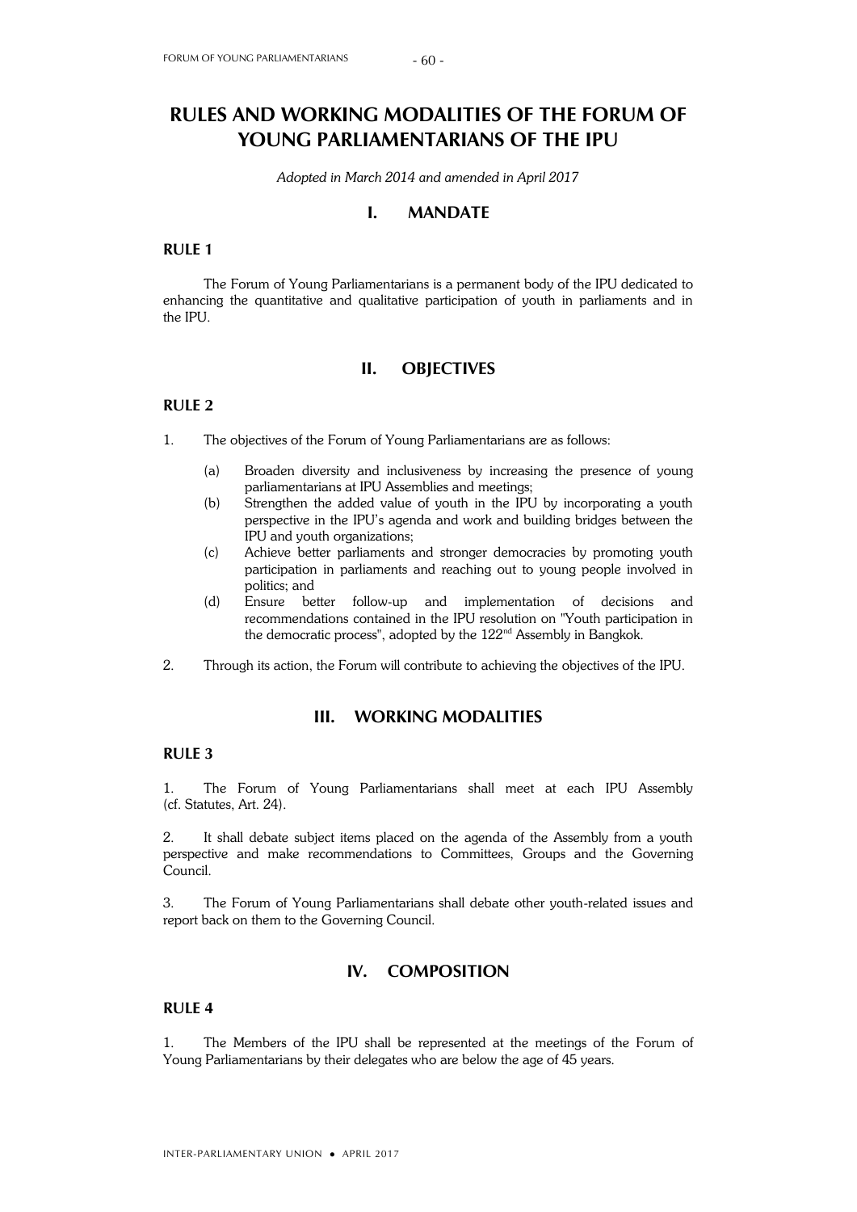# RULES AND WORKING MODALITIES OF THE FORUM OF YOUNG PARLIAMENTARIANS OF THE IPU

*Adopted in March 2014 and amended in April 2017*

## I. MANDATE

### RULE 1

The Forum of Young Parliamentarians is a permanent body of the IPU dedicated to enhancing the quantitative and qualitative participation of youth in parliaments and in the IPU.

## II. OBJECTIVES

### RULE 2

1. The objectives of the Forum of Young Parliamentarians are as follows:

   (a) Broaden diversity and inclusiveness by increasing the presence of young parliamentarians at IPU Assemblies and meetings;

   (b) Strengthen the added value of youth in the IPU by incorporating a youth perspective in the IPU's agenda and work and building bridges between the IPU and youth organizations;

   (c) Achieve better parliaments and stronger democracies by promoting youth participation in parliaments and reaching out to young people involved in politics; and

   (d) Ensure better follow-up and implementation of decisions and recommendations contained in the IPU resolution on "Youth participation in the democratic process", adopted by the 122nd Assembly in Bangkok.

2. Through its action, the Forum will contribute to achieving the objectives of the IPU.

## III. WORKING MODALITIES

### RULE 3

1. The Forum of Young Parliamentarians shall meet at each IPU Assembly (cf. Statutes, Art. 24).

2. It shall debate subject items placed on the agenda of the Assembly from a youth perspective and make recommendations to Committees, Groups and the Governing Council.

3. The Forum of Young Parliamentarians shall debate other youth-related issues and report back on them to the Governing Council.

## IV. COMPOSITION

### RULE 4

1. The Members of the IPU shall be represented at the meetings of the Forum of Young Parliamentarians by their delegates who are below the age of 45 years.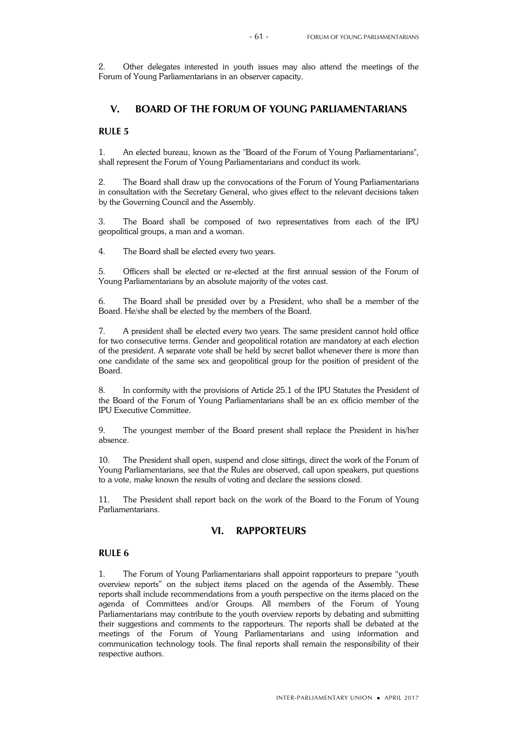2. Other delegates interested in youth issues may also attend the meetings of the Forum of Young Parliamentarians in an observer capacity.

## V. BOARD OF THE FORUM OF YOUNG PARLIAMENTARIANS

### RULE 5

1. An elected bureau, known as the "Board of the Forum of Young Parliamentarians", shall represent the Forum of Young Parliamentarians and conduct its work.

2. The Board shall draw up the convocations of the Forum of Young Parliamentarians in consultation with the Secretary General, who gives effect to the relevant decisions taken by the Governing Council and the Assembly.

3. The Board shall be composed of two representatives from each of the IPU geopolitical groups, a man and a woman.

4. The Board shall be elected every two years.

5. Officers shall be elected or re-elected at the first annual session of the Forum of Young Parliamentarians by an absolute majority of the votes cast.

6. The Board shall be presided over by a President, who shall be a member of the Board. He/she shall be elected by the members of the Board.

7. A president shall be elected every two years. The same president cannot hold office for two consecutive terms. Gender and geopolitical rotation are mandatory at each election of the president. A separate vote shall be held by secret ballot whenever there is more than one candidate of the same sex and geopolitical group for the position of president of the Board.

8. In conformity with the provisions of Article 25.1 of the IPU Statutes the President of the Board of the Forum of Young Parliamentarians shall be an ex officio member of the IPU Executive Committee.

9. The youngest member of the Board present shall replace the President in his/her absence.

10. The President shall open, suspend and close sittings, direct the work of the Forum of Young Parliamentarians, see that the Rules are observed, call upon speakers, put questions to a vote, make known the results of voting and declare the sessions closed.

11. The President shall report back on the work of the Board to the Forum of Young Parliamentarians.

## VI. RAPPORTEURS

### RULE 6

1. The Forum of Young Parliamentarians shall appoint rapporteurs to prepare "youth overview reports" on the subject items placed on the agenda of the Assembly. These reports shall include recommendations from a youth perspective on the items placed on the agenda of Committees and/or Groups. All members of the Forum of Young Parliamentarians may contribute to the youth overview reports by debating and submitting their suggestions and comments to the rapporteurs. The reports shall be debated at the meetings of the Forum of Young Parliamentarians and using information and communication technology tools. The final reports shall remain the responsibility of their respective authors.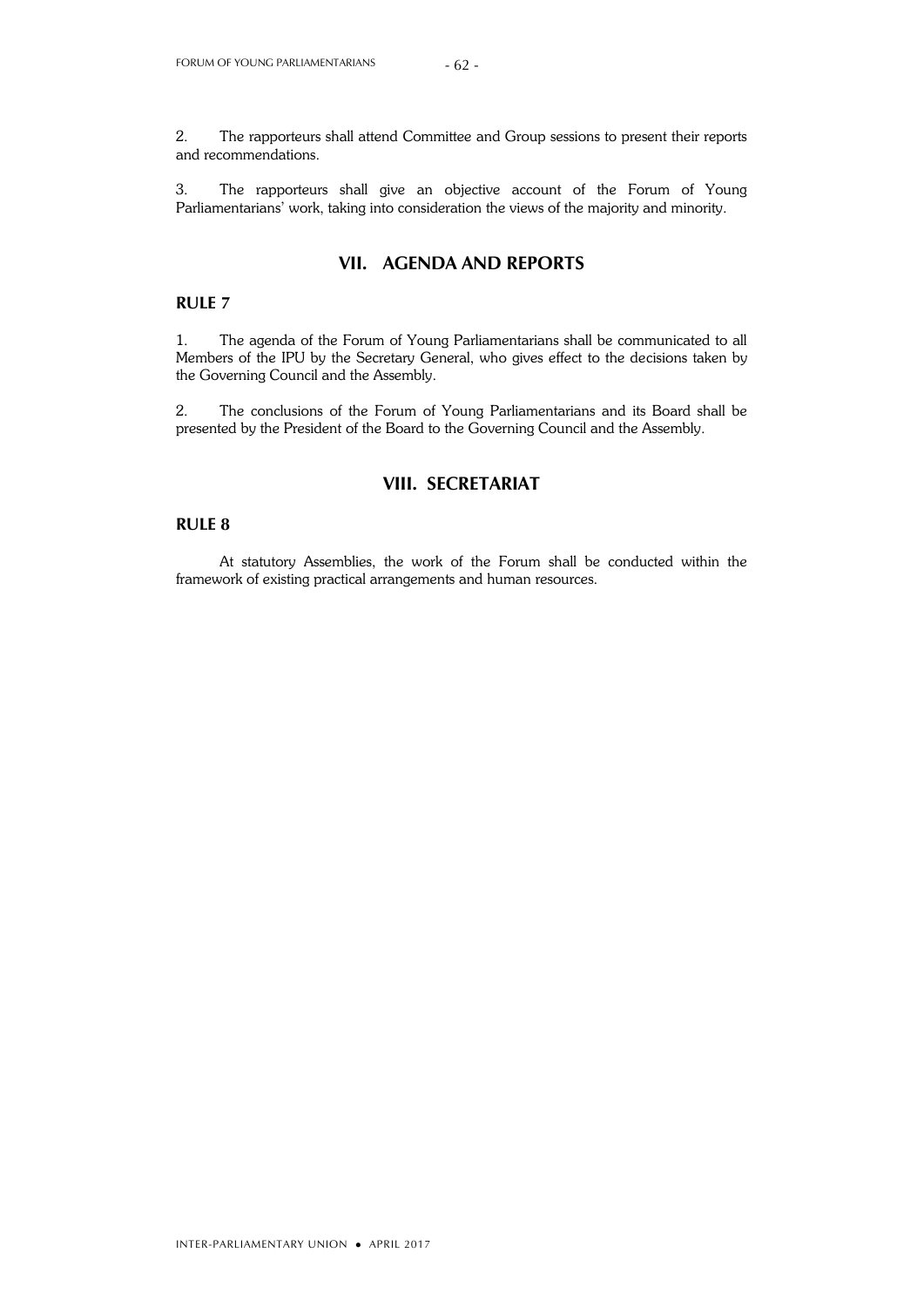2. The rapporteurs shall attend Committee and Group sessions to present their reports and recommendations.

3. The rapporteurs shall give an objective account of the Forum of Young Parliamentarians' work, taking into consideration the views of the majority and minority.

## VII. AGENDA AND REPORTS

### RULE 7

1. The agenda of the Forum of Young Parliamentarians shall be communicated to all Members of the IPU by the Secretary General, who gives effect to the decisions taken by the Governing Council and the Assembly.

2. The conclusions of the Forum of Young Parliamentarians and its Board shall be presented by the President of the Board to the Governing Council and the Assembly.

## VIII. SECRETARIAT

### RULE 8

At statutory Assemblies, the work of the Forum shall be conducted within the framework of existing practical arrangements and human resources.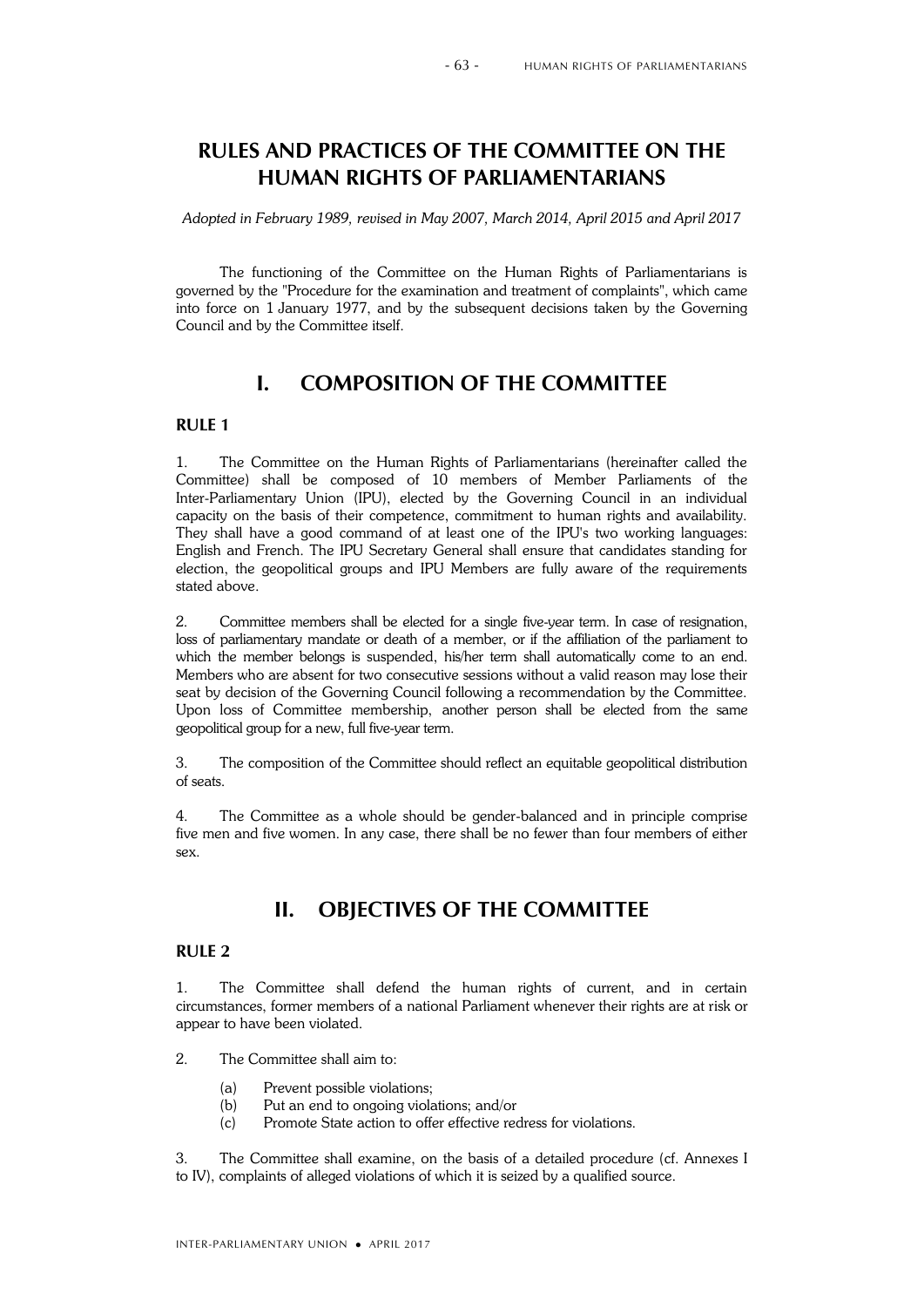# RULES AND PRACTICES OF THE COMMITTEE ON THE HUMAN RIGHTS OF PARLIAMENTARIANS

*Adopted in February 1989, revised in May 2007, March 2014, April 2015 and April 2017*

The functioning of the Committee on the Human Rights of Parliamentarians is governed by the "Procedure for the examination and treatment of complaints", which came into force on 1 January 1977, and by the subsequent decisions taken by the Governing Council and by the Committee itself.

## I. COMPOSITION OF THE COMMITTEE

### RULE 1

1. The Committee on the Human Rights of Parliamentarians (hereinafter called the Committee) shall be composed of 10 members of Member Parliaments of the Inter-Parliamentary Union (IPU), elected by the Governing Council in an individual capacity on the basis of their competence, commitment to human rights and availability. They shall have a good command of at least one of the IPU's two working languages: English and French. The IPU Secretary General shall ensure that candidates standing for election, the geopolitical groups and IPU Members are fully aware of the requirements stated above.

2. Committee members shall be elected for a single five-year term. In case of resignation, loss of parliamentary mandate or death of a member, or if the affiliation of the parliament to which the member belongs is suspended, his/her term shall automatically come to an end. Members who are absent for two consecutive sessions without a valid reason may lose their seat by decision of the Governing Council following a recommendation by the Committee. Upon loss of Committee membership, another person shall be elected from the same geopolitical group for a new, full five-year term.

3. The composition of the Committee should reflect an equitable geopolitical distribution of seats.

4. The Committee as a whole should be gender-balanced and in principle comprise five men and five women. In any case, there shall be no fewer than four members of either sex.

## II. OBJECTIVES OF THE COMMITTEE

### RULE 2

1. The Committee shall defend the human rights of current, and in certain circumstances, former members of a national Parliament whenever their rights are at risk or appear to have been violated.

2. The Committee shall aim to:

   (a) Prevent possible violations;
   (b) Put an end to ongoing violations; and/or
   (c) Promote State action to offer effective redress for violations.

3. The Committee shall examine, on the basis of a detailed procedure (cf. Annexes I to IV), complaints of alleged violations of which it is seized by a qualified source.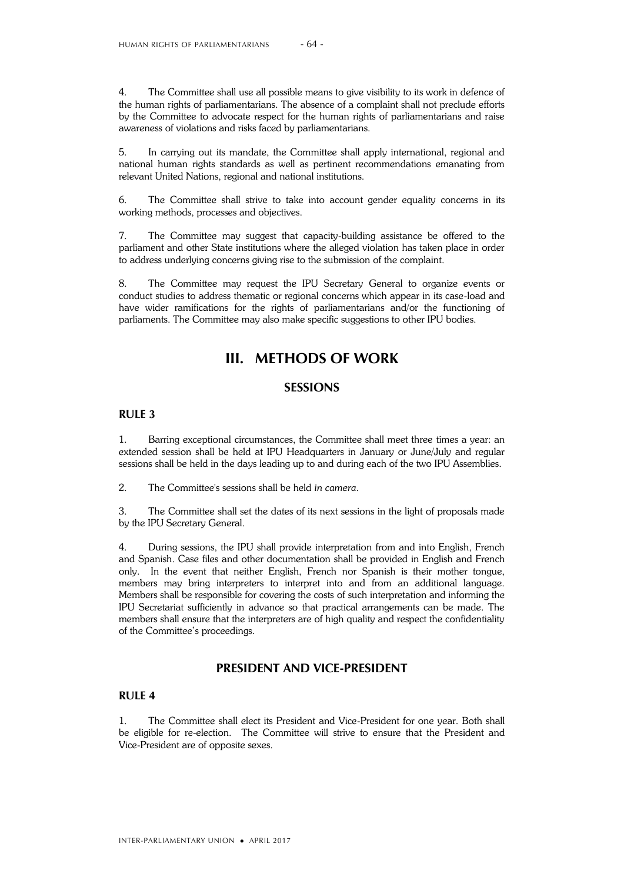4. The Committee shall use all possible means to give visibility to its work in defence of the human rights of parliamentarians. The absence of a complaint shall not preclude efforts by the Committee to advocate respect for the human rights of parliamentarians and raise awareness of violations and risks faced by parliamentarians.

5. In carrying out its mandate, the Committee shall apply international, regional and national human rights standards as well as pertinent recommendations emanating from relevant United Nations, regional and national institutions.

6. The Committee shall strive to take into account gender equality concerns in its working methods, processes and objectives.

7. The Committee may suggest that capacity-building assistance be offered to the parliament and other State institutions where the alleged violation has taken place in order to address underlying concerns giving rise to the submission of the complaint.

8. The Committee may request the IPU Secretary General to organize events or conduct studies to address thematic or regional concerns which appear in its case-load and have wider ramifications for the rights of parliamentarians and/or the functioning of parliaments. The Committee may also make specific suggestions to other IPU bodies.

# III. METHODS OF WORK

## SESSIONS

### RULE 3

1. Barring exceptional circumstances, the Committee shall meet three times a year: an extended session shall be held at IPU Headquarters in January or June/July and regular sessions shall be held in the days leading up to and during each of the two IPU Assemblies.

2. The Committee's sessions shall be held *in camera*.

3. The Committee shall set the dates of its next sessions in the light of proposals made by the IPU Secretary General.

4. During sessions, the IPU shall provide interpretation from and into English, French and Spanish. Case files and other documentation shall be provided in English and French only. In the event that neither English, French nor Spanish is their mother tongue, members may bring interpreters to interpret into and from an additional language. Members shall be responsible for covering the costs of such interpretation and informing the IPU Secretariat sufficiently in advance so that practical arrangements can be made. The members shall ensure that the interpreters are of high quality and respect the confidentiality of the Committee's proceedings.

## PRESIDENT AND VICE-PRESIDENT

### RULE 4

1. The Committee shall elect its President and Vice-President for one year. Both shall be eligible for re-election. The Committee will strive to ensure that the President and Vice-President are of opposite sexes.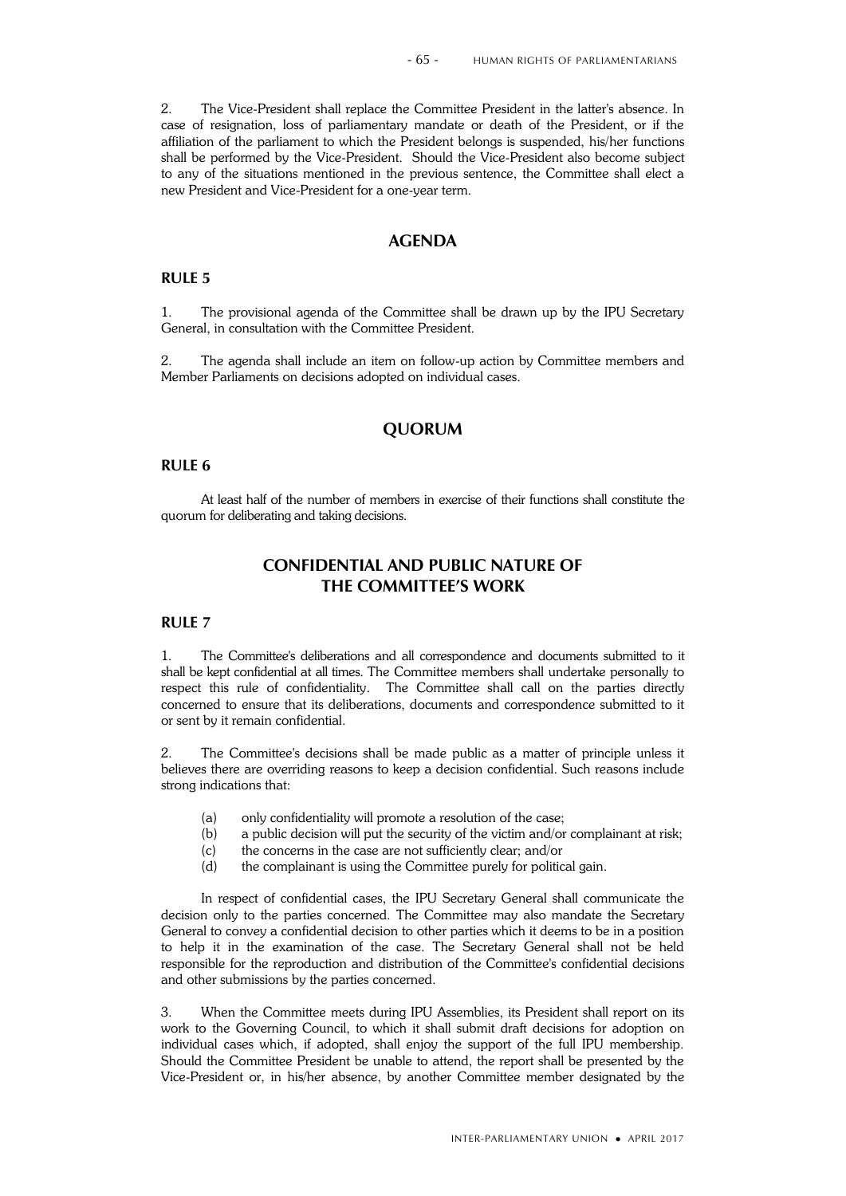2. The Vice-President shall replace the Committee President in the latter's absence. In case of resignation, loss of parliamentary mandate or death of the President, or if the affiliation of the parliament to which the President belongs is suspended, his/her functions shall be performed by the Vice-President. Should the Vice-President also become subject to any of the situations mentioned in the previous sentence, the Committee shall elect a new President and Vice-President for a one-year term.

## AGENDA

### RULE 5

1. The provisional agenda of the Committee shall be drawn up by the IPU Secretary General, in consultation with the Committee President.

2. The agenda shall include an item on follow-up action by Committee members and Member Parliaments on decisions adopted on individual cases.

## QUORUM

### RULE 6

At least half of the number of members in exercise of their functions shall constitute the quorum for deliberating and taking decisions.

## CONFIDENTIAL AND PUBLIC NATURE OF THE COMMITTEE'S WORK

### RULE 7

1. The Committee's deliberations and all correspondence and documents submitted to it shall be kept confidential at all times. The Committee members shall undertake personally to respect this rule of confidentiality. The Committee shall call on the parties directly concerned to ensure that its deliberations, documents and correspondence submitted to it or sent by it remain confidential.

2. The Committee's decisions shall be made public as a matter of principle unless it believes there are overriding reasons to keep a decision confidential. Such reasons include strong indications that:

(a) only confidentiality will promote a resolution of the case;
(b) a public decision will put the security of the victim and/or complainant at risk;
(c) the concerns in the case are not sufficiently clear; and/or
(d) the complainant is using the Committee purely for political gain.

In respect of confidential cases, the IPU Secretary General shall communicate the decision only to the parties concerned. The Committee may also mandate the Secretary General to convey a confidential decision to other parties which it deems to be in a position to help it in the examination of the case. The Secretary General shall not be held responsible for the reproduction and distribution of the Committee's confidential decisions and other submissions by the parties concerned.

3. When the Committee meets during IPU Assemblies, its President shall report on its work to the Governing Council, to which it shall submit draft decisions for adoption on individual cases which, if adopted, shall enjoy the support of the full IPU membership. Should the Committee President be unable to attend, the report shall be presented by the Vice-President or, in his/her absence, by another Committee member designated by the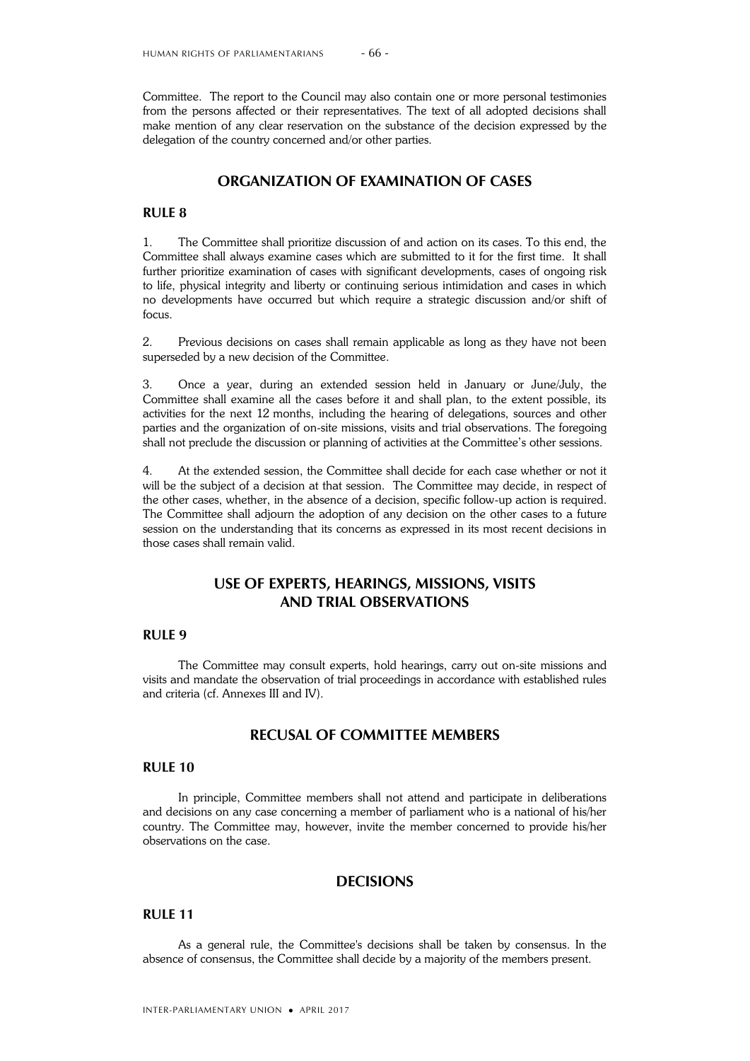Committee. The report to the Council may also contain one or more personal testimonies from the persons affected or their representatives. The text of all adopted decisions shall make mention of any clear reservation on the substance of the decision expressed by the delegation of the country concerned and/or other parties.

## ORGANIZATION OF EXAMINATION OF CASES

### RULE 8

1. The Committee shall prioritize discussion of and action on its cases. To this end, the Committee shall always examine cases which are submitted to it for the first time. It shall further prioritize examination of cases with significant developments, cases of ongoing risk to life, physical integrity and liberty or continuing serious intimidation and cases in which no developments have occurred but which require a strategic discussion and/or shift of focus.

2. Previous decisions on cases shall remain applicable as long as they have not been superseded by a new decision of the Committee.

3. Once a year, during an extended session held in January or June/July, the Committee shall examine all the cases before it and shall plan, to the extent possible, its activities for the next 12 months, including the hearing of delegations, sources and other parties and the organization of on-site missions, visits and trial observations. The foregoing shall not preclude the discussion or planning of activities at the Committee's other sessions.

4. At the extended session, the Committee shall decide for each case whether or not it will be the subject of a decision at that session. The Committee may decide, in respect of the other cases, whether, in the absence of a decision, specific follow-up action is required. The Committee shall adjourn the adoption of any decision on the other cases to a future session on the understanding that its concerns as expressed in its most recent decisions in those cases shall remain valid.

## USE OF EXPERTS, HEARINGS, MISSIONS, VISITS AND TRIAL OBSERVATIONS

### RULE 9

The Committee may consult experts, hold hearings, carry out on-site missions and visits and mandate the observation of trial proceedings in accordance with established rules and criteria (cf. Annexes III and IV).

## RECUSAL OF COMMITTEE MEMBERS

### RULE 10

In principle, Committee members shall not attend and participate in deliberations and decisions on any case concerning a member of parliament who is a national of his/her country. The Committee may, however, invite the member concerned to provide his/her observations on the case.

## DECISIONS

### RULE 11

As a general rule, the Committee's decisions shall be taken by consensus. In the absence of consensus, the Committee shall decide by a majority of the members present.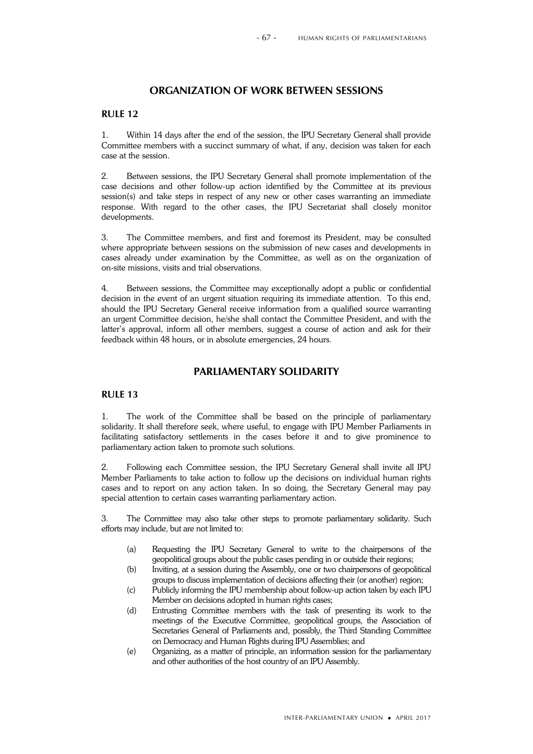## ORGANIZATION OF WORK BETWEEN SESSIONS

### RULE 12

1. Within 14 days after the end of the session, the IPU Secretary General shall provide Committee members with a succinct summary of what, if any, decision was taken for each case at the session.

2. Between sessions, the IPU Secretary General shall promote implementation of the case decisions and other follow-up action identified by the Committee at its previous session(s) and take steps in respect of any new or other cases warranting an immediate response. With regard to the other cases, the IPU Secretariat shall closely monitor developments.

3. The Committee members, and first and foremost its President, may be consulted where appropriate between sessions on the submission of new cases and developments in cases already under examination by the Committee, as well as on the organization of on-site missions, visits and trial observations.

4. Between sessions, the Committee may exceptionally adopt a public or confidential decision in the event of an urgent situation requiring its immediate attention. To this end, should the IPU Secretary General receive information from a qualified source warranting an urgent Committee decision, he/she shall contact the Committee President, and with the latter's approval, inform all other members, suggest a course of action and ask for their feedback within 48 hours, or in absolute emergencies, 24 hours.

## PARLIAMENTARY SOLIDARITY

### RULE 13

1. The work of the Committee shall be based on the principle of parliamentary solidarity. It shall therefore seek, where useful, to engage with IPU Member Parliaments in facilitating satisfactory settlements in the cases before it and to give prominence to parliamentary action taken to promote such solutions.

2. Following each Committee session, the IPU Secretary General shall invite all IPU Member Parliaments to take action to follow up the decisions on individual human rights cases and to report on any action taken. In so doing, the Secretary General may pay special attention to certain cases warranting parliamentary action.

3. The Committee may also take other steps to promote parliamentary solidarity. Such efforts may include, but are not limited to:

- (a) Requesting the IPU Secretary General to write to the chairpersons of the geopolitical groups about the public cases pending in or outside their regions;
- (b) Inviting, at a session during the Assembly, one or two chairpersons of geopolitical groups to discuss implementation of decisions affecting their (or another) region;
- (c) Publicly informing the IPU membership about follow-up action taken by each IPU Member on decisions adopted in human rights cases;
- (d) Entrusting Committee members with the task of presenting its work to the meetings of the Executive Committee, geopolitical groups, the Association of Secretaries General of Parliaments and, possibly, the Third Standing Committee on Democracy and Human Rights during IPU Assemblies; and
- (e) Organizing, as a matter of principle, an information session for the parliamentary and other authorities of the host country of an IPU Assembly.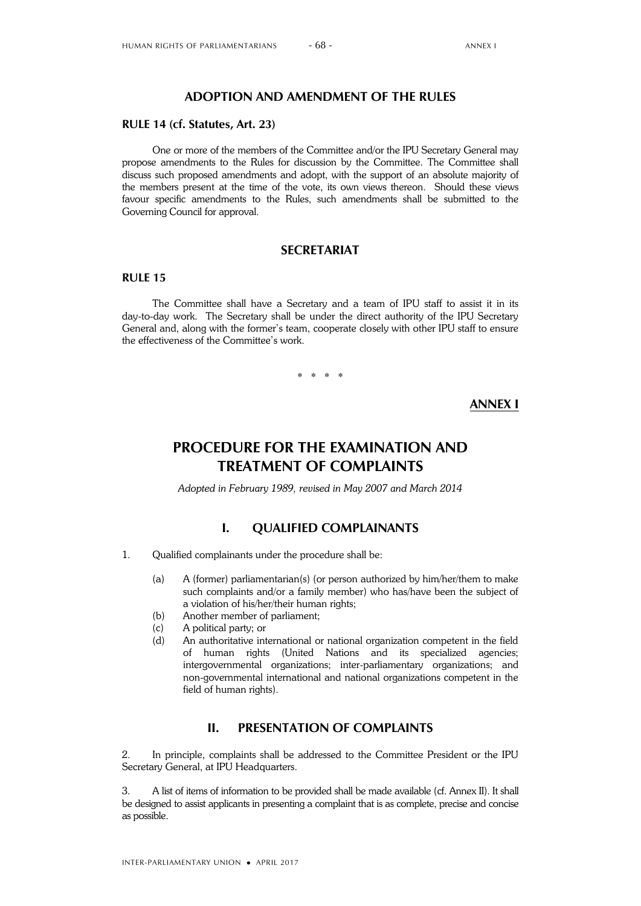## ADOPTION AND AMENDMENT OF THE RULES

### RULE 14 (cf. Statutes, Art. 23)

One or more of the members of the Committee and/or the IPU Secretary General may propose amendments to the Rules for discussion by the Committee. The Committee shall discuss such proposed amendments and adopt, with the support of an absolute majority of the members present at the time of the vote, its own views thereon. Should these views favour specific amendments to the Rules, such amendments shall be submitted to the Governing Council for approval.

## SECRETARIAT

### RULE 15

The Committee shall have a Secretary and a team of IPU staff to assist it in its day-to-day work. The Secretary shall be under the direct authority of the IPU Secretary General and, along with the former's team, cooperate closely with other IPU staff to ensure the effectiveness of the Committee's work.

\* \* \* \*

**ANNEX I**

# PROCEDURE FOR THE EXAMINATION AND TREATMENT OF COMPLAINTS

*Adopted in February 1989, revised in May 2007 and March 2014*

## I. QUALIFIED COMPLAINANTS

1. Qualified complainants under the procedure shall be:

   (a) A (former) parliamentarian(s) (or person authorized by him/her/them to make such complaints and/or a family member) who has/have been the subject of a violation of his/her/their human rights;
   (b) Another member of parliament;
   (c) A political party; or
   (d) An authoritative international or national organization competent in the field of human rights (United Nations and its specialized agencies; intergovernmental organizations; inter-parliamentary organizations; and non-governmental international and national organizations competent in the field of human rights).

## II. PRESENTATION OF COMPLAINTS

2. In principle, complaints shall be addressed to the Committee President or the IPU Secretary General, at IPU Headquarters.

3. A list of items of information to be provided shall be made available (cf. Annex II). It shall be designed to assist applicants in presenting a complaint that is as complete, precise and concise as possible.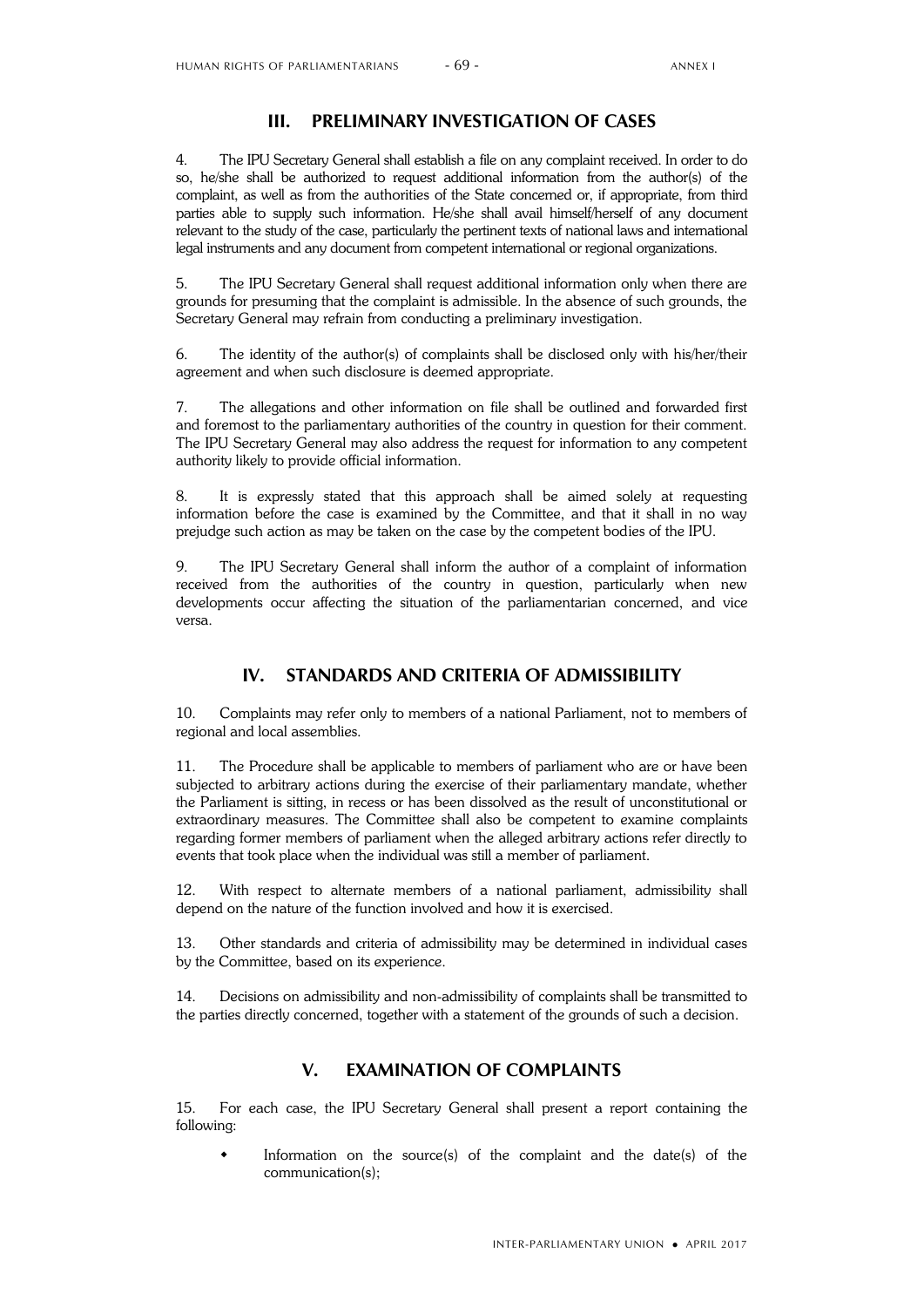## III. PRELIMINARY INVESTIGATION OF CASES

4. The IPU Secretary General shall establish a file on any complaint received. In order to do so, he/she shall be authorized to request additional information from the author(s) of the complaint, as well as from the authorities of the State concerned or, if appropriate, from third parties able to supply such information. He/she shall avail himself/herself of any document relevant to the study of the case, particularly the pertinent texts of national laws and international legal instruments and any document from competent international or regional organizations.

5. The IPU Secretary General shall request additional information only when there are grounds for presuming that the complaint is admissible. In the absence of such grounds, the Secretary General may refrain from conducting a preliminary investigation.

6. The identity of the author(s) of complaints shall be disclosed only with his/her/their agreement and when such disclosure is deemed appropriate.

7. The allegations and other information on file shall be outlined and forwarded first and foremost to the parliamentary authorities of the country in question for their comment. The IPU Secretary General may also address the request for information to any competent authority likely to provide official information.

8. It is expressly stated that this approach shall be aimed solely at requesting information before the case is examined by the Committee, and that it shall in no way prejudge such action as may be taken on the case by the competent bodies of the IPU.

9. The IPU Secretary General shall inform the author of a complaint of information received from the authorities of the country in question, particularly when new developments occur affecting the situation of the parliamentarian concerned, and vice versa.

## IV. STANDARDS AND CRITERIA OF ADMISSIBILITY

10. Complaints may refer only to members of a national Parliament, not to members of regional and local assemblies.

11. The Procedure shall be applicable to members of parliament who are or have been subjected to arbitrary actions during the exercise of their parliamentary mandate, whether the Parliament is sitting, in recess or has been dissolved as the result of unconstitutional or extraordinary measures. The Committee shall also be competent to examine complaints regarding former members of parliament when the alleged arbitrary actions refer directly to events that took place when the individual was still a member of parliament.

12. With respect to alternate members of a national parliament, admissibility shall depend on the nature of the function involved and how it is exercised.

13. Other standards and criteria of admissibility may be determined in individual cases by the Committee, based on its experience.

14. Decisions on admissibility and non-admissibility of complaints shall be transmitted to the parties directly concerned, together with a statement of the grounds of such a decision.

## V. EXAMINATION OF COMPLAINTS

15. For each case, the IPU Secretary General shall present a report containing the following:

- Information on the source(s) of the complaint and the date(s) of the communication(s);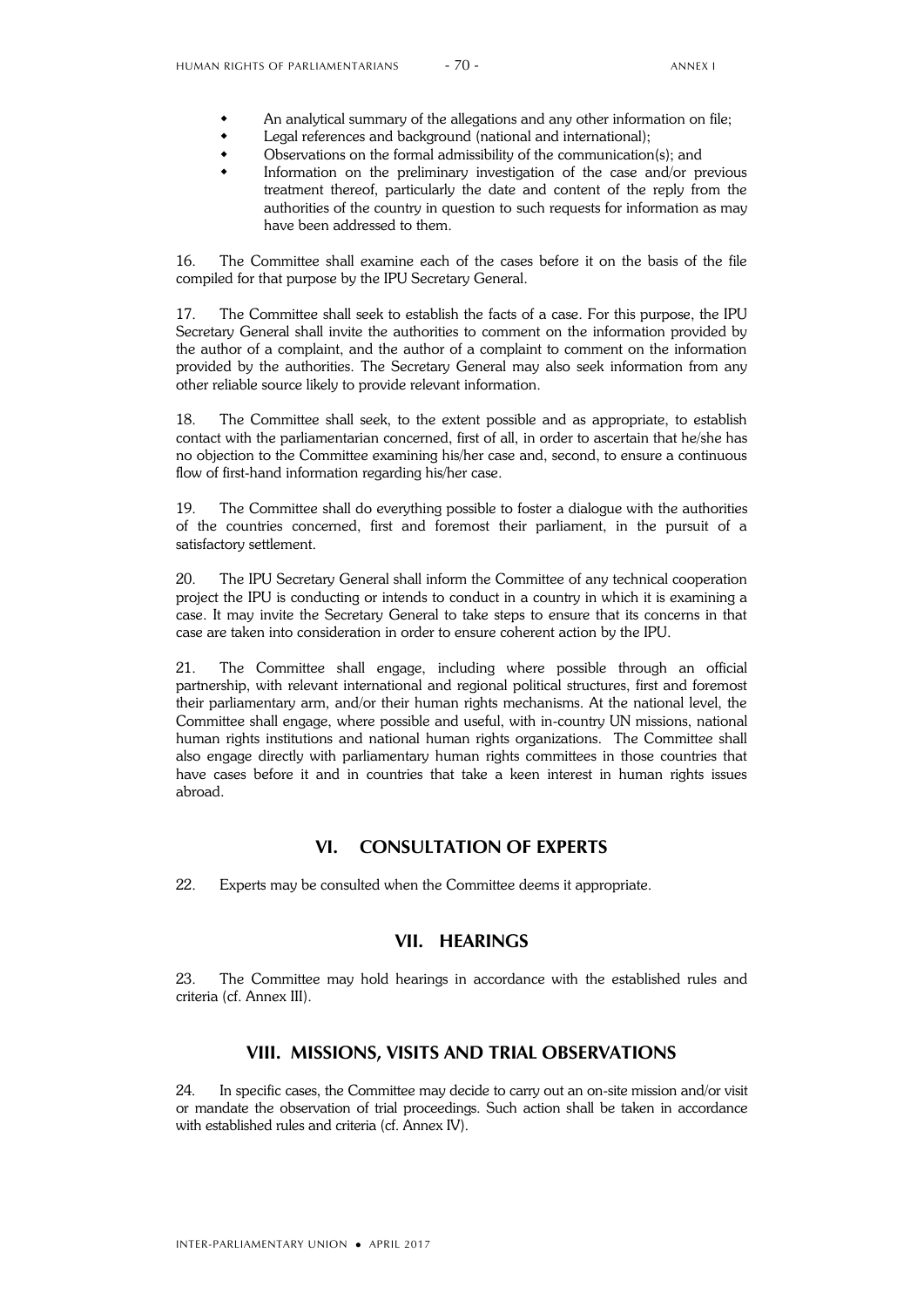- An analytical summary of the allegations and any other information on file;
- Legal references and background (national and international);
- Observations on the formal admissibility of the communication(s); and
- Information on the preliminary investigation of the case and/or previous treatment thereof, particularly the date and content of the reply from the authorities of the country in question to such requests for information as may have been addressed to them.

16. The Committee shall examine each of the cases before it on the basis of the file compiled for that purpose by the IPU Secretary General.

17. The Committee shall seek to establish the facts of a case. For this purpose, the IPU Secretary General shall invite the authorities to comment on the information provided by the author of a complaint, and the author of a complaint to comment on the information provided by the authorities. The Secretary General may also seek information from any other reliable source likely to provide relevant information.

18. The Committee shall seek, to the extent possible and as appropriate, to establish contact with the parliamentarian concerned, first of all, in order to ascertain that he/she has no objection to the Committee examining his/her case and, second, to ensure a continuous flow of first-hand information regarding his/her case.

19. The Committee shall do everything possible to foster a dialogue with the authorities of the countries concerned, first and foremost their parliament, in the pursuit of a satisfactory settlement.

20. The IPU Secretary General shall inform the Committee of any technical cooperation project the IPU is conducting or intends to conduct in a country in which it is examining a case. It may invite the Secretary General to take steps to ensure that its concerns in that case are taken into consideration in order to ensure coherent action by the IPU.

21. The Committee shall engage, including where possible through an official partnership, with relevant international and regional political structures, first and foremost their parliamentary arm, and/or their human rights mechanisms. At the national level, the Committee shall engage, where possible and useful, with in-country UN missions, national human rights institutions and national human rights organizations. The Committee shall also engage directly with parliamentary human rights committees in those countries that have cases before it and in countries that take a keen interest in human rights issues abroad.

## VI. CONSULTATION OF EXPERTS

22. Experts may be consulted when the Committee deems it appropriate.

## VII. HEARINGS

23. The Committee may hold hearings in accordance with the established rules and criteria (cf. Annex III).

## VIII. MISSIONS, VISITS AND TRIAL OBSERVATIONS

24. In specific cases, the Committee may decide to carry out an on-site mission and/or visit or mandate the observation of trial proceedings. Such action shall be taken in accordance with established rules and criteria (cf. Annex IV).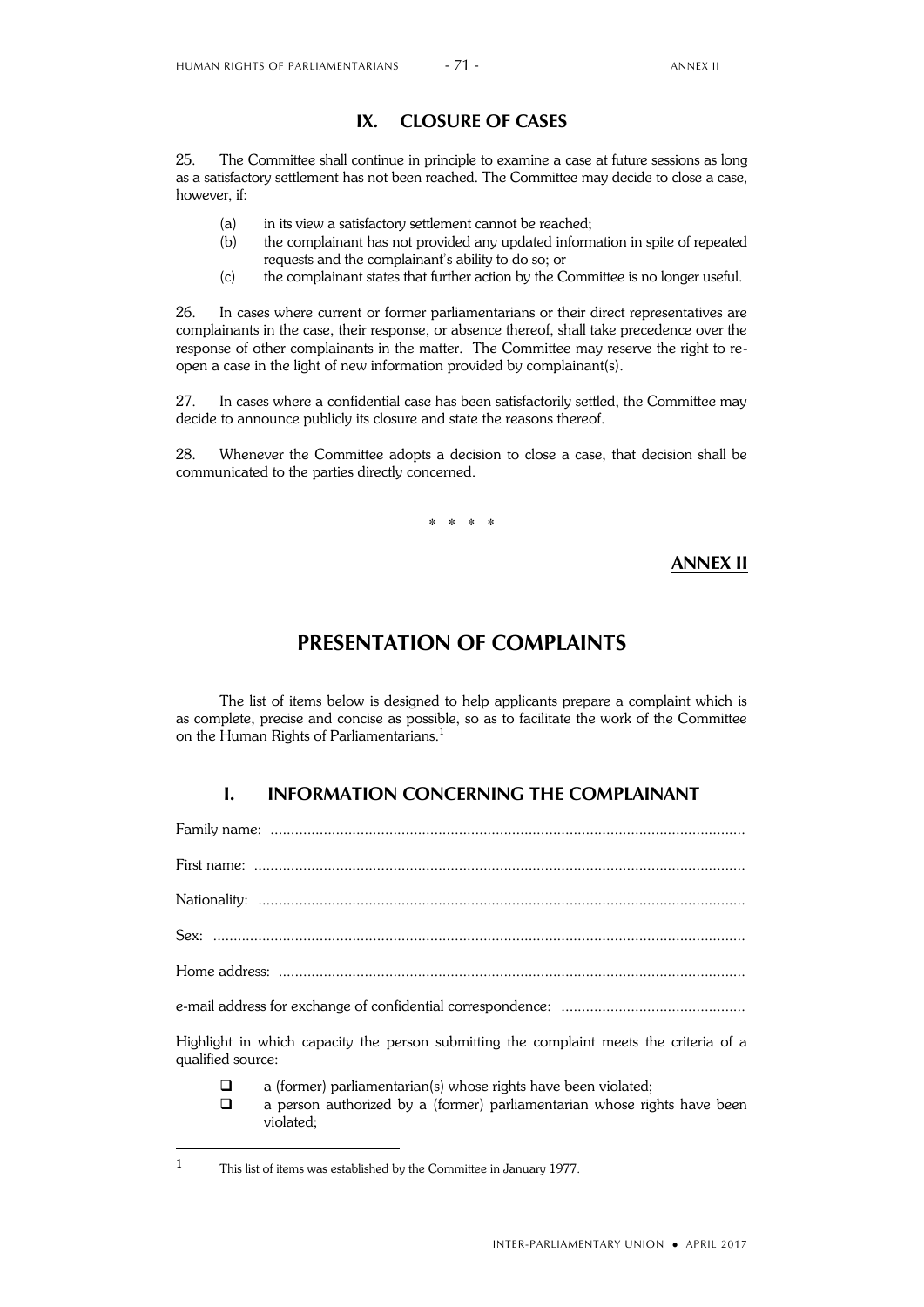## IX. CLOSURE OF CASES

25. The Committee shall continue in principle to examine a case at future sessions as long as a satisfactory settlement has not been reached. The Committee may decide to close a case, however, if:

(a) in its view a satisfactory settlement cannot be reached;
(b) the complainant has not provided any updated information in spite of repeated requests and the complainant's ability to do so; or
(c) the complainant states that further action by the Committee is no longer useful.

26. In cases where current or former parliamentarians or their direct representatives are complainants in the case, their response, or absence thereof, shall take precedence over the response of other complainants in the matter. The Committee may reserve the right to re-open a case in the light of new information provided by complainant(s).

27. In cases where a confidential case has been satisfactorily settled, the Committee may decide to announce publicly its closure and state the reasons thereof.

28. Whenever the Committee adopts a decision to close a case, that decision shall be communicated to the parties directly concerned.

\* \* \* \*

**ANNEX II**

# PRESENTATION OF COMPLAINTS

The list of items below is designed to help applicants prepare a complaint which is as complete, precise and concise as possible, so as to facilitate the work of the Committee on the Human Rights of Parliamentarians.[1]

## I. INFORMATION CONCERNING THE COMPLAINANT

Family name: ....................................................................................................................

First name: .......................................................................................................................

Nationality: ......................................................................................................................

Sex: .................................................................................................................................

Home address: .................................................................................................................

e-mail address for exchange of confidential correspondence: .............................................

Highlight in which capacity the person submitting the complaint meets the criteria of a qualified source:

- ☐ a (former) parliamentarian(s) whose rights have been violated;
- ☐ a person authorized by a (former) parliamentarian whose rights have been violated;

---

[1] This list of items was established by the Committee in January 1977.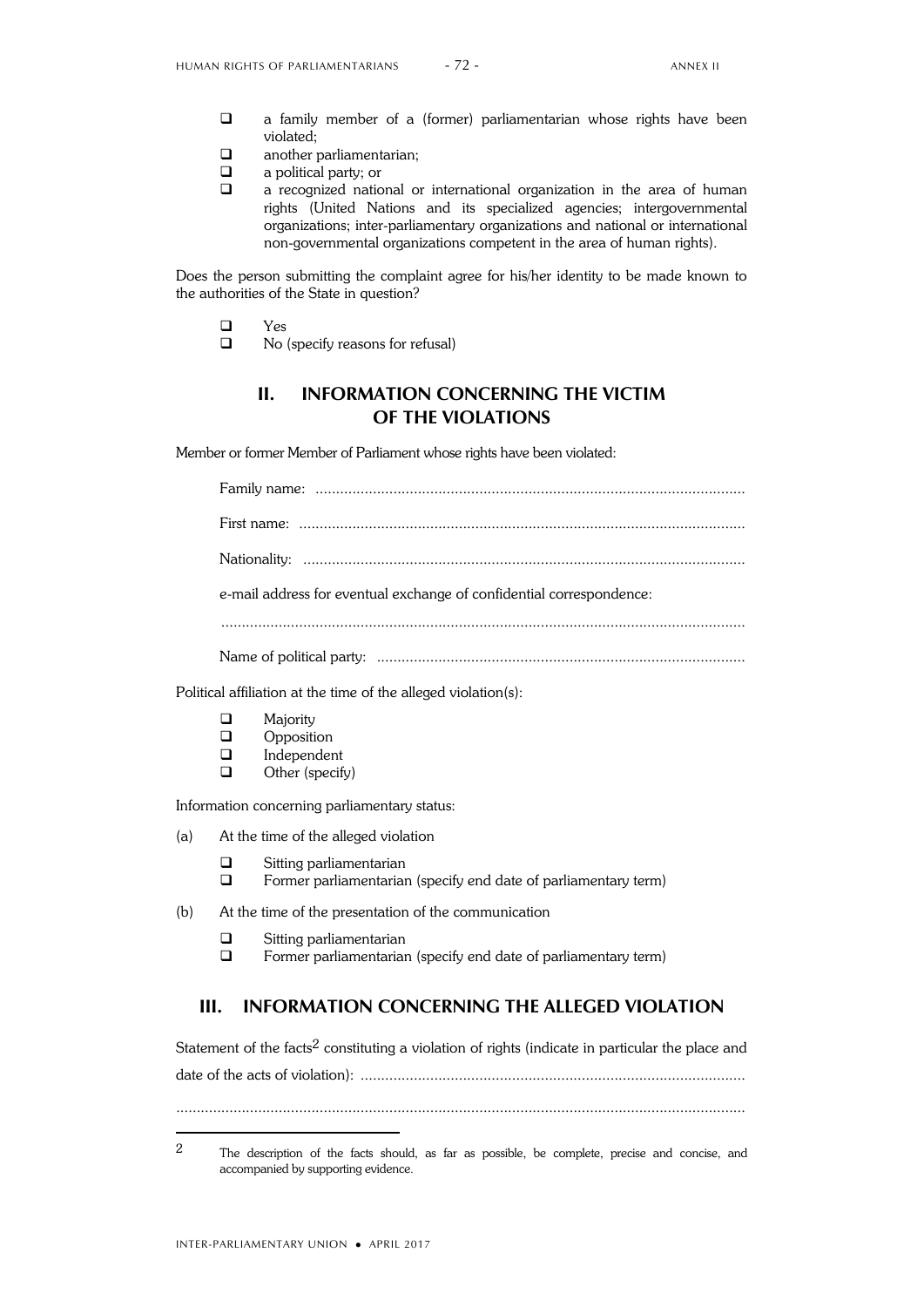- ❑ a family member of a (former) parliamentarian whose rights have been violated;
- ❑ another parliamentarian;
- ❑ a political party; or
- ❑ a recognized national or international organization in the area of human rights (United Nations and its specialized agencies; intergovernmental organizations; inter-parliamentary organizations and national or international non-governmental organizations competent in the area of human rights).

Does the person submitting the complaint agree for his/her identity to be made known to the authorities of the State in question?

- ❑ Yes
- ❑ No (specify reasons for refusal)

## II. INFORMATION CONCERNING THE VICTIM OF THE VIOLATIONS

Member or former Member of Parliament whose rights have been violated:

Family name: ........................................................................................................

First name: ...........................................................................................................

Nationality: ...........................................................................................................

e-mail address for eventual exchange of confidential correspondence:

..............................................................................................................................

Name of political party: .........................................................................................

Political affiliation at the time of the alleged violation(s):

- ❑ Majority
- ❑ Opposition
- ❑ Independent
- ❑ Other (specify)

Information concerning parliamentary status:

(a) At the time of the alleged violation

- ❑ Sitting parliamentarian
- ❑ Former parliamentarian (specify end date of parliamentary term)

(b) At the time of the presentation of the communication

- ❑ Sitting parliamentarian
- ❑ Former parliamentarian (specify end date of parliamentary term)

## III. INFORMATION CONCERNING THE ALLEGED VIOLATION

Statement of the facts[2] constituting a violation of rights (indicate in particular the place and date of the acts of violation): .............................................................................................

..........................................................................................................................................

---

[2] The description of the facts should, as far as possible, be complete, precise and concise, and accompanied by supporting evidence.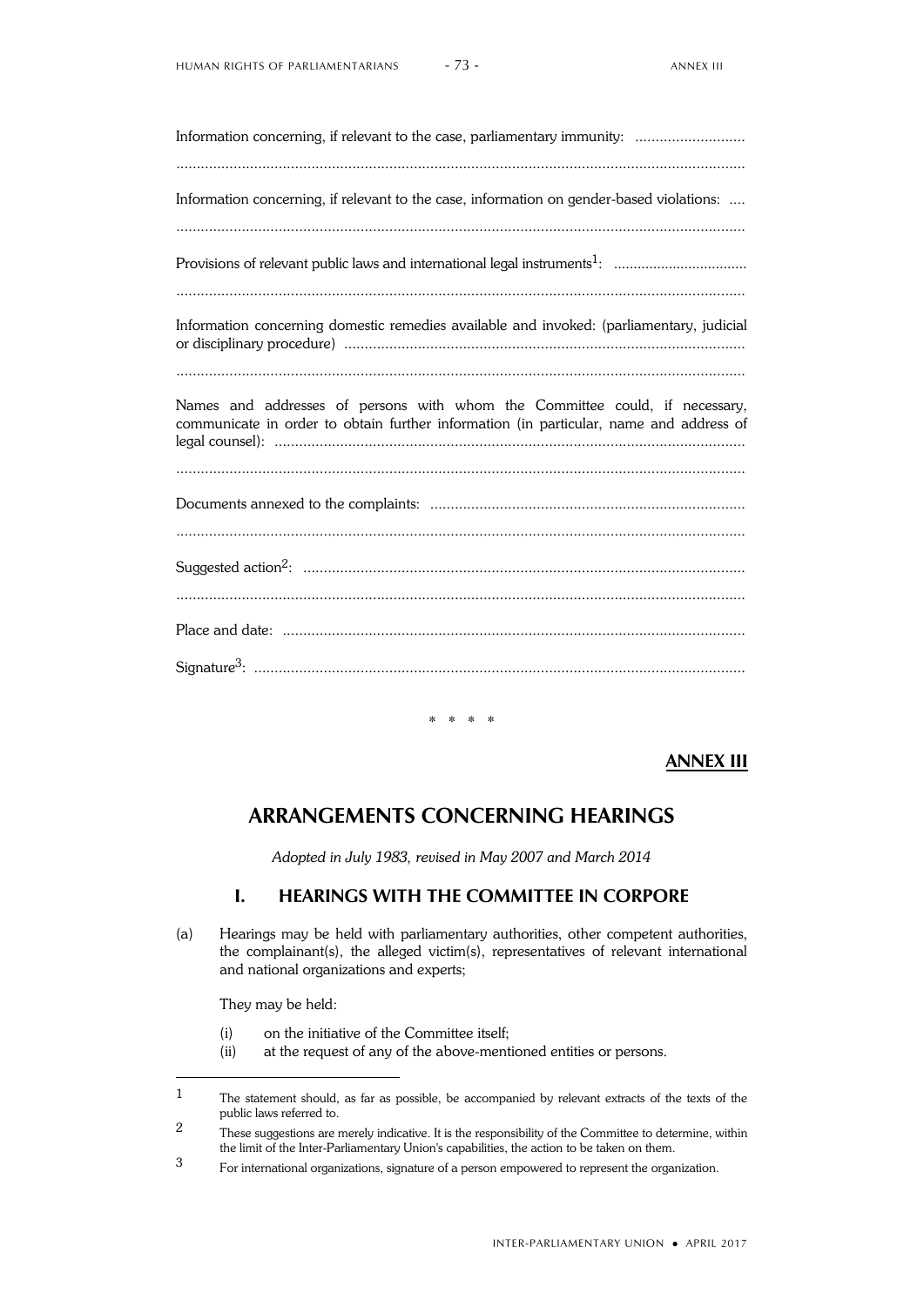Information concerning, if relevant to the case, parliamentary immunity: ...........................

..........................................................................................................................................

Information concerning, if relevant to the case, information on gender-based violations: ....

..........................................................................................................................................

Provisions of relevant public laws and international legal instruments[1]: .................................

..........................................................................................................................................

Information concerning domestic remedies available and invoked: (parliamentary, judicial or disciplinary procedure) .................................................................................................

..........................................................................................................................................

Names and addresses of persons with whom the Committee could, if necessary, communicate in order to obtain further information (in particular, name and address of legal counsel): ..................................................................................................................

..........................................................................................................................................

Documents annexed to the complaints: ............................................................................

..........................................................................................................................................

Suggested action[2]: ...........................................................................................................

..........................................................................................................................................

Place and date: ................................................................................................................

Signature[3]: ......................................................................................................................

\* \* \* \*

**ANNEX III**

# ARRANGEMENTS CONCERNING HEARINGS

*Adopted in July 1983, revised in May 2007 and March 2014*

## I. HEARINGS WITH THE COMMITTEE IN CORPORE

(a) Hearings may be held with parliamentary authorities, other competent authorities, the complainant(s), the alleged victim(s), representatives of relevant international and national organizations and experts;

They may be held:

(i) on the initiative of the Committee itself;
(ii) at the request of any of the above-mentioned entities or persons.

---

1 The statement should, as far as possible, be accompanied by relevant extracts of the texts of the public laws referred to.

2 These suggestions are merely indicative. It is the responsibility of the Committee to determine, within the limit of the Inter-Parliamentary Union's capabilities, the action to be taken on them.

3 For international organizations, signature of a person empowered to represent the organization.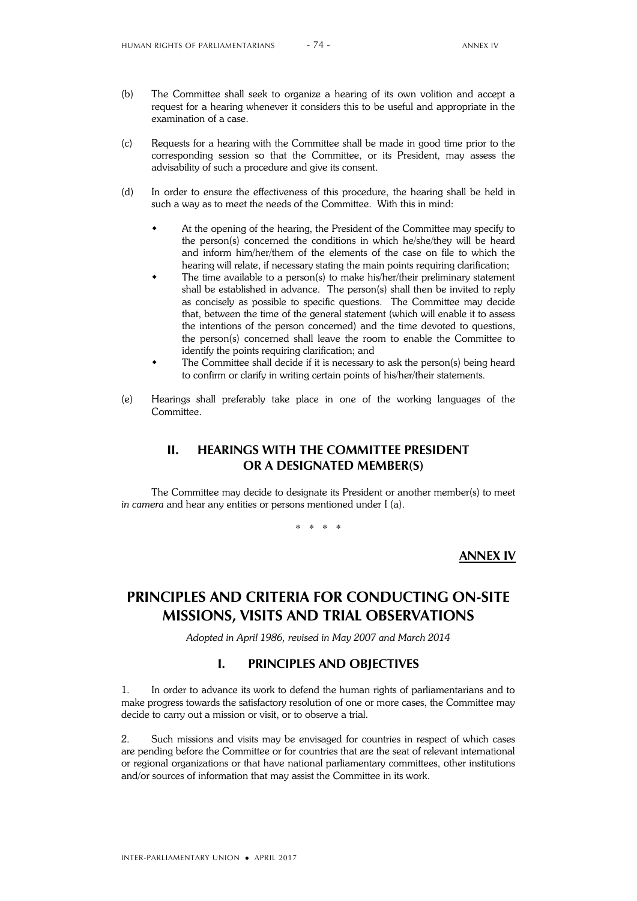(b) The Committee shall seek to organize a hearing of its own volition and accept a request for a hearing whenever it considers this to be useful and appropriate in the examination of a case.

(c) Requests for a hearing with the Committee shall be made in good time prior to the corresponding session so that the Committee, or its President, may assess the advisability of such a procedure and give its consent.

(d) In order to ensure the effectiveness of this procedure, the hearing shall be held in such a way as to meet the needs of the Committee. With this in mind:

- At the opening of the hearing, the President of the Committee may specify to the person(s) concerned the conditions in which he/she/they will be heard and inform him/her/them of the elements of the case on file to which the hearing will relate, if necessary stating the main points requiring clarification;
- The time available to a person(s) to make his/her/their preliminary statement shall be established in advance. The person(s) shall then be invited to reply as concisely as possible to specific questions. The Committee may decide that, between the time of the general statement (which will enable it to assess the intentions of the person concerned) and the time devoted to questions, the person(s) concerned shall leave the room to enable the Committee to identify the points requiring clarification; and
- The Committee shall decide if it is necessary to ask the person(s) being heard to confirm or clarify in writing certain points of his/her/their statements.

(e) Hearings shall preferably take place in one of the working languages of the Committee.

## II. HEARINGS WITH THE COMMITTEE PRESIDENT OR A DESIGNATED MEMBER(S)

The Committee may decide to designate its President or another member(s) to meet *in camera* and hear any entities or persons mentioned under I (a).

\* \* \* \*

**ANNEX IV**

# PRINCIPLES AND CRITERIA FOR CONDUCTING ON-SITE MISSIONS, VISITS AND TRIAL OBSERVATIONS

*Adopted in April 1986, revised in May 2007 and March 2014*

## I. PRINCIPLES AND OBJECTIVES

1. In order to advance its work to defend the human rights of parliamentarians and to make progress towards the satisfactory resolution of one or more cases, the Committee may decide to carry out a mission or visit, or to observe a trial.

2. Such missions and visits may be envisaged for countries in respect of which cases are pending before the Committee or for countries that are the seat of relevant international or regional organizations or that have national parliamentary committees, other institutions and/or sources of information that may assist the Committee in its work.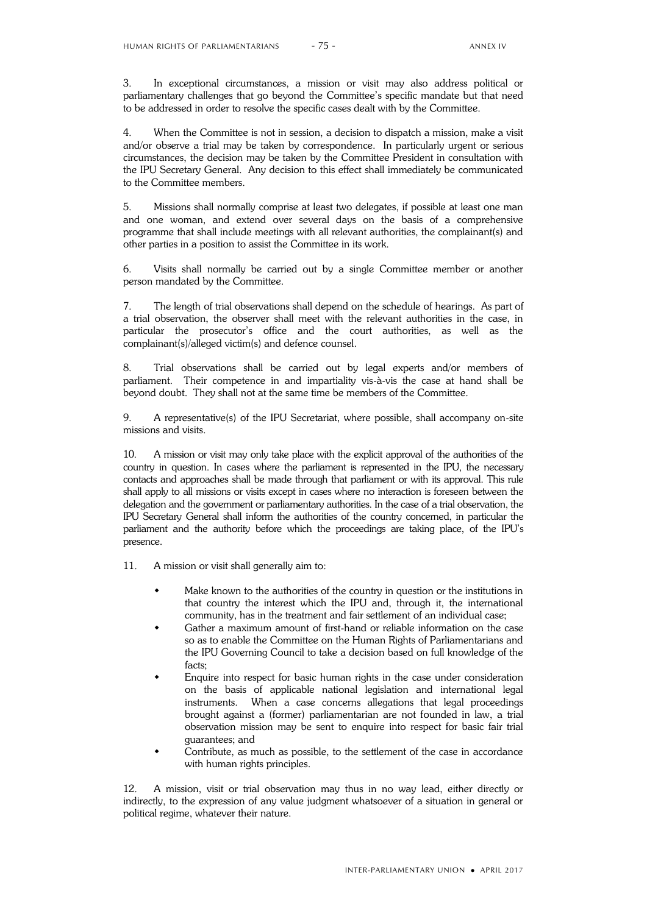3. In exceptional circumstances, a mission or visit may also address political or parliamentary challenges that go beyond the Committee's specific mandate but that need to be addressed in order to resolve the specific cases dealt with by the Committee.

4. When the Committee is not in session, a decision to dispatch a mission, make a visit and/or observe a trial may be taken by correspondence. In particularly urgent or serious circumstances, the decision may be taken by the Committee President in consultation with the IPU Secretary General. Any decision to this effect shall immediately be communicated to the Committee members.

5. Missions shall normally comprise at least two delegates, if possible at least one man and one woman, and extend over several days on the basis of a comprehensive programme that shall include meetings with all relevant authorities, the complainant(s) and other parties in a position to assist the Committee in its work.

6. Visits shall normally be carried out by a single Committee member or another person mandated by the Committee.

7. The length of trial observations shall depend on the schedule of hearings. As part of a trial observation, the observer shall meet with the relevant authorities in the case, in particular the prosecutor's office and the court authorities, as well as the complainant(s)/alleged victim(s) and defence counsel.

8. Trial observations shall be carried out by legal experts and/or members of parliament. Their competence in and impartiality vis-à-vis the case at hand shall be beyond doubt. They shall not at the same time be members of the Committee.

9. A representative(s) of the IPU Secretariat, where possible, shall accompany on-site missions and visits.

10. A mission or visit may only take place with the explicit approval of the authorities of the country in question. In cases where the parliament is represented in the IPU, the necessary contacts and approaches shall be made through that parliament or with its approval. This rule shall apply to all missions or visits except in cases where no interaction is foreseen between the delegation and the government or parliamentary authorities. In the case of a trial observation, the IPU Secretary General shall inform the authorities of the country concerned, in particular the parliament and the authority before which the proceedings are taking place, of the IPU's presence.

11. A mission or visit shall generally aim to:

- Make known to the authorities of the country in question or the institutions in that country the interest which the IPU and, through it, the international community, has in the treatment and fair settlement of an individual case;
- Gather a maximum amount of first-hand or reliable information on the case so as to enable the Committee on the Human Rights of Parliamentarians and the IPU Governing Council to take a decision based on full knowledge of the facts;
- Enquire into respect for basic human rights in the case under consideration on the basis of applicable national legislation and international legal instruments. When a case concerns allegations that legal proceedings brought against a (former) parliamentarian are not founded in law, a trial observation mission may be sent to enquire into respect for basic fair trial guarantees; and
- Contribute, as much as possible, to the settlement of the case in accordance with human rights principles.

12. A mission, visit or trial observation may thus in no way lead, either directly or indirectly, to the expression of any value judgment whatsoever of a situation in general or political regime, whatever their nature.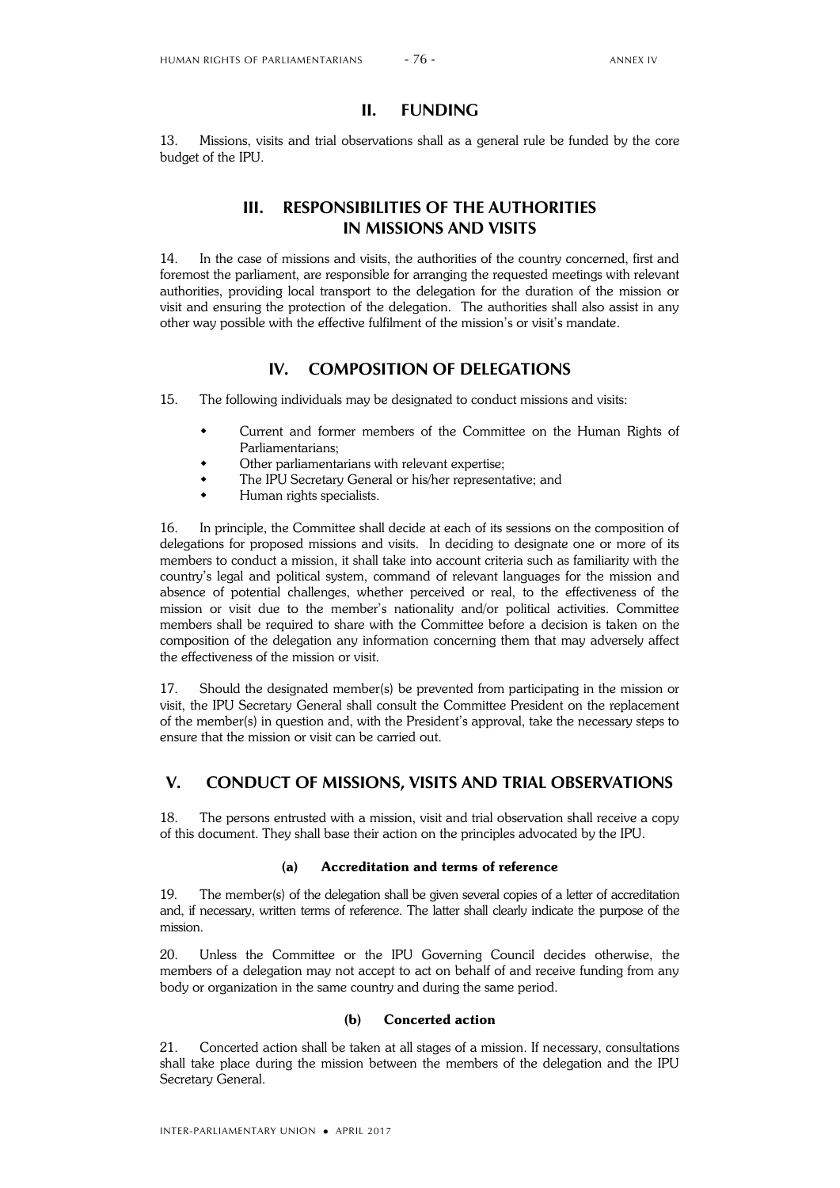## II. FUNDING

13. Missions, visits and trial observations shall as a general rule be funded by the core budget of the IPU.

## III. RESPONSIBILITIES OF THE AUTHORITIES IN MISSIONS AND VISITS

14. In the case of missions and visits, the authorities of the country concerned, first and foremost the parliament, are responsible for arranging the requested meetings with relevant authorities, providing local transport to the delegation for the duration of the mission or visit and ensuring the protection of the delegation. The authorities shall also assist in any other way possible with the effective fulfilment of the mission's or visit's mandate.

## IV. COMPOSITION OF DELEGATIONS

15. The following individuals may be designated to conduct missions and visits:

- Current and former members of the Committee on the Human Rights of Parliamentarians;
- Other parliamentarians with relevant expertise;
- The IPU Secretary General or his/her representative; and
- Human rights specialists.

16. In principle, the Committee shall decide at each of its sessions on the composition of delegations for proposed missions and visits. In deciding to designate one or more of its members to conduct a mission, it shall take into account criteria such as familiarity with the country's legal and political system, command of relevant languages for the mission and absence of potential challenges, whether perceived or real, to the effectiveness of the mission or visit due to the member's nationality and/or political activities. Committee members shall be required to share with the Committee before a decision is taken on the composition of the delegation any information concerning them that may adversely affect the effectiveness of the mission or visit.

17. Should the designated member(s) be prevented from participating in the mission or visit, the IPU Secretary General shall consult the Committee President on the replacement of the member(s) in question and, with the President's approval, take the necessary steps to ensure that the mission or visit can be carried out.

## V. CONDUCT OF MISSIONS, VISITS AND TRIAL OBSERVATIONS

18. The persons entrusted with a mission, visit and trial observation shall receive a copy of this document. They shall base their action on the principles advocated by the IPU.

### (a) Accreditation and terms of reference

19. The member(s) of the delegation shall be given several copies of a letter of accreditation and, if necessary, written terms of reference. The latter shall clearly indicate the purpose of the mission.

20. Unless the Committee or the IPU Governing Council decides otherwise, the members of a delegation may not accept to act on behalf of and receive funding from any body or organization in the same country and during the same period.

### (b) Concerted action

21. Concerted action shall be taken at all stages of a mission. If necessary, consultations shall take place during the mission between the members of the delegation and the IPU Secretary General.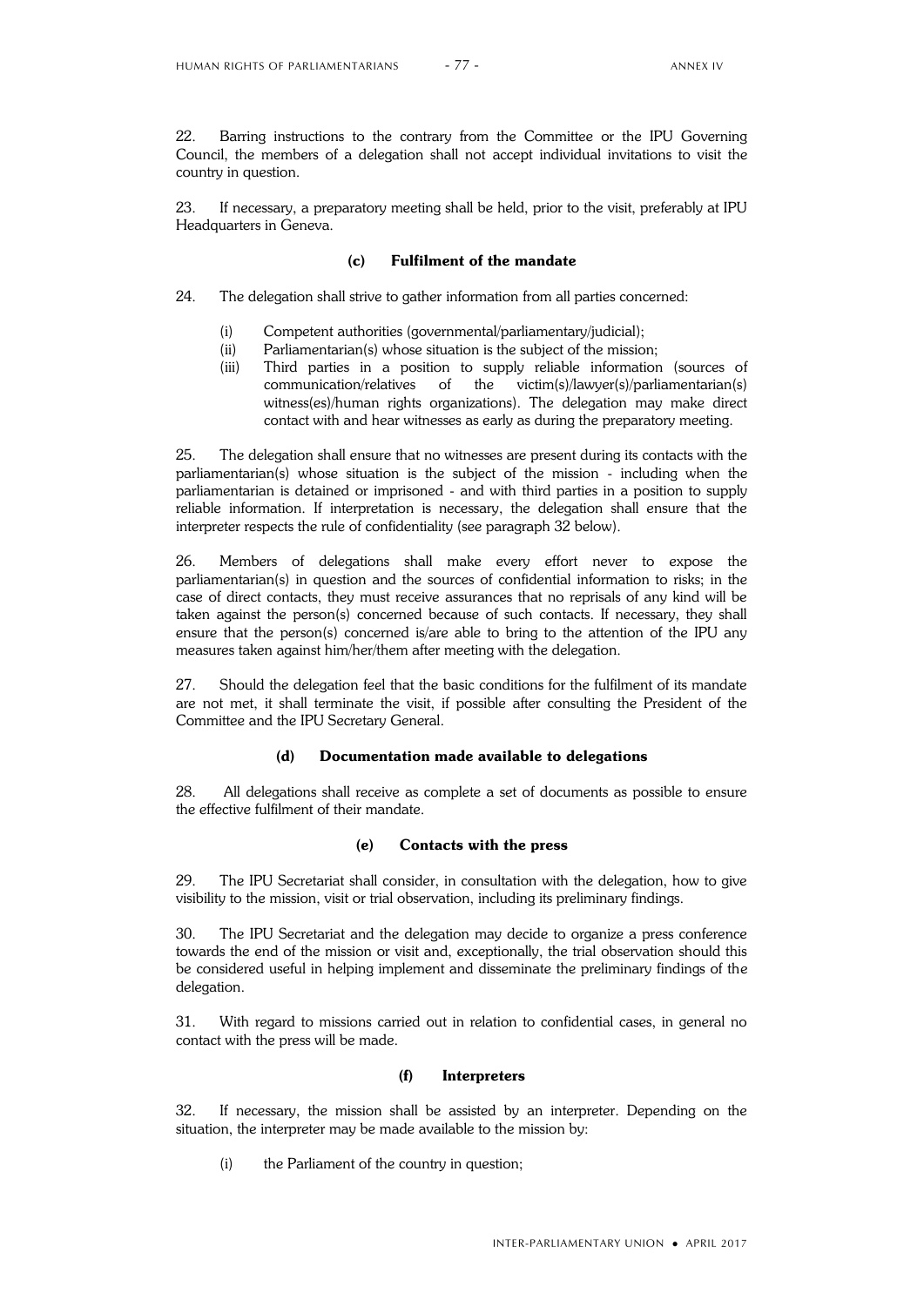22. Barring instructions to the contrary from the Committee or the IPU Governing Council, the members of a delegation shall not accept individual invitations to visit the country in question.

23. If necessary, a preparatory meeting shall be held, prior to the visit, preferably at IPU Headquarters in Geneva.

### (c) Fulfilment of the mandate

24. The delegation shall strive to gather information from all parties concerned:

- (i) Competent authorities (governmental/parliamentary/judicial);
- (ii) Parliamentarian(s) whose situation is the subject of the mission;
- (iii) Third parties in a position to supply reliable information (sources of communication/relatives of the victim(s)/lawyer(s)/parliamentarian(s) witness(es)/human rights organizations). The delegation may make direct contact with and hear witnesses as early as during the preparatory meeting.

25. The delegation shall ensure that no witnesses are present during its contacts with the parliamentarian(s) whose situation is the subject of the mission - including when the parliamentarian is detained or imprisoned - and with third parties in a position to supply reliable information. If interpretation is necessary, the delegation shall ensure that the interpreter respects the rule of confidentiality (see paragraph 32 below).

26. Members of delegations shall make every effort never to expose the parliamentarian(s) in question and the sources of confidential information to risks; in the case of direct contacts, they must receive assurances that no reprisals of any kind will be taken against the person(s) concerned because of such contacts. If necessary, they shall ensure that the person(s) concerned is/are able to bring to the attention of the IPU any measures taken against him/her/them after meeting with the delegation.

27. Should the delegation feel that the basic conditions for the fulfilment of its mandate are not met, it shall terminate the visit, if possible after consulting the President of the Committee and the IPU Secretary General.

### (d) Documentation made available to delegations

28. All delegations shall receive as complete a set of documents as possible to ensure the effective fulfilment of their mandate.

### (e) Contacts with the press

29. The IPU Secretariat shall consider, in consultation with the delegation, how to give visibility to the mission, visit or trial observation, including its preliminary findings.

30. The IPU Secretariat and the delegation may decide to organize a press conference towards the end of the mission or visit and, exceptionally, the trial observation should this be considered useful in helping implement and disseminate the preliminary findings of the delegation.

31. With regard to missions carried out in relation to confidential cases, in general no contact with the press will be made.

### (f) Interpreters

32. If necessary, the mission shall be assisted by an interpreter. Depending on the situation, the interpreter may be made available to the mission by:

- (i) the Parliament of the country in question;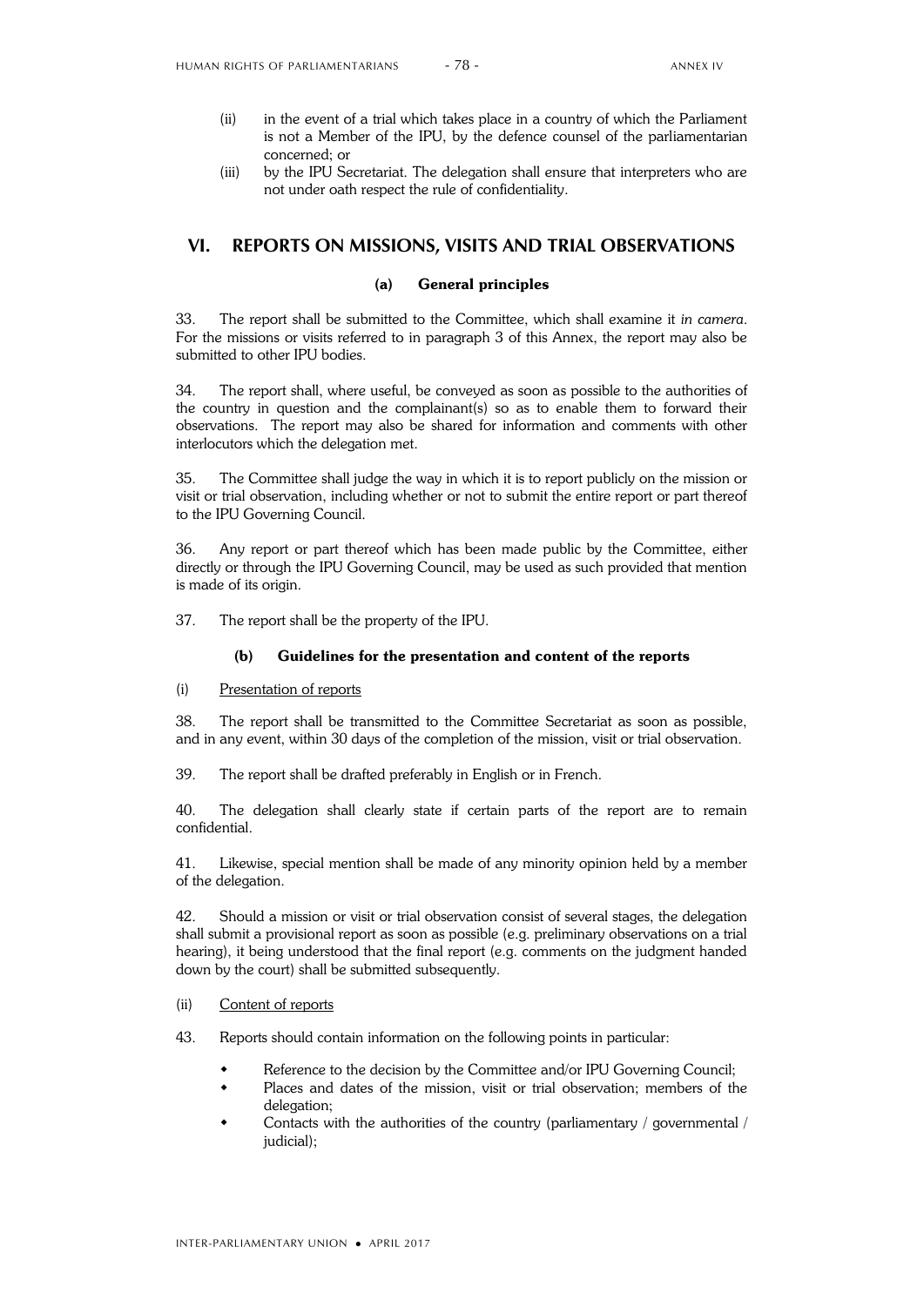(ii) in the event of a trial which takes place in a country of which the Parliament is not a Member of the IPU, by the defence counsel of the parliamentarian concerned; or

(iii) by the IPU Secretariat. The delegation shall ensure that interpreters who are not under oath respect the rule of confidentiality.

## VI. REPORTS ON MISSIONS, VISITS AND TRIAL OBSERVATIONS

### (a) General principles

33. The report shall be submitted to the Committee, which shall examine it *in camera*. For the missions or visits referred to in paragraph 3 of this Annex, the report may also be submitted to other IPU bodies.

34. The report shall, where useful, be conveyed as soon as possible to the authorities of the country in question and the complainant(s) so as to enable them to forward their observations. The report may also be shared for information and comments with other interlocutors which the delegation met.

35. The Committee shall judge the way in which it is to report publicly on the mission or visit or trial observation, including whether or not to submit the entire report or part thereof to the IPU Governing Council.

36. Any report or part thereof which has been made public by the Committee, either directly or through the IPU Governing Council, may be used as such provided that mention is made of its origin.

37. The report shall be the property of the IPU.

### (b) Guidelines for the presentation and content of the reports

(i) Presentation of reports

38. The report shall be transmitted to the Committee Secretariat as soon as possible, and in any event, within 30 days of the completion of the mission, visit or trial observation.

39. The report shall be drafted preferably in English or in French.

40. The delegation shall clearly state if certain parts of the report are to remain confidential.

41. Likewise, special mention shall be made of any minority opinion held by a member of the delegation.

42. Should a mission or visit or trial observation consist of several stages, the delegation shall submit a provisional report as soon as possible (e.g. preliminary observations on a trial hearing), it being understood that the final report (e.g. comments on the judgment handed down by the court) shall be submitted subsequently.

(ii) Content of reports

43. Reports should contain information on the following points in particular:

- Reference to the decision by the Committee and/or IPU Governing Council;
- Places and dates of the mission, visit or trial observation; members of the delegation;
- Contacts with the authorities of the country (parliamentary / governmental / judicial);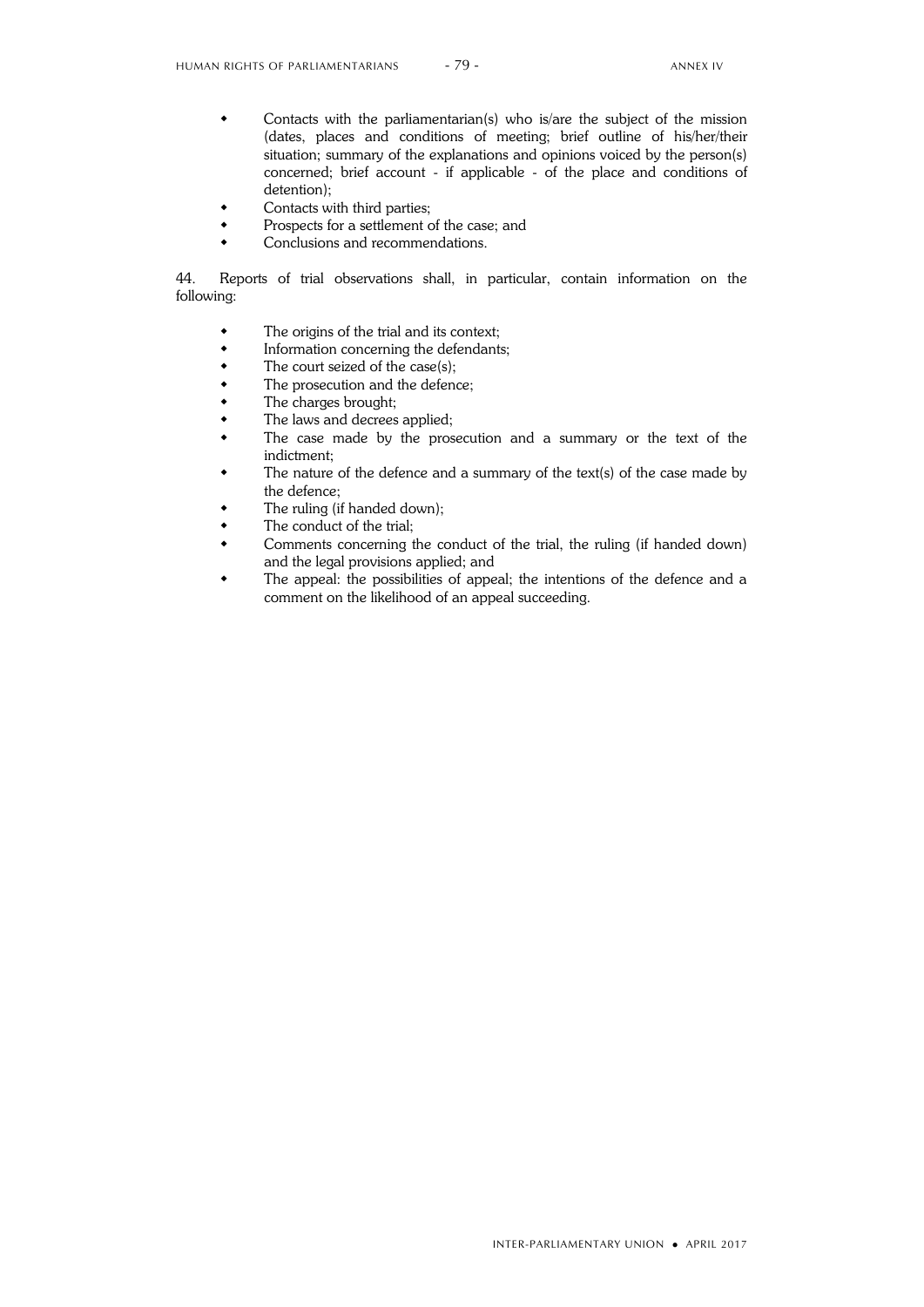- Contacts with the parliamentarian(s) who is/are the subject of the mission (dates, places and conditions of meeting; brief outline of his/her/their situation; summary of the explanations and opinions voiced by the person(s) concerned; brief account - if applicable - of the place and conditions of detention);
- Contacts with third parties;
- Prospects for a settlement of the case; and
- Conclusions and recommendations.

44. Reports of trial observations shall, in particular, contain information on the following:

- The origins of the trial and its context;
- Information concerning the defendants;
- The court seized of the case(s);
- The prosecution and the defence;
- The charges brought;
- The laws and decrees applied;
- The case made by the prosecution and a summary or the text of the indictment;
- The nature of the defence and a summary of the text(s) of the case made by the defence;
- The ruling (if handed down);
- The conduct of the trial;
- Comments concerning the conduct of the trial, the ruling (if handed down) and the legal provisions applied; and
- The appeal: the possibilities of appeal; the intentions of the defence and a comment on the likelihood of an appeal succeeding.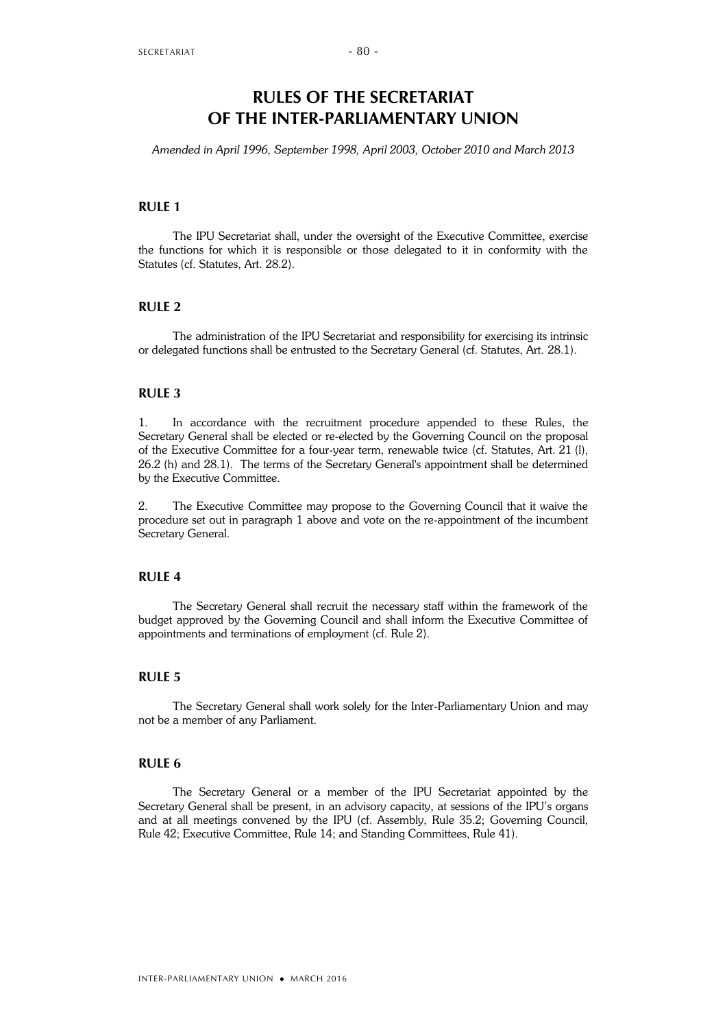# RULES OF THE SECRETARIAT OF THE INTER-PARLIAMENTARY UNION

*Amended in April 1996, September 1998, April 2003, October 2010 and March 2013*

## RULE 1

The IPU Secretariat shall, under the oversight of the Executive Committee, exercise the functions for which it is responsible or those delegated to it in conformity with the Statutes (cf. Statutes, Art. 28.2).

## RULE 2

The administration of the IPU Secretariat and responsibility for exercising its intrinsic or delegated functions shall be entrusted to the Secretary General (cf. Statutes, Art. 28.1).

## RULE 3

1. In accordance with the recruitment procedure appended to these Rules, the Secretary General shall be elected or re-elected by the Governing Council on the proposal of the Executive Committee for a four-year term, renewable twice (cf. Statutes, Art. 21 (l), 26.2 (h) and 28.1). The terms of the Secretary General's appointment shall be determined by the Executive Committee.

2. The Executive Committee may propose to the Governing Council that it waive the procedure set out in paragraph 1 above and vote on the re-appointment of the incumbent Secretary General.

## RULE 4

The Secretary General shall recruit the necessary staff within the framework of the budget approved by the Governing Council and shall inform the Executive Committee of appointments and terminations of employment (cf. Rule 2).

## RULE 5

The Secretary General shall work solely for the Inter-Parliamentary Union and may not be a member of any Parliament.

## RULE 6

The Secretary General or a member of the IPU Secretariat appointed by the Secretary General shall be present, in an advisory capacity, at sessions of the IPU's organs and at all meetings convened by the IPU (cf. Assembly, Rule 35.2; Governing Council, Rule 42; Executive Committee, Rule 14; and Standing Committees, Rule 41).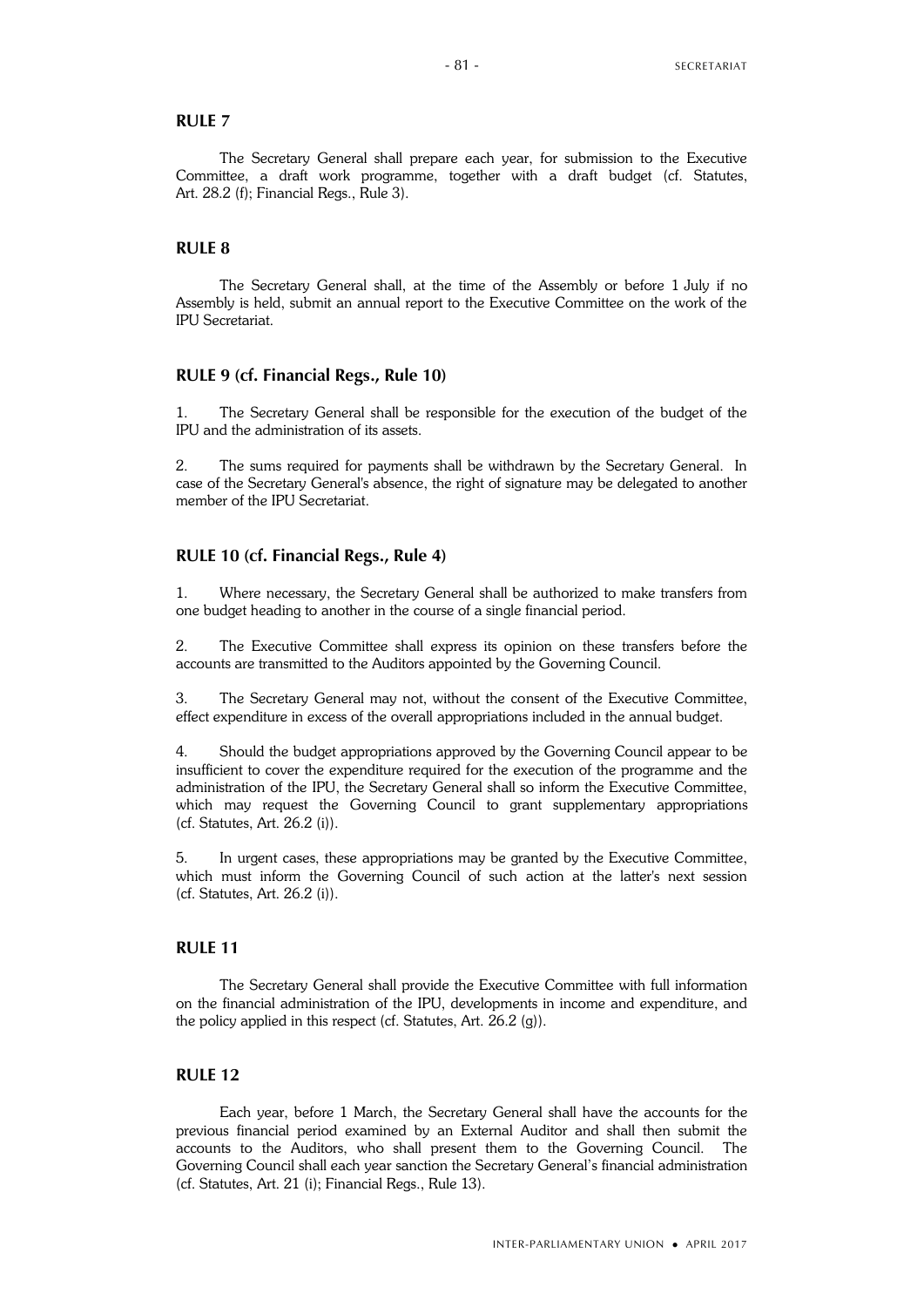## RULE 7

The Secretary General shall prepare each year, for submission to the Executive Committee, a draft work programme, together with a draft budget (cf. Statutes, Art. 28.2 (f); Financial Regs., Rule 3).

## RULE 8

The Secretary General shall, at the time of the Assembly or before 1 July if no Assembly is held, submit an annual report to the Executive Committee on the work of the IPU Secretariat.

## RULE 9 (cf. Financial Regs., Rule 10)

1. The Secretary General shall be responsible for the execution of the budget of the IPU and the administration of its assets.

2. The sums required for payments shall be withdrawn by the Secretary General. In case of the Secretary General's absence, the right of signature may be delegated to another member of the IPU Secretariat.

## RULE 10 (cf. Financial Regs., Rule 4)

1. Where necessary, the Secretary General shall be authorized to make transfers from one budget heading to another in the course of a single financial period.

2. The Executive Committee shall express its opinion on these transfers before the accounts are transmitted to the Auditors appointed by the Governing Council.

3. The Secretary General may not, without the consent of the Executive Committee, effect expenditure in excess of the overall appropriations included in the annual budget.

4. Should the budget appropriations approved by the Governing Council appear to be insufficient to cover the expenditure required for the execution of the programme and the administration of the IPU, the Secretary General shall so inform the Executive Committee, which may request the Governing Council to grant supplementary appropriations (cf. Statutes, Art. 26.2 (i)).

5. In urgent cases, these appropriations may be granted by the Executive Committee, which must inform the Governing Council of such action at the latter's next session (cf. Statutes, Art. 26.2 (i)).

## RULE 11

The Secretary General shall provide the Executive Committee with full information on the financial administration of the IPU, developments in income and expenditure, and the policy applied in this respect (cf. Statutes, Art. 26.2 (g)).

## RULE 12

Each year, before 1 March, the Secretary General shall have the accounts for the previous financial period examined by an External Auditor and shall then submit the accounts to the Auditors, who shall present them to the Governing Council. The Governing Council shall each year sanction the Secretary General's financial administration (cf. Statutes, Art. 21 (i); Financial Regs., Rule 13).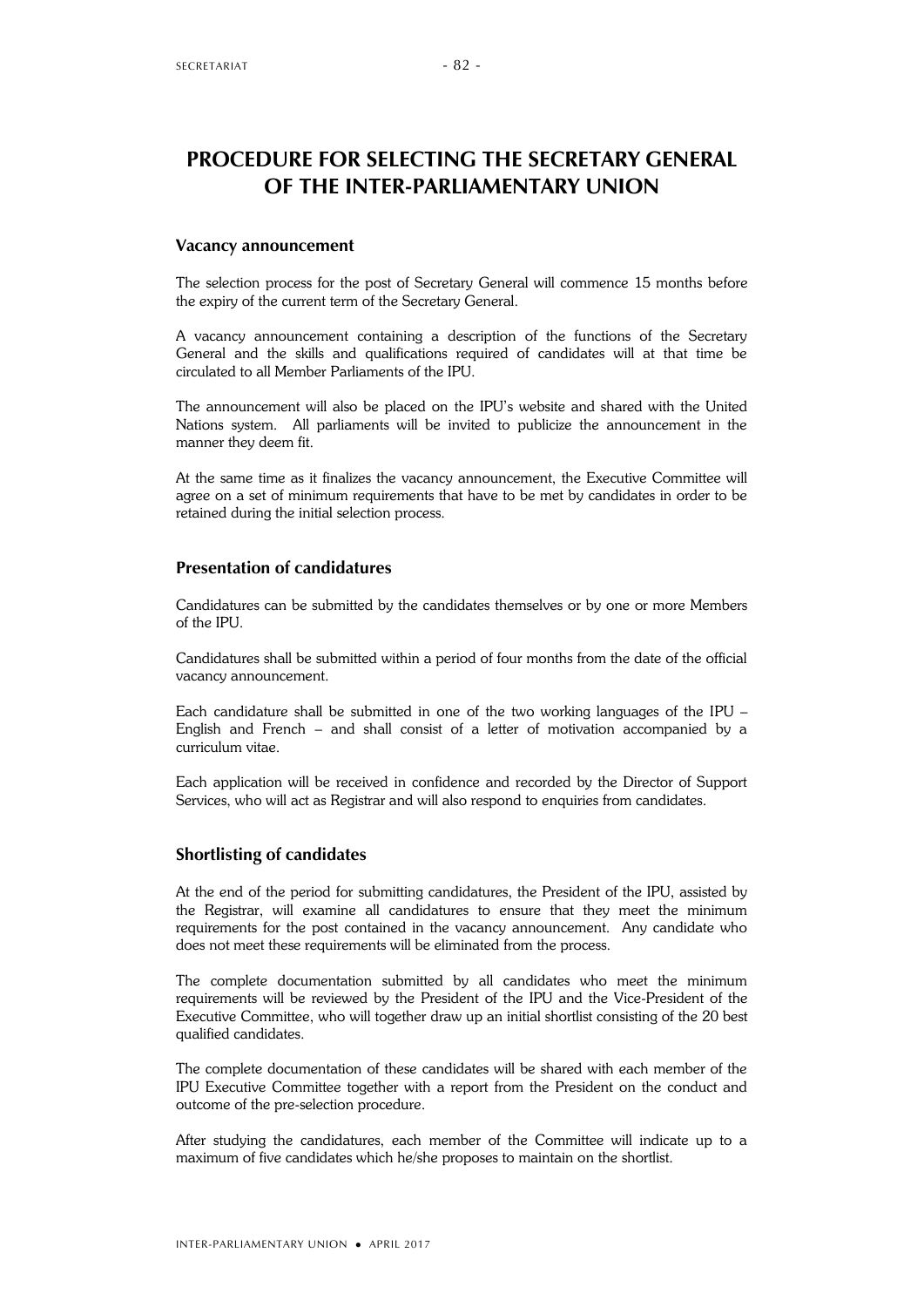# PROCEDURE FOR SELECTING THE SECRETARY GENERAL OF THE INTER-PARLIAMENTARY UNION

### Vacancy announcement

The selection process for the post of Secretary General will commence 15 months before the expiry of the current term of the Secretary General.

A vacancy announcement containing a description of the functions of the Secretary General and the skills and qualifications required of candidates will at that time be circulated to all Member Parliaments of the IPU.

The announcement will also be placed on the IPU's website and shared with the United Nations system. All parliaments will be invited to publicize the announcement in the manner they deem fit.

At the same time as it finalizes the vacancy announcement, the Executive Committee will agree on a set of minimum requirements that have to be met by candidates in order to be retained during the initial selection process.

### Presentation of candidatures

Candidatures can be submitted by the candidates themselves or by one or more Members of the IPU.

Candidatures shall be submitted within a period of four months from the date of the official vacancy announcement.

Each candidature shall be submitted in one of the two working languages of the IPU – English and French – and shall consist of a letter of motivation accompanied by a curriculum vitae.

Each application will be received in confidence and recorded by the Director of Support Services, who will act as Registrar and will also respond to enquiries from candidates.

### Shortlisting of candidates

At the end of the period for submitting candidatures, the President of the IPU, assisted by the Registrar, will examine all candidatures to ensure that they meet the minimum requirements for the post contained in the vacancy announcement. Any candidate who does not meet these requirements will be eliminated from the process.

The complete documentation submitted by all candidates who meet the minimum requirements will be reviewed by the President of the IPU and the Vice-President of the Executive Committee, who will together draw up an initial shortlist consisting of the 20 best qualified candidates.

The complete documentation of these candidates will be shared with each member of the IPU Executive Committee together with a report from the President on the conduct and outcome of the pre-selection procedure.

After studying the candidatures, each member of the Committee will indicate up to a maximum of five candidates which he/she proposes to maintain on the shortlist.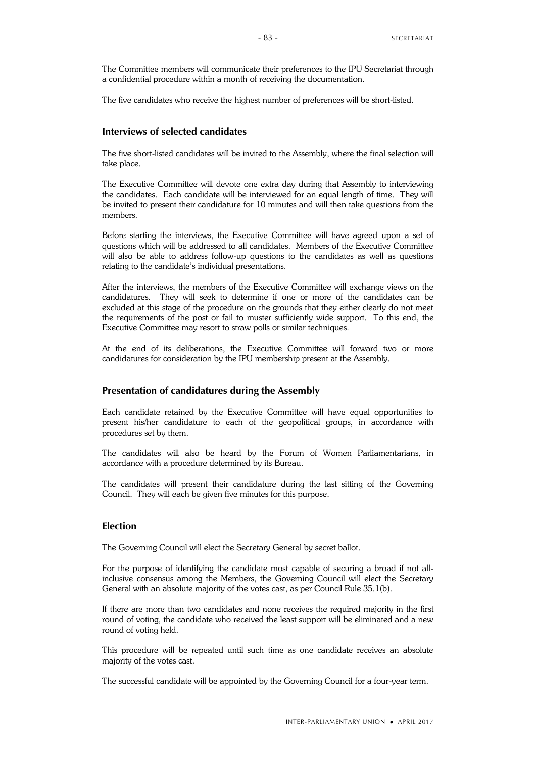The Committee members will communicate their preferences to the IPU Secretariat through a confidential procedure within a month of receiving the documentation.

The five candidates who receive the highest number of preferences will be short-listed.

## Interviews of selected candidates

The five short-listed candidates will be invited to the Assembly, where the final selection will take place.

The Executive Committee will devote one extra day during that Assembly to interviewing the candidates. Each candidate will be interviewed for an equal length of time. They will be invited to present their candidature for 10 minutes and will then take questions from the members.

Before starting the interviews, the Executive Committee will have agreed upon a set of questions which will be addressed to all candidates. Members of the Executive Committee will also be able to address follow-up questions to the candidates as well as questions relating to the candidate's individual presentations.

After the interviews, the members of the Executive Committee will exchange views on the candidatures. They will seek to determine if one or more of the candidates can be excluded at this stage of the procedure on the grounds that they either clearly do not meet the requirements of the post or fail to muster sufficiently wide support. To this end, the Executive Committee may resort to straw polls or similar techniques.

At the end of its deliberations, the Executive Committee will forward two or more candidatures for consideration by the IPU membership present at the Assembly.

## Presentation of candidatures during the Assembly

Each candidate retained by the Executive Committee will have equal opportunities to present his/her candidature to each of the geopolitical groups, in accordance with procedures set by them.

The candidates will also be heard by the Forum of Women Parliamentarians, in accordance with a procedure determined by its Bureau.

The candidates will present their candidature during the last sitting of the Governing Council. They will each be given five minutes for this purpose.

## Election

The Governing Council will elect the Secretary General by secret ballot.

For the purpose of identifying the candidate most capable of securing a broad if not all-inclusive consensus among the Members, the Governing Council will elect the Secretary General with an absolute majority of the votes cast, as per Council Rule 35.1(b).

If there are more than two candidates and none receives the required majority in the first round of voting, the candidate who received the least support will be eliminated and a new round of voting held.

This procedure will be repeated until such time as one candidate receives an absolute majority of the votes cast.

The successful candidate will be appointed by the Governing Council for a four-year term.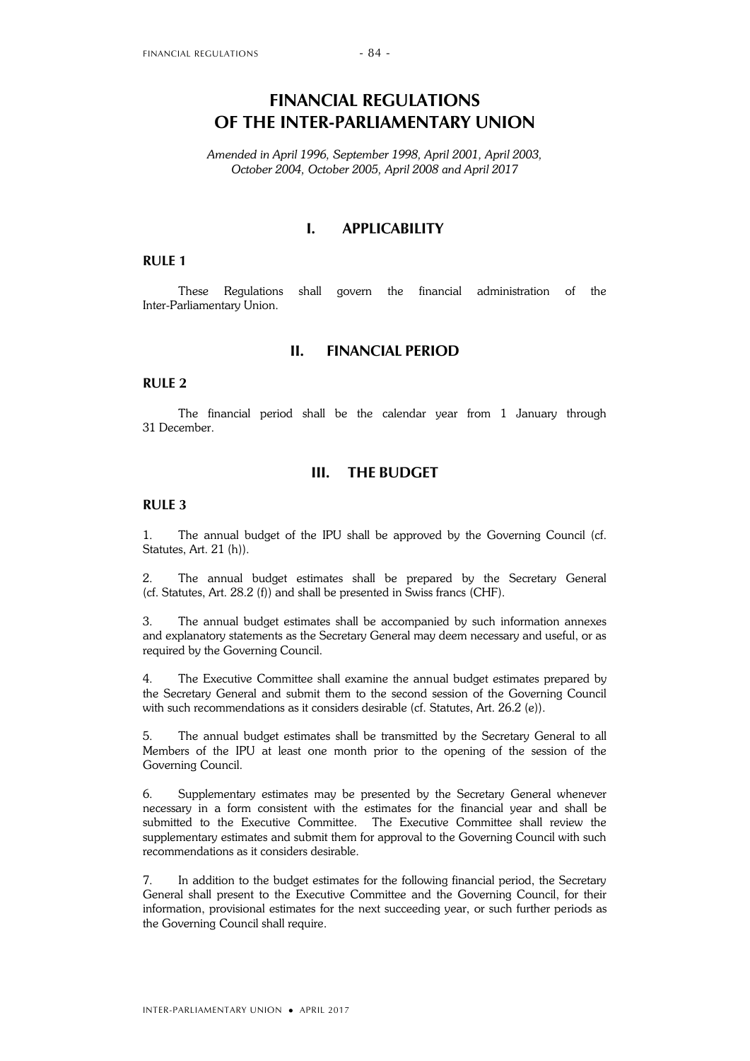# FINANCIAL REGULATIONS OF THE INTER-PARLIAMENTARY UNION

*Amended in April 1996, September 1998, April 2001, April 2003, October 2004, October 2005, April 2008 and April 2017*

## I. APPLICABILITY

### RULE 1

These Regulations shall govern the financial administration of the Inter-Parliamentary Union.

## II. FINANCIAL PERIOD

### RULE 2

The financial period shall be the calendar year from 1 January through 31 December.

## III. THE BUDGET

### RULE 3

1. The annual budget of the IPU shall be approved by the Governing Council (cf. Statutes, Art. 21 (h)).

2. The annual budget estimates shall be prepared by the Secretary General (cf. Statutes, Art. 28.2 (f)) and shall be presented in Swiss francs (CHF).

3. The annual budget estimates shall be accompanied by such information annexes and explanatory statements as the Secretary General may deem necessary and useful, or as required by the Governing Council.

4. The Executive Committee shall examine the annual budget estimates prepared by the Secretary General and submit them to the second session of the Governing Council with such recommendations as it considers desirable (cf. Statutes, Art. 26.2 (e)).

5. The annual budget estimates shall be transmitted by the Secretary General to all Members of the IPU at least one month prior to the opening of the session of the Governing Council.

6. Supplementary estimates may be presented by the Secretary General whenever necessary in a form consistent with the estimates for the financial year and shall be submitted to the Executive Committee. The Executive Committee shall review the supplementary estimates and submit them for approval to the Governing Council with such recommendations as it considers desirable.

7. In addition to the budget estimates for the following financial period, the Secretary General shall present to the Executive Committee and the Governing Council, for their information, provisional estimates for the next succeeding year, or such further periods as the Governing Council shall require.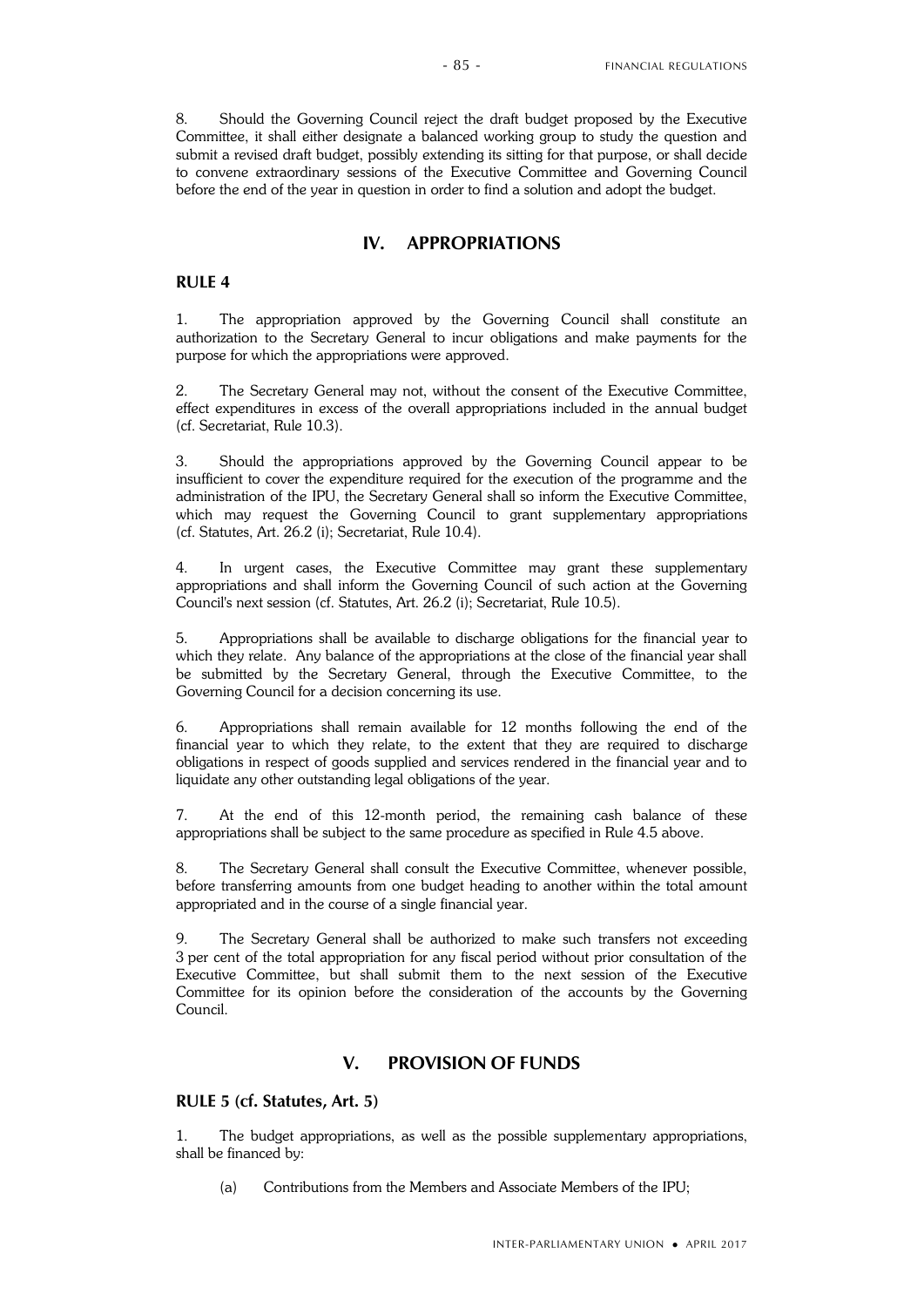8. Should the Governing Council reject the draft budget proposed by the Executive Committee, it shall either designate a balanced working group to study the question and submit a revised draft budget, possibly extending its sitting for that purpose, or shall decide to convene extraordinary sessions of the Executive Committee and Governing Council before the end of the year in question in order to find a solution and adopt the budget.

## IV. APPROPRIATIONS

### RULE 4

1. The appropriation approved by the Governing Council shall constitute an authorization to the Secretary General to incur obligations and make payments for the purpose for which the appropriations were approved.

2. The Secretary General may not, without the consent of the Executive Committee, effect expenditures in excess of the overall appropriations included in the annual budget (cf. Secretariat, Rule 10.3).

3. Should the appropriations approved by the Governing Council appear to be insufficient to cover the expenditure required for the execution of the programme and the administration of the IPU, the Secretary General shall so inform the Executive Committee, which may request the Governing Council to grant supplementary appropriations (cf. Statutes, Art. 26.2 (i); Secretariat, Rule 10.4).

4. In urgent cases, the Executive Committee may grant these supplementary appropriations and shall inform the Governing Council of such action at the Governing Council's next session (cf. Statutes, Art. 26.2 (i); Secretariat, Rule 10.5).

5. Appropriations shall be available to discharge obligations for the financial year to which they relate. Any balance of the appropriations at the close of the financial year shall be submitted by the Secretary General, through the Executive Committee, to the Governing Council for a decision concerning its use.

6. Appropriations shall remain available for 12 months following the end of the financial year to which they relate, to the extent that they are required to discharge obligations in respect of goods supplied and services rendered in the financial year and to liquidate any other outstanding legal obligations of the year.

7. At the end of this 12-month period, the remaining cash balance of these appropriations shall be subject to the same procedure as specified in Rule 4.5 above.

8. The Secretary General shall consult the Executive Committee, whenever possible, before transferring amounts from one budget heading to another within the total amount appropriated and in the course of a single financial year.

9. The Secretary General shall be authorized to make such transfers not exceeding 3 per cent of the total appropriation for any fiscal period without prior consultation of the Executive Committee, but shall submit them to the next session of the Executive Committee for its opinion before the consideration of the accounts by the Governing Council.

## V. PROVISION OF FUNDS

### RULE 5 (cf. Statutes, Art. 5)

1. The budget appropriations, as well as the possible supplementary appropriations, shall be financed by:

   (a) Contributions from the Members and Associate Members of the IPU;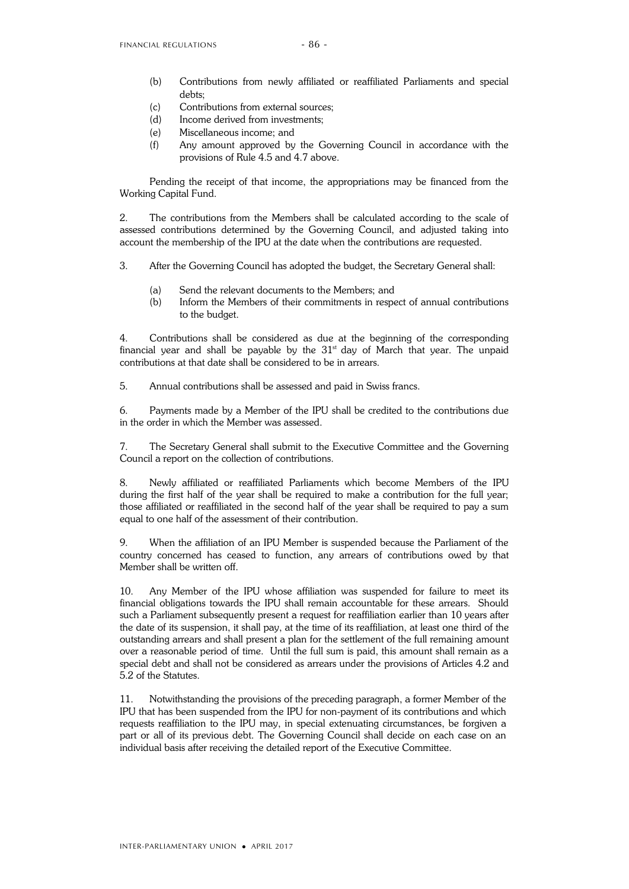(b) Contributions from newly affiliated or reaffiliated Parliaments and special debts;
(c) Contributions from external sources;
(d) Income derived from investments;
(e) Miscellaneous income; and
(f) Any amount approved by the Governing Council in accordance with the provisions of Rule 4.5 and 4.7 above.

Pending the receipt of that income, the appropriations may be financed from the Working Capital Fund.

2. The contributions from the Members shall be calculated according to the scale of assessed contributions determined by the Governing Council, and adjusted taking into account the membership of the IPU at the date when the contributions are requested.

3. After the Governing Council has adopted the budget, the Secretary General shall:

(a) Send the relevant documents to the Members; and
(b) Inform the Members of their commitments in respect of annual contributions to the budget.

4. Contributions shall be considered as due at the beginning of the corresponding financial year and shall be payable by the 31st day of March that year. The unpaid contributions at that date shall be considered to be in arrears.

5. Annual contributions shall be assessed and paid in Swiss francs.

6. Payments made by a Member of the IPU shall be credited to the contributions due in the order in which the Member was assessed.

7. The Secretary General shall submit to the Executive Committee and the Governing Council a report on the collection of contributions.

8. Newly affiliated or reaffiliated Parliaments which become Members of the IPU during the first half of the year shall be required to make a contribution for the full year; those affiliated or reaffiliated in the second half of the year shall be required to pay a sum equal to one half of the assessment of their contribution.

9. When the affiliation of an IPU Member is suspended because the Parliament of the country concerned has ceased to function, any arrears of contributions owed by that Member shall be written off.

10. Any Member of the IPU whose affiliation was suspended for failure to meet its financial obligations towards the IPU shall remain accountable for these arrears. Should such a Parliament subsequently present a request for reaffiliation earlier than 10 years after the date of its suspension, it shall pay, at the time of its reaffiliation, at least one third of the outstanding arrears and shall present a plan for the settlement of the full remaining amount over a reasonable period of time. Until the full sum is paid, this amount shall remain as a special debt and shall not be considered as arrears under the provisions of Articles 4.2 and 5.2 of the Statutes.

11. Notwithstanding the provisions of the preceding paragraph, a former Member of the IPU that has been suspended from the IPU for non-payment of its contributions and which requests reaffiliation to the IPU may, in special extenuating circumstances, be forgiven a part or all of its previous debt. The Governing Council shall decide on each case on an individual basis after receiving the detailed report of the Executive Committee.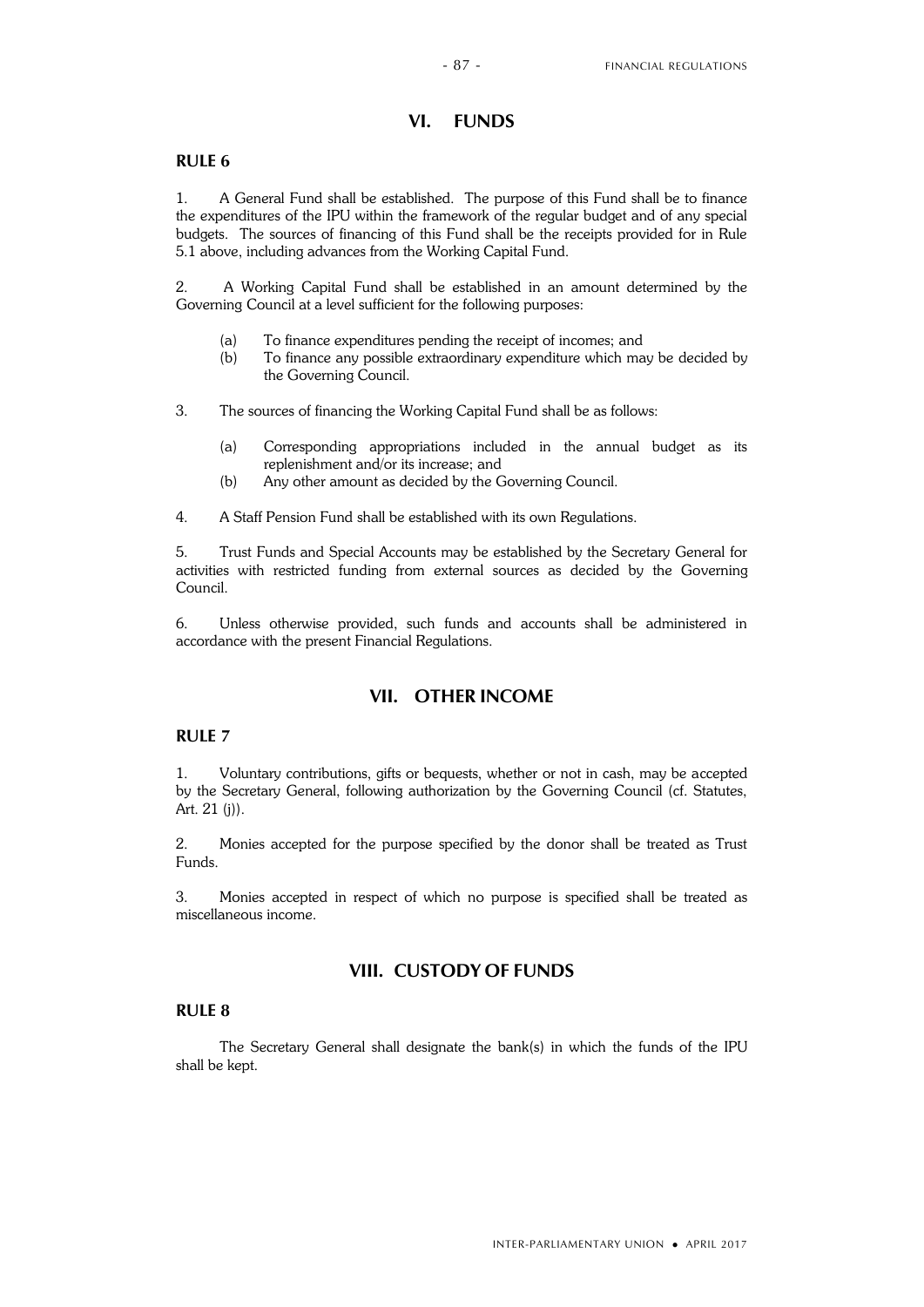## VI. FUNDS

### RULE 6

1. A General Fund shall be established. The purpose of this Fund shall be to finance the expenditures of the IPU within the framework of the regular budget and of any special budgets. The sources of financing of this Fund shall be the receipts provided for in Rule 5.1 above, including advances from the Working Capital Fund.

2. A Working Capital Fund shall be established in an amount determined by the Governing Council at a level sufficient for the following purposes:

   (a) To finance expenditures pending the receipt of incomes; and
   (b) To finance any possible extraordinary expenditure which may be decided by the Governing Council.

3. The sources of financing the Working Capital Fund shall be as follows:

   (a) Corresponding appropriations included in the annual budget as its replenishment and/or its increase; and
   (b) Any other amount as decided by the Governing Council.

4. A Staff Pension Fund shall be established with its own Regulations.

5. Trust Funds and Special Accounts may be established by the Secretary General for activities with restricted funding from external sources as decided by the Governing Council.

6. Unless otherwise provided, such funds and accounts shall be administered in accordance with the present Financial Regulations.

## VII. OTHER INCOME

### RULE 7

1. Voluntary contributions, gifts or bequests, whether or not in cash, may be accepted by the Secretary General, following authorization by the Governing Council (cf. Statutes, Art. 21 (j)).

2. Monies accepted for the purpose specified by the donor shall be treated as Trust Funds.

3. Monies accepted in respect of which no purpose is specified shall be treated as miscellaneous income.

## VIII. CUSTODY OF FUNDS

### RULE 8

The Secretary General shall designate the bank(s) in which the funds of the IPU shall be kept.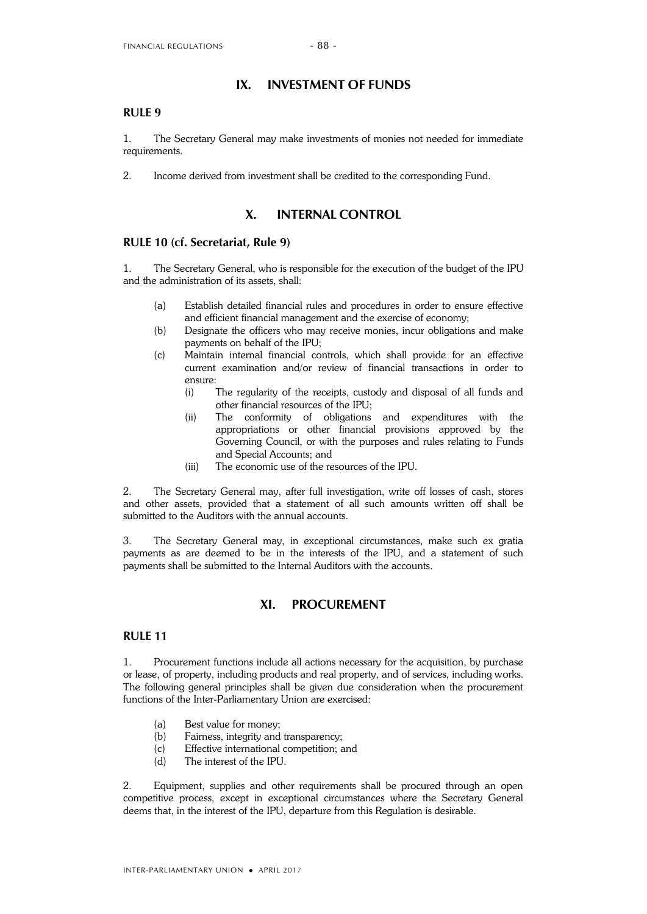## IX. INVESTMENT OF FUNDS

### RULE 9

1. The Secretary General may make investments of monies not needed for immediate requirements.

2. Income derived from investment shall be credited to the corresponding Fund.

## X. INTERNAL CONTROL

### RULE 10 (cf. Secretariat, Rule 9)

1. The Secretary General, who is responsible for the execution of the budget of the IPU and the administration of its assets, shall:

   (a) Establish detailed financial rules and procedures in order to ensure effective and efficient financial management and the exercise of economy;
   (b) Designate the officers who may receive monies, incur obligations and make payments on behalf of the IPU;
   (c) Maintain internal financial controls, which shall provide for an effective current examination and/or review of financial transactions in order to ensure:
      (i) The regularity of the receipts, custody and disposal of all funds and other financial resources of the IPU;
      (ii) The conformity of obligations and expenditures with the appropriations or other financial provisions approved by the Governing Council, or with the purposes and rules relating to Funds and Special Accounts; and
      (iii) The economic use of the resources of the IPU.

2. The Secretary General may, after full investigation, write off losses of cash, stores and other assets, provided that a statement of all such amounts written off shall be submitted to the Auditors with the annual accounts.

3. The Secretary General may, in exceptional circumstances, make such ex gratia payments as are deemed to be in the interests of the IPU, and a statement of such payments shall be submitted to the Internal Auditors with the accounts.

## XI. PROCUREMENT

### RULE 11

1. Procurement functions include all actions necessary for the acquisition, by purchase or lease, of property, including products and real property, and of services, including works. The following general principles shall be given due consideration when the procurement functions of the Inter-Parliamentary Union are exercised:

   (a) Best value for money;
   (b) Fairness, integrity and transparency;
   (c) Effective international competition; and
   (d) The interest of the IPU.

2. Equipment, supplies and other requirements shall be procured through an open competitive process, except in exceptional circumstances where the Secretary General deems that, in the interest of the IPU, departure from this Regulation is desirable.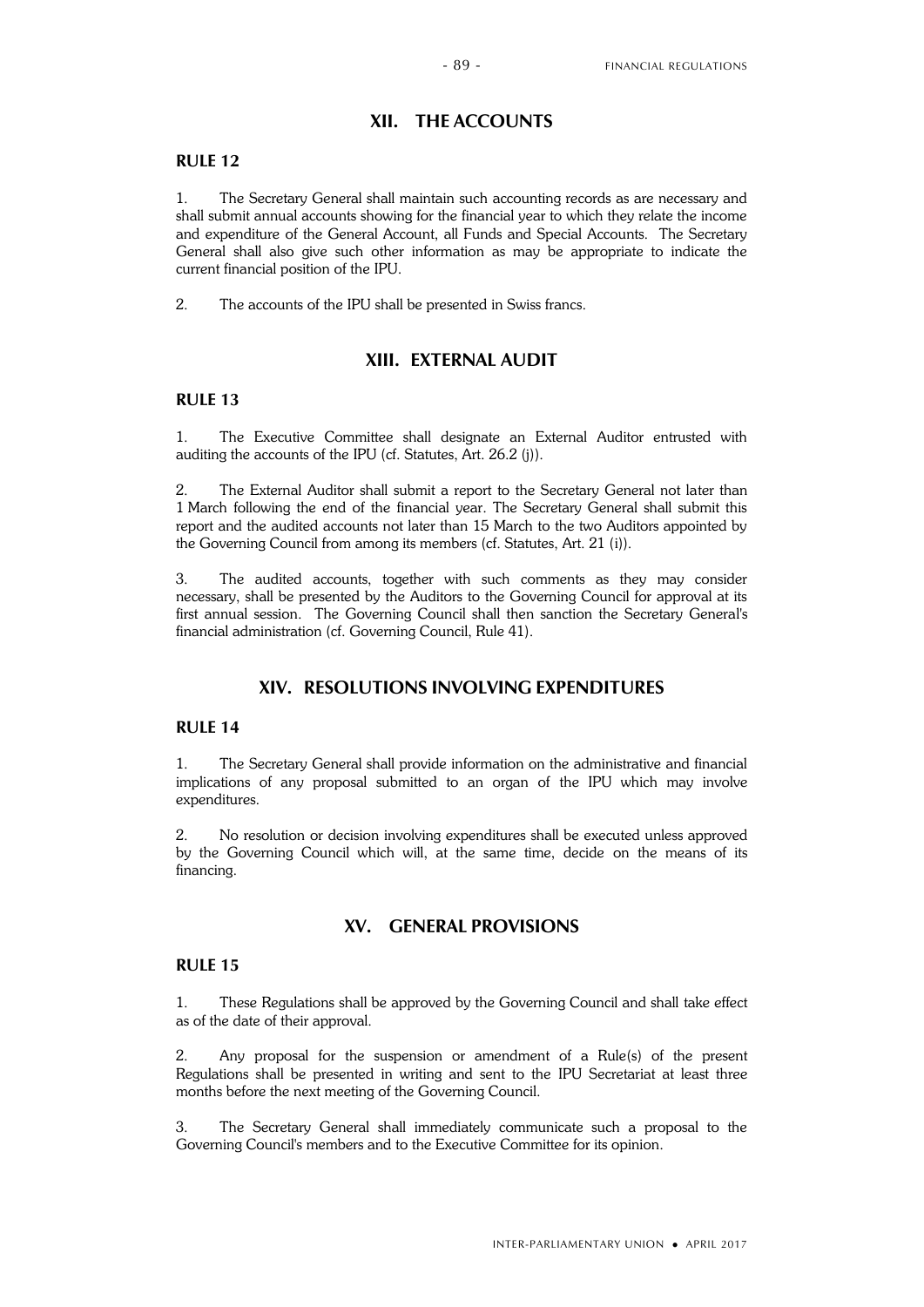## XII. THE ACCOUNTS

### RULE 12

1. The Secretary General shall maintain such accounting records as are necessary and shall submit annual accounts showing for the financial year to which they relate the income and expenditure of the General Account, all Funds and Special Accounts. The Secretary General shall also give such other information as may be appropriate to indicate the current financial position of the IPU.

2. The accounts of the IPU shall be presented in Swiss francs.

## XIII. EXTERNAL AUDIT

### RULE 13

1. The Executive Committee shall designate an External Auditor entrusted with auditing the accounts of the IPU (cf. Statutes, Art. 26.2 (j)).

2. The External Auditor shall submit a report to the Secretary General not later than 1 March following the end of the financial year. The Secretary General shall submit this report and the audited accounts not later than 15 March to the two Auditors appointed by the Governing Council from among its members (cf. Statutes, Art. 21 (i)).

3. The audited accounts, together with such comments as they may consider necessary, shall be presented by the Auditors to the Governing Council for approval at its first annual session. The Governing Council shall then sanction the Secretary General's financial administration (cf. Governing Council, Rule 41).

## XIV. RESOLUTIONS INVOLVING EXPENDITURES

### RULE 14

1. The Secretary General shall provide information on the administrative and financial implications of any proposal submitted to an organ of the IPU which may involve expenditures.

2. No resolution or decision involving expenditures shall be executed unless approved by the Governing Council which will, at the same time, decide on the means of its financing.

## XV. GENERAL PROVISIONS

### RULE 15

1. These Regulations shall be approved by the Governing Council and shall take effect as of the date of their approval.

2. Any proposal for the suspension or amendment of a Rule(s) of the present Regulations shall be presented in writing and sent to the IPU Secretariat at least three months before the next meeting of the Governing Council.

3. The Secretary General shall immediately communicate such a proposal to the Governing Council's members and to the Executive Committee for its opinion.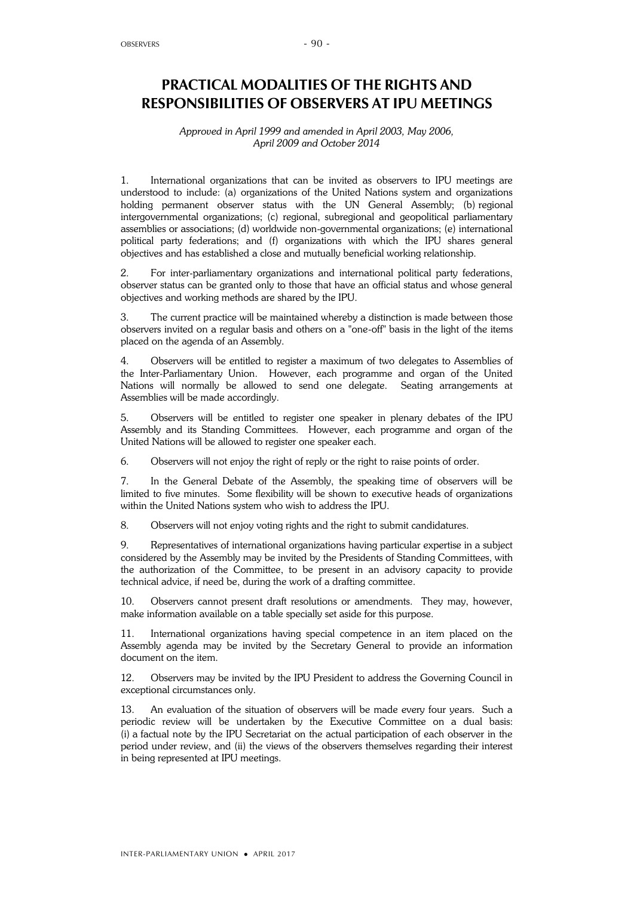# PRACTICAL MODALITIES OF THE RIGHTS AND RESPONSIBILITIES OF OBSERVERS AT IPU MEETINGS

*Approved in April 1999 and amended in April 2003, May 2006, April 2009 and October 2014*

1. International organizations that can be invited as observers to IPU meetings are understood to include: (a) organizations of the United Nations system and organizations holding permanent observer status with the UN General Assembly; (b) regional intergovernmental organizations; (c) regional, subregional and geopolitical parliamentary assemblies or associations; (d) worldwide non-governmental organizations; (e) international political party federations; and (f) organizations with which the IPU shares general objectives and has established a close and mutually beneficial working relationship.

2. For inter-parliamentary organizations and international political party federations, observer status can be granted only to those that have an official status and whose general objectives and working methods are shared by the IPU.

3. The current practice will be maintained whereby a distinction is made between those observers invited on a regular basis and others on a "one-off" basis in the light of the items placed on the agenda of an Assembly.

4. Observers will be entitled to register a maximum of two delegates to Assemblies of the Inter-Parliamentary Union. However, each programme and organ of the United Nations will normally be allowed to send one delegate. Seating arrangements at Assemblies will be made accordingly.

5. Observers will be entitled to register one speaker in plenary debates of the IPU Assembly and its Standing Committees. However, each programme and organ of the United Nations will be allowed to register one speaker each.

6. Observers will not enjoy the right of reply or the right to raise points of order.

7. In the General Debate of the Assembly, the speaking time of observers will be limited to five minutes. Some flexibility will be shown to executive heads of organizations within the United Nations system who wish to address the IPU.

8. Observers will not enjoy voting rights and the right to submit candidatures.

9. Representatives of international organizations having particular expertise in a subject considered by the Assembly may be invited by the Presidents of Standing Committees, with the authorization of the Committee, to be present in an advisory capacity to provide technical advice, if need be, during the work of a drafting committee.

10. Observers cannot present draft resolutions or amendments. They may, however, make information available on a table specially set aside for this purpose.

11. International organizations having special competence in an item placed on the Assembly agenda may be invited by the Secretary General to provide an information document on the item.

12. Observers may be invited by the IPU President to address the Governing Council in exceptional circumstances only.

13. An evaluation of the situation of observers will be made every four years. Such a periodic review will be undertaken by the Executive Committee on a dual basis: (i) a factual note by the IPU Secretariat on the actual participation of each observer in the period under review, and (ii) the views of the observers themselves regarding their interest in being represented at IPU meetings.